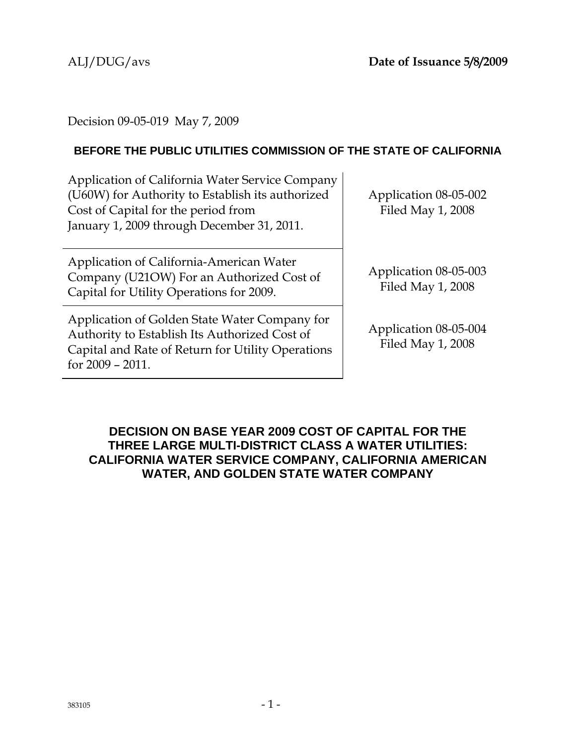ALJ/DUG/avs **Date of Issuance 5/8/2009**

Decision 09-05-019 May 7, 2009

**BEFORE THE PUBLIC UTILITIES COMMISSION OF THE STATE OF CALIFORNIA**

| | |
|---|---|
| Application of California Water Service Company (U60W) for Authority to Establish its authorized Cost of Capital for the period from January 1, 2009 through December 31, 2011. | Application 08-05-002 Filed May 1, 2008 |
| Application of California-American Water Company (U21OW) For an Authorized Cost of Capital for Utility Operations for 2009. | Application 08-05-003 Filed May 1, 2008 |
| Application of Golden State Water Company for Authority to Establish Its Authorized Cost of Capital and Rate of Return for Utility Operations for 2009 – 2011. | Application 08-05-004 Filed May 1, 2008 |

# DECISION ON BASE YEAR 2009 COST OF CAPITAL FOR THE THREE LARGE MULTI-DISTRICT CLASS A WATER UTILITIES: CALIFORNIA WATER SERVICE COMPANY, CALIFORNIA AMERICAN WATER, AND GOLDEN STATE WATER COMPANY

383105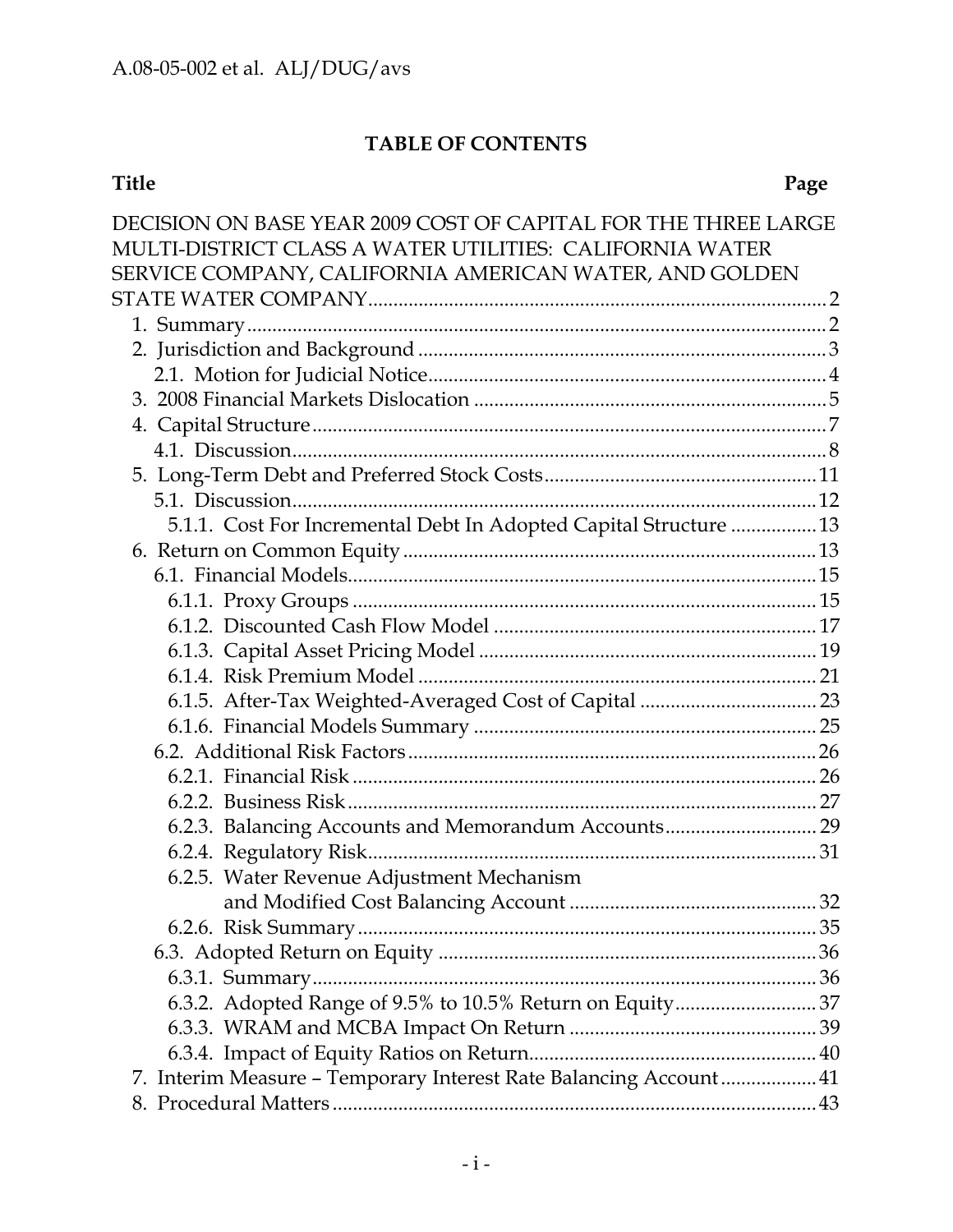## TABLE OF CONTENTS

| Title | Page |
|---|---|
| DECISION ON BASE YEAR 2009 COST OF CAPITAL FOR THE THREE LARGE MULTI-DISTRICT CLASS A WATER UTILITIES: CALIFORNIA WATER SERVICE COMPANY, CALIFORNIA AMERICAN WATER, AND GOLDEN STATE WATER COMPANY | 2 |
| 1. Summary | 2 |
| 2. Jurisdiction and Background | 3 |
| 2.1. Motion for Judicial Notice | 4 |
| 3. 2008 Financial Markets Dislocation | 5 |
| 4. Capital Structure | 7 |
| 4.1. Discussion | 8 |
| 5. Long-Term Debt and Preferred Stock Costs | 11 |
| 5.1. Discussion | 12 |
| 5.1.1. Cost For Incremental Debt In Adopted Capital Structure | 13 |
| 6. Return on Common Equity | 13 |
| 6.1. Financial Models | 15 |
| 6.1.1. Proxy Groups | 15 |
| 6.1.2. Discounted Cash Flow Model | 17 |
| 6.1.3. Capital Asset Pricing Model | 19 |
| 6.1.4. Risk Premium Model | 21 |
| 6.1.5. After-Tax Weighted-Averaged Cost of Capital | 23 |
| 6.1.6. Financial Models Summary | 25 |
| 6.2. Additional Risk Factors | 26 |
| 6.2.1. Financial Risk | 26 |
| 6.2.2. Business Risk | 27 |
| 6.2.3. Balancing Accounts and Memorandum Accounts | 29 |
| 6.2.4. Regulatory Risk | 31 |
| 6.2.5. Water Revenue Adjustment Mechanism and Modified Cost Balancing Account | 32 |
| 6.2.6. Risk Summary | 35 |
| 6.3. Adopted Return on Equity | 36 |
| 6.3.1. Summary | 36 |
| 6.3.2. Adopted Range of 9.5% to 10.5% Return on Equity | 37 |
| 6.3.3. WRAM and MCBA Impact On Return | 39 |
| 6.3.4. Impact of Equity Ratios on Return | 40 |
| 7. Interim Measure – Temporary Interest Rate Balancing Account | 41 |
| 8. Procedural Matters | 43 |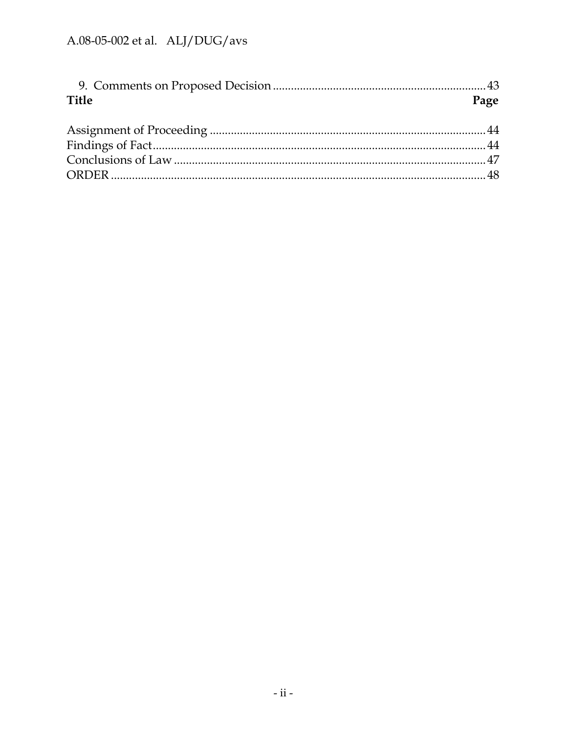| Title | Page |
| --- | --- |
| 9. Comments on Proposed Decision | 43 |
| Assignment of Proceeding | 44 |
| Findings of Fact | 44 |
| Conclusions of Law | 47 |
| ORDER | 48 |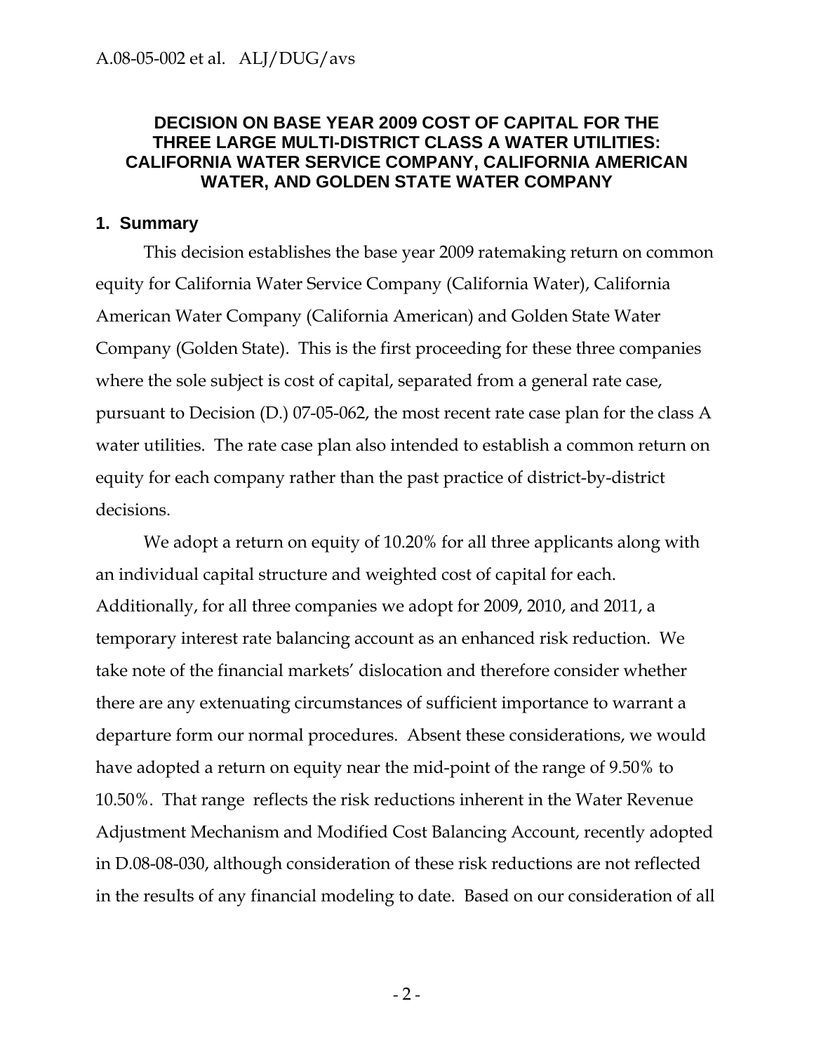## DECISION ON BASE YEAR 2009 COST OF CAPITAL FOR THE THREE LARGE MULTI-DISTRICT CLASS A WATER UTILITIES: CALIFORNIA WATER SERVICE COMPANY, CALIFORNIA AMERICAN WATER, AND GOLDEN STATE WATER COMPANY

### 1. Summary

This decision establishes the base year 2009 ratemaking return on common equity for California Water Service Company (California Water), California American Water Company (California American) and Golden State Water Company (Golden State). This is the first proceeding for these three companies where the sole subject is cost of capital, separated from a general rate case, pursuant to Decision (D.) 07-05-062, the most recent rate case plan for the class A water utilities. The rate case plan also intended to establish a common return on equity for each company rather than the past practice of district-by-district decisions.

We adopt a return on equity of 10.20% for all three applicants along with an individual capital structure and weighted cost of capital for each. Additionally, for all three companies we adopt for 2009, 2010, and 2011, a temporary interest rate balancing account as an enhanced risk reduction. We take note of the financial markets' dislocation and therefore consider whether there are any extenuating circumstances of sufficient importance to warrant a departure form our normal procedures. Absent these considerations, we would have adopted a return on equity near the mid-point of the range of 9.50% to 10.50%. That range reflects the risk reductions inherent in the Water Revenue Adjustment Mechanism and Modified Cost Balancing Account, recently adopted in D.08-08-030, although consideration of these risk reductions are not reflected in the results of any financial modeling to date. Based on our consideration of all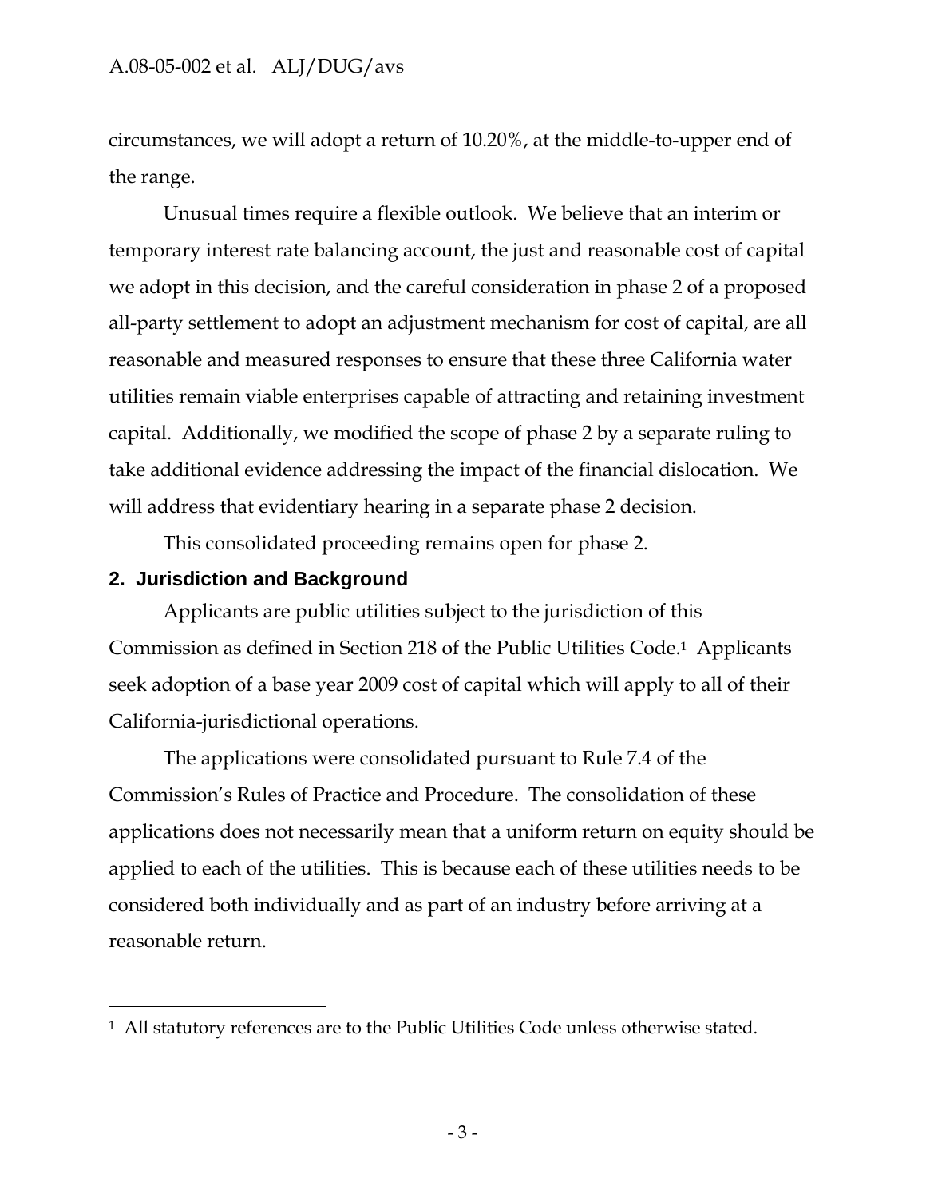circumstances, we will adopt a return of 10.20%, at the middle-to-upper end of the range.

Unusual times require a flexible outlook. We believe that an interim or temporary interest rate balancing account, the just and reasonable cost of capital we adopt in this decision, and the careful consideration in phase 2 of a proposed all-party settlement to adopt an adjustment mechanism for cost of capital, are all reasonable and measured responses to ensure that these three California water utilities remain viable enterprises capable of attracting and retaining investment capital. Additionally, we modified the scope of phase 2 by a separate ruling to take additional evidence addressing the impact of the financial dislocation. We will address that evidentiary hearing in a separate phase 2 decision.

This consolidated proceeding remains open for phase 2.

## 2. Jurisdiction and Background

Applicants are public utilities subject to the jurisdiction of this Commission as defined in Section 218 of the Public Utilities Code.[1] Applicants seek adoption of a base year 2009 cost of capital which will apply to all of their California-jurisdictional operations.

The applications were consolidated pursuant to Rule 7.4 of the Commission's Rules of Practice and Procedure. The consolidation of these applications does not necessarily mean that a uniform return on equity should be applied to each of the utilities. This is because each of these utilities needs to be considered both individually and as part of an industry before arriving at a reasonable return.

---

[1] All statutory references are to the Public Utilities Code unless otherwise stated.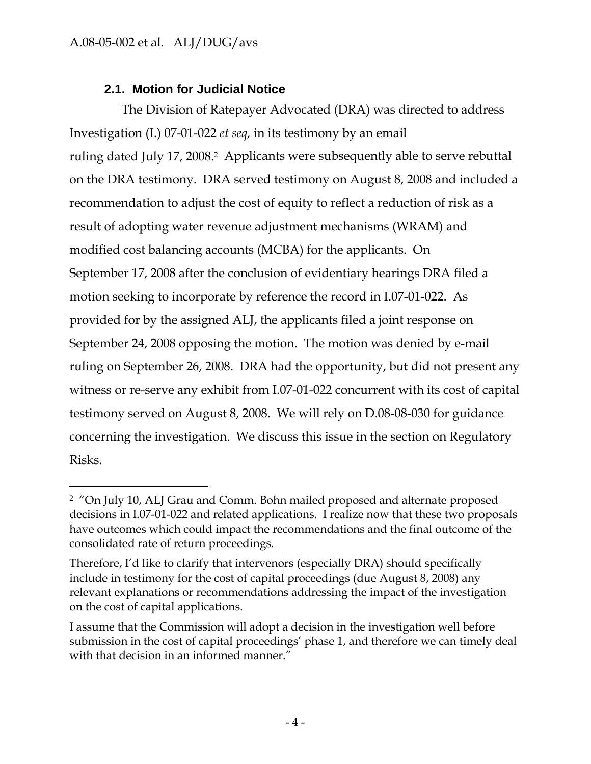### 2.1. Motion for Judicial Notice

The Division of Ratepayer Advocated (DRA) was directed to address Investigation (I.) 07-01-022 *et seq*, in its testimony by an email ruling dated July 17, 2008.[2] Applicants were subsequently able to serve rebuttal on the DRA testimony. DRA served testimony on August 8, 2008 and included a recommendation to adjust the cost of equity to reflect a reduction of risk as a result of adopting water revenue adjustment mechanisms (WRAM) and modified cost balancing accounts (MCBA) for the applicants. On September 17, 2008 after the conclusion of evidentiary hearings DRA filed a motion seeking to incorporate by reference the record in I.07-01-022. As provided for by the assigned ALJ, the applicants filed a joint response on September 24, 2008 opposing the motion. The motion was denied by e-mail ruling on September 26, 2008. DRA had the opportunity, but did not present any witness or re-serve any exhibit from I.07-01-022 concurrent with its cost of capital testimony served on August 8, 2008. We will rely on D.08-08-030 for guidance concerning the investigation. We discuss this issue in the section on Regulatory Risks.

---

[2] "On July 10, ALJ Grau and Comm. Bohn mailed proposed and alternate proposed decisions in I.07-01-022 and related applications. I realize now that these two proposals have outcomes which could impact the recommendations and the final outcome of the consolidated rate of return proceedings.

Therefore, I'd like to clarify that intervenors (especially DRA) should specifically include in testimony for the cost of capital proceedings (due August 8, 2008) any relevant explanations or recommendations addressing the impact of the investigation on the cost of capital applications.

I assume that the Commission will adopt a decision in the investigation well before submission in the cost of capital proceedings' phase 1, and therefore we can timely deal with that decision in an informed manner."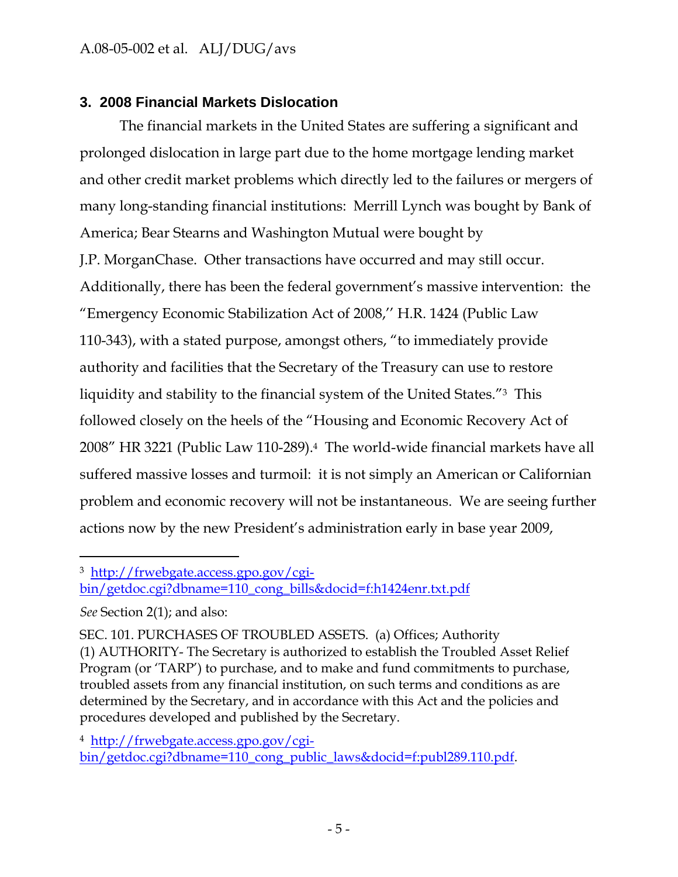### 3. 2008 Financial Markets Dislocation

The financial markets in the United States are suffering a significant and prolonged dislocation in large part due to the home mortgage lending market and other credit market problems which directly led to the failures or mergers of many long-standing financial institutions: Merrill Lynch was bought by Bank of America; Bear Stearns and Washington Mutual were bought by J.P. MorganChase. Other transactions have occurred and may still occur. Additionally, there has been the federal government's massive intervention: the "Emergency Economic Stabilization Act of 2008,'' H.R. 1424 (Public Law 110-343), with a stated purpose, amongst others, "to immediately provide authority and facilities that the Secretary of the Treasury can use to restore liquidity and stability to the financial system of the United States."[3] This followed closely on the heels of the "Housing and Economic Recovery Act of 2008" HR 3221 (Public Law 110-289).[4] The world-wide financial markets have all suffered massive losses and turmoil: it is not simply an American or Californian problem and economic recovery will not be instantaneous. We are seeing further actions now by the new President's administration early in base year 2009,

---

[3] http://frwebgate.access.gpo.gov/cgi-bin/getdoc.cgi?dbname=110_cong_bills&docid=f:h1424enr.txt.pdf

*See* Section 2(1); and also:

SEC. 101. PURCHASES OF TROUBLED ASSETS. (a) Offices; Authority (1) AUTHORITY- The Secretary is authorized to establish the Troubled Asset Relief Program (or 'TARP') to purchase, and to make and fund commitments to purchase, troubled assets from any financial institution, on such terms and conditions as are determined by the Secretary, and in accordance with this Act and the policies and procedures developed and published by the Secretary.

[4] http://frwebgate.access.gpo.gov/cgi-bin/getdoc.cgi?dbname=110_cong_public_laws&docid=f:publ289.110.pdf.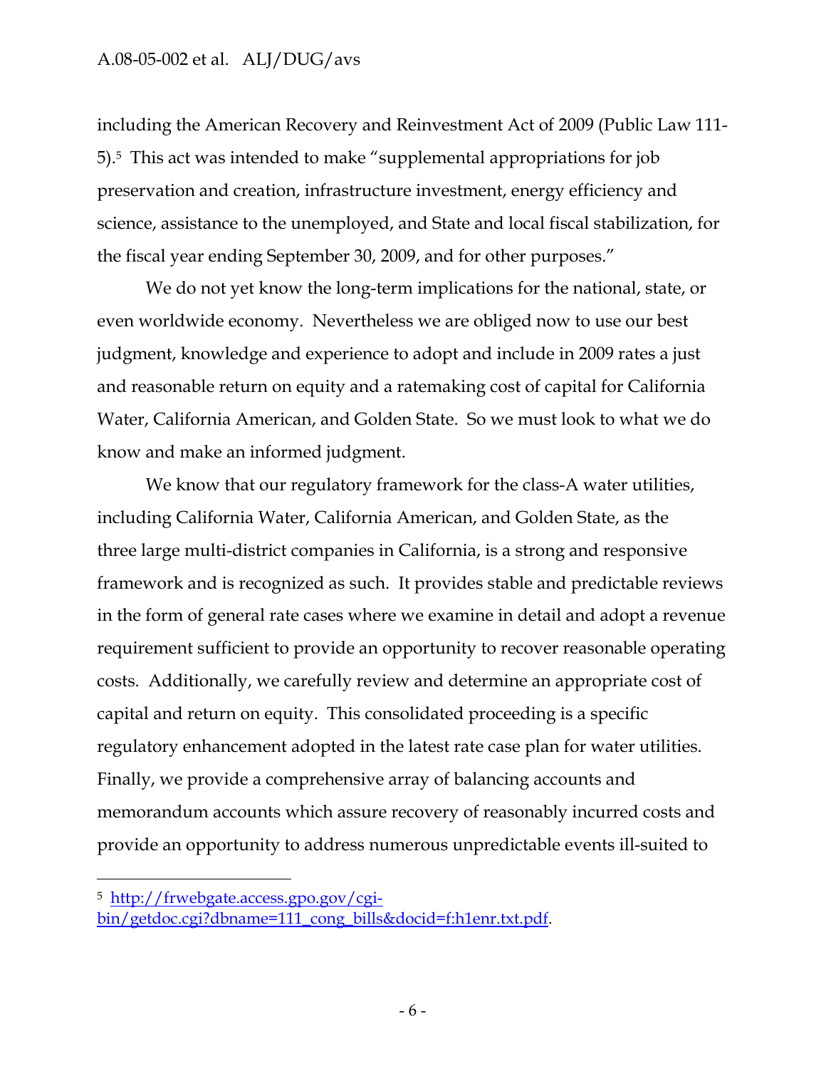including the American Recovery and Reinvestment Act of 2009 (Public Law 111-5).[5] This act was intended to make "supplemental appropriations for job preservation and creation, infrastructure investment, energy efficiency and science, assistance to the unemployed, and State and local fiscal stabilization, for the fiscal year ending September 30, 2009, and for other purposes."

We do not yet know the long-term implications for the national, state, or even worldwide economy. Nevertheless we are obliged now to use our best judgment, knowledge and experience to adopt and include in 2009 rates a just and reasonable return on equity and a ratemaking cost of capital for California Water, California American, and Golden State. So we must look to what we do know and make an informed judgment.

We know that our regulatory framework for the class-A water utilities, including California Water, California American, and Golden State, as the three large multi-district companies in California, is a strong and responsive framework and is recognized as such. It provides stable and predictable reviews in the form of general rate cases where we examine in detail and adopt a revenue requirement sufficient to provide an opportunity to recover reasonable operating costs. Additionally, we carefully review and determine an appropriate cost of capital and return on equity. This consolidated proceeding is a specific regulatory enhancement adopted in the latest rate case plan for water utilities. Finally, we provide a comprehensive array of balancing accounts and memorandum accounts which assure recovery of reasonably incurred costs and provide an opportunity to address numerous unpredictable events ill-suited to

---

[5] http://frwebgate.access.gpo.gov/cgi-bin/getdoc.cgi?dbname=111_cong_bills&docid=f:h1enr.txt.pdf.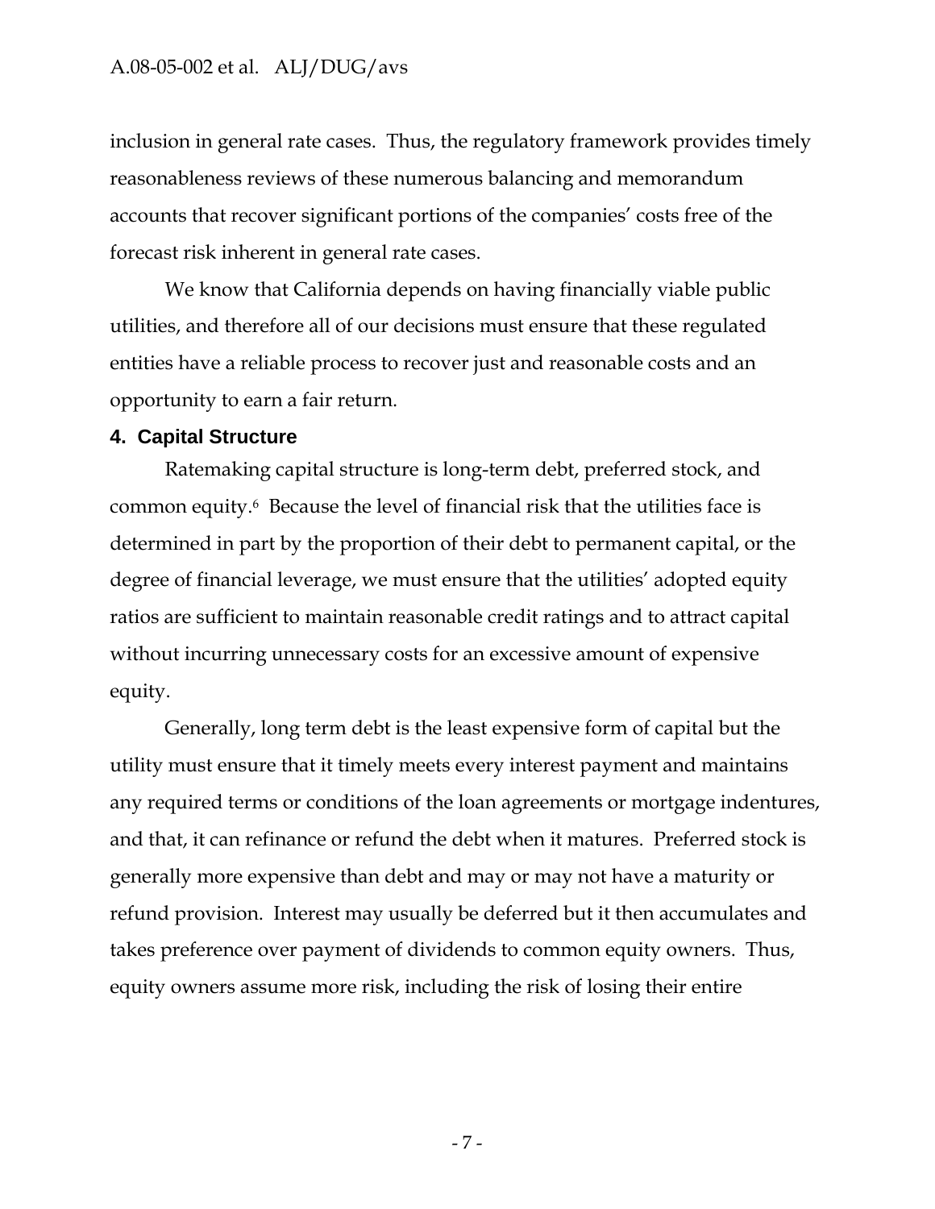inclusion in general rate cases. Thus, the regulatory framework provides timely reasonableness reviews of these numerous balancing and memorandum accounts that recover significant portions of the companies' costs free of the forecast risk inherent in general rate cases.

We know that California depends on having financially viable public utilities, and therefore all of our decisions must ensure that these regulated entities have a reliable process to recover just and reasonable costs and an opportunity to earn a fair return.

## 4. Capital Structure

Ratemaking capital structure is long-term debt, preferred stock, and common equity.[6] Because the level of financial risk that the utilities face is determined in part by the proportion of their debt to permanent capital, or the degree of financial leverage, we must ensure that the utilities' adopted equity ratios are sufficient to maintain reasonable credit ratings and to attract capital without incurring unnecessary costs for an excessive amount of expensive equity.

Generally, long term debt is the least expensive form of capital but the utility must ensure that it timely meets every interest payment and maintains any required terms or conditions of the loan agreements or mortgage indentures, and that, it can refinance or refund the debt when it matures. Preferred stock is generally more expensive than debt and may or may not have a maturity or refund provision. Interest may usually be deferred but it then accumulates and takes preference over payment of dividends to common equity owners. Thus, equity owners assume more risk, including the risk of losing their entire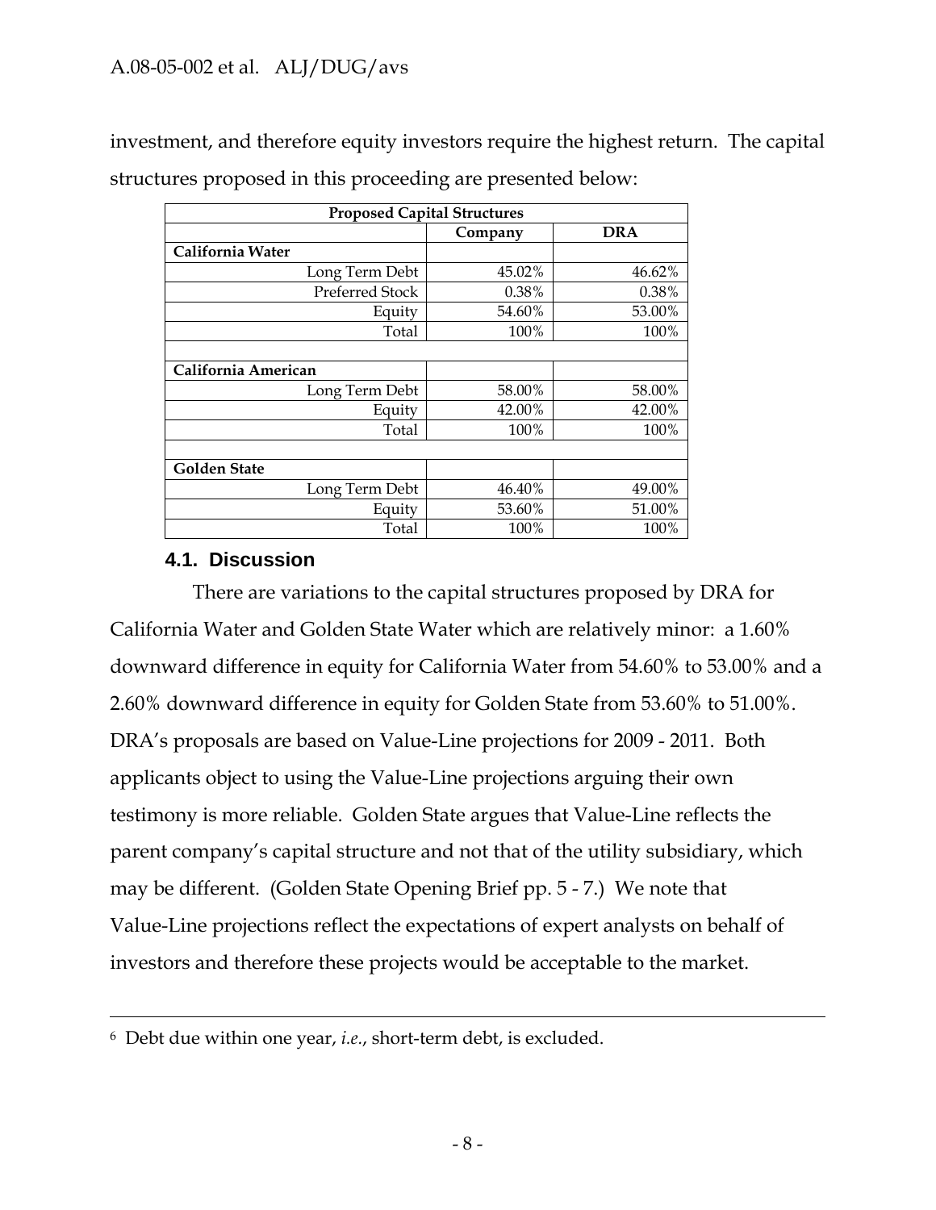investment, and therefore equity investors require the highest return. The capital structures proposed in this proceeding are presented below:

| Proposed Capital Structures | | |
|---|---|---|
| | Company | DRA |
| **California Water** | | |
| Long Term Debt | 45.02% | 46.62% |
| Preferred Stock | 0.38% | 0.38% |
| Equity | 54.60% | 53.00% |
| Total | 100% | 100% |
| | | |
| **California American** | | |
| Long Term Debt | 58.00% | 58.00% |
| Equity | 42.00% | 42.00% |
| Total | 100% | 100% |
| | | |
| **Golden State** | | |
| Long Term Debt | 46.40% | 49.00% |
| Equity | 53.60% | 51.00% |
| Total | 100% | 100% |

### 4.1. Discussion

There are variations to the capital structures proposed by DRA for California Water and Golden State Water which are relatively minor: a 1.60% downward difference in equity for California Water from 54.60% to 53.00% and a 2.60% downward difference in equity for Golden State from 53.60% to 51.00%. DRA's proposals are based on Value-Line projections for 2009 - 2011. Both applicants object to using the Value-Line projections arguing their own testimony is more reliable. Golden State argues that Value-Line reflects the parent company's capital structure and not that of the utility subsidiary, which may be different. (Golden State Opening Brief pp. 5 - 7.) We note that Value-Line projections reflect the expectations of expert analysts on behalf of investors and therefore these projects would be acceptable to the market.

---

[6] Debt due within one year, *i.e.*, short-term debt, is excluded.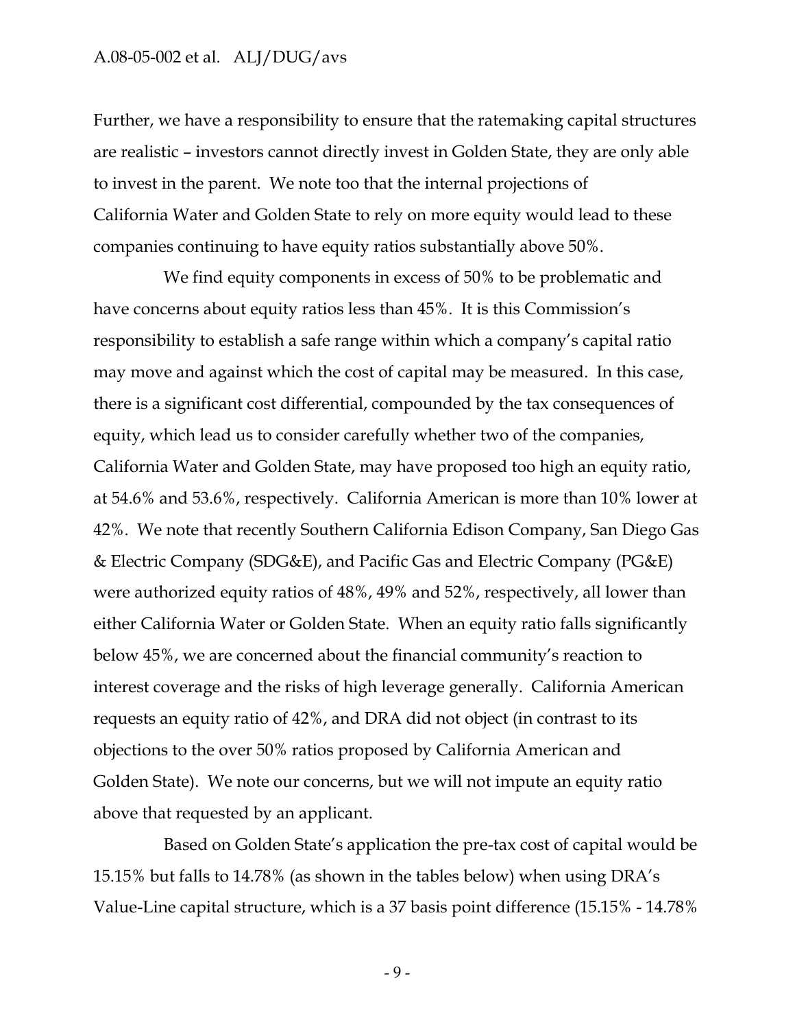Further, we have a responsibility to ensure that the ratemaking capital structures are realistic – investors cannot directly invest in Golden State, they are only able to invest in the parent. We note too that the internal projections of California Water and Golden State to rely on more equity would lead to these companies continuing to have equity ratios substantially above 50%.

We find equity components in excess of 50% to be problematic and have concerns about equity ratios less than 45%. It is this Commission's responsibility to establish a safe range within which a company's capital ratio may move and against which the cost of capital may be measured. In this case, there is a significant cost differential, compounded by the tax consequences of equity, which lead us to consider carefully whether two of the companies, California Water and Golden State, may have proposed too high an equity ratio, at 54.6% and 53.6%, respectively. California American is more than 10% lower at 42%. We note that recently Southern California Edison Company, San Diego Gas & Electric Company (SDG&E), and Pacific Gas and Electric Company (PG&E) were authorized equity ratios of 48%, 49% and 52%, respectively, all lower than either California Water or Golden State. When an equity ratio falls significantly below 45%, we are concerned about the financial community's reaction to interest coverage and the risks of high leverage generally. California American requests an equity ratio of 42%, and DRA did not object (in contrast to its objections to the over 50% ratios proposed by California American and Golden State). We note our concerns, but we will not impute an equity ratio above that requested by an applicant.

Based on Golden State's application the pre-tax cost of capital would be 15.15% but falls to 14.78% (as shown in the tables below) when using DRA's Value-Line capital structure, which is a 37 basis point difference (15.15% - 14.78%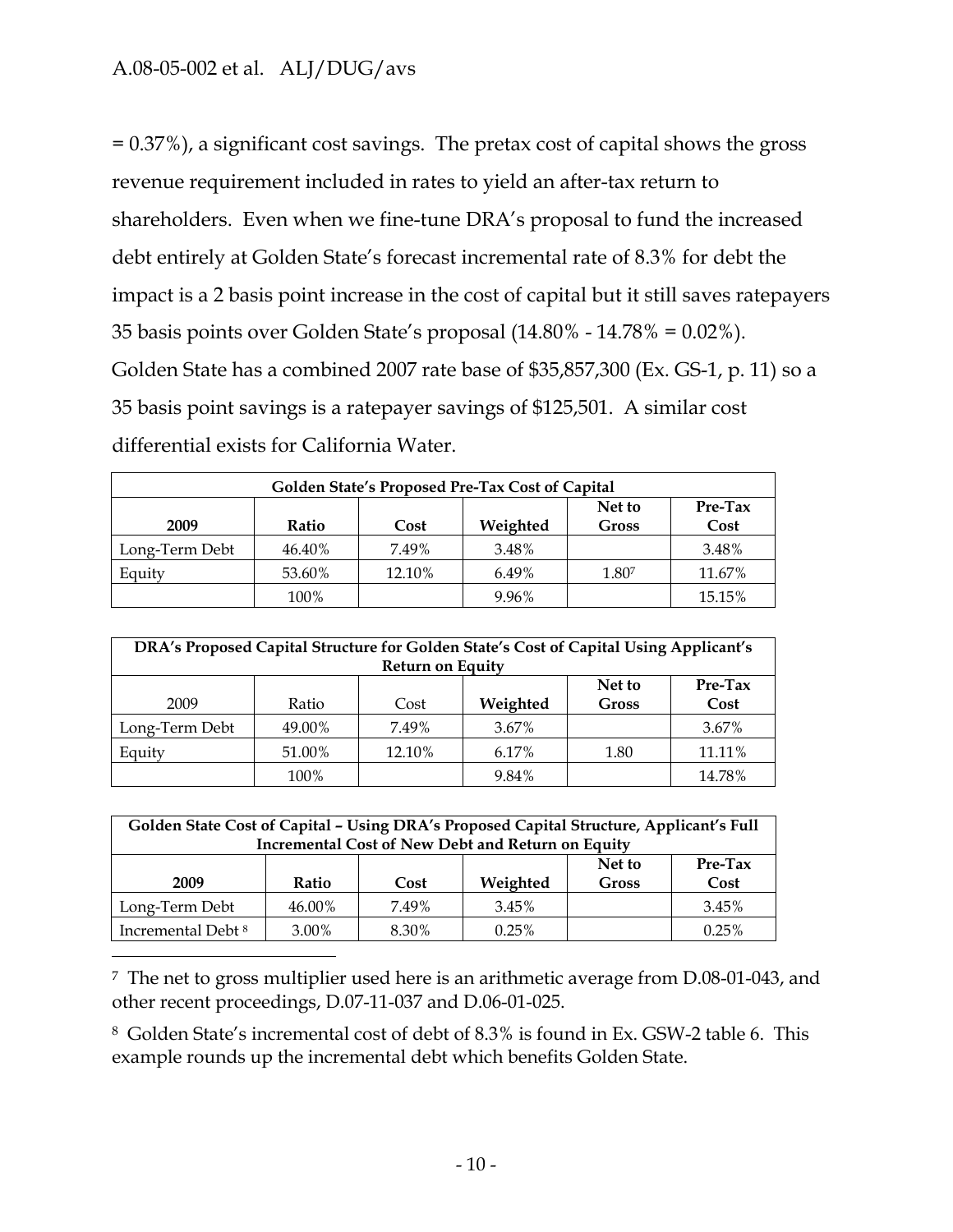= 0.37%), a significant cost savings. The pretax cost of capital shows the gross revenue requirement included in rates to yield an after-tax return to shareholders. Even when we fine-tune DRA's proposal to fund the increased debt entirely at Golden State's forecast incremental rate of 8.3% for debt the impact is a 2 basis point increase in the cost of capital but it still saves ratepayers 35 basis points over Golden State's proposal (14.80% - 14.78% = 0.02%). Golden State has a combined 2007 rate base of $35,857,300 (Ex. GS-1, p. 11) so a 35 basis point savings is a ratepayer savings of $125,501. A similar cost differential exists for California Water.

| Golden State's Proposed Pre-Tax Cost of Capital | | | | | |
|---|---|---|---|---|---|
| **2009** | **Ratio** | **Cost** | **Weighted** | **Net to Gross** | **Pre-Tax Cost** |
| Long-Term Debt | 46.40% | 7.49% | 3.48% | | 3.48% |
| Equity | 53.60% | 12.10% | 6.49% | 1.80[7] | 11.67% |
| | 100% | | 9.96% | | 15.15% |

| DRA's Proposed Capital Structure for Golden State's Cost of Capital Using Applicant's Return on Equity | | | | | |
|---|---|---|---|---|---|
| 2009 | Ratio | Cost | **Weighted** | **Net to Gross** | **Pre-Tax Cost** |
| Long-Term Debt | 49.00% | 7.49% | 3.67% | | 3.67% |
| Equity | 51.00% | 12.10% | 6.17% | 1.80 | 11.11% |
| | 100% | | 9.84% | | 14.78% |

| Golden State Cost of Capital – Using DRA's Proposed Capital Structure, Applicant's Full Incremental Cost of New Debt and Return on Equity | | | | | |
|---|---|---|---|---|---|
| **2009** | **Ratio** | **Cost** | **Weighted** | **Net to Gross** | **Pre-Tax Cost** |
| Long-Term Debt | 46.00% | 7.49% | 3.45% | | 3.45% |
| Incremental Debt [8] | 3.00% | 8.30% | 0.25% | | 0.25% |

---

[7] The net to gross multiplier used here is an arithmetic average from D.08-01-043, and other recent proceedings, D.07-11-037 and D.06-01-025.

[8] Golden State's incremental cost of debt of 8.3% is found in Ex. GSW-2 table 6. This example rounds up the incremental debt which benefits Golden State.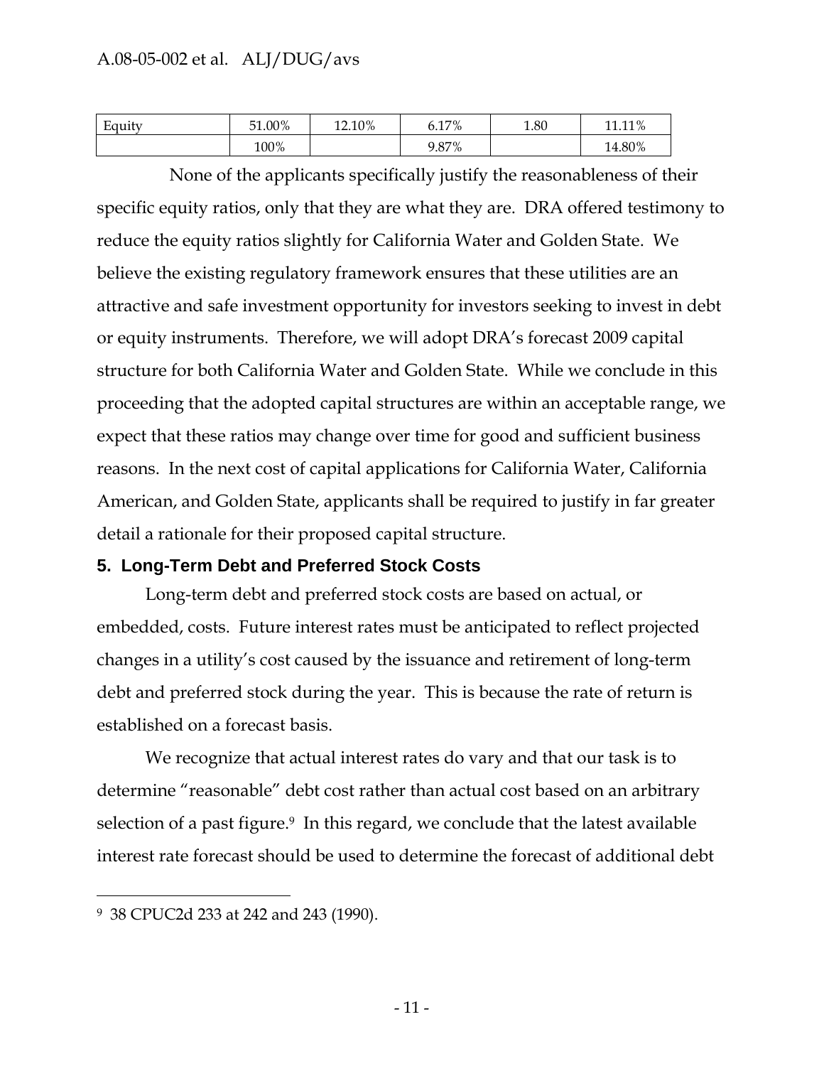| Equity | 51.00% | 12.10% | 6.17% | 1.80 | 11.11% |
|---|---|---|---|---|---|
| | 100% | | 9.87% | | 14.80% |

None of the applicants specifically justify the reasonableness of their specific equity ratios, only that they are what they are. DRA offered testimony to reduce the equity ratios slightly for California Water and Golden State. We believe the existing regulatory framework ensures that these utilities are an attractive and safe investment opportunity for investors seeking to invest in debt or equity instruments. Therefore, we will adopt DRA's forecast 2009 capital structure for both California Water and Golden State. While we conclude in this proceeding that the adopted capital structures are within an acceptable range, we expect that these ratios may change over time for good and sufficient business reasons. In the next cost of capital applications for California Water, California American, and Golden State, applicants shall be required to justify in far greater detail a rationale for their proposed capital structure.

## 5. Long-Term Debt and Preferred Stock Costs

Long-term debt and preferred stock costs are based on actual, or embedded, costs. Future interest rates must be anticipated to reflect projected changes in a utility's cost caused by the issuance and retirement of long-term debt and preferred stock during the year. This is because the rate of return is established on a forecast basis.

We recognize that actual interest rates do vary and that our task is to determine "reasonable" debt cost rather than actual cost based on an arbitrary selection of a past figure.[9] In this regard, we conclude that the latest available interest rate forecast should be used to determine the forecast of additional debt

[9] 38 CPUC2d 233 at 242 and 243 (1990).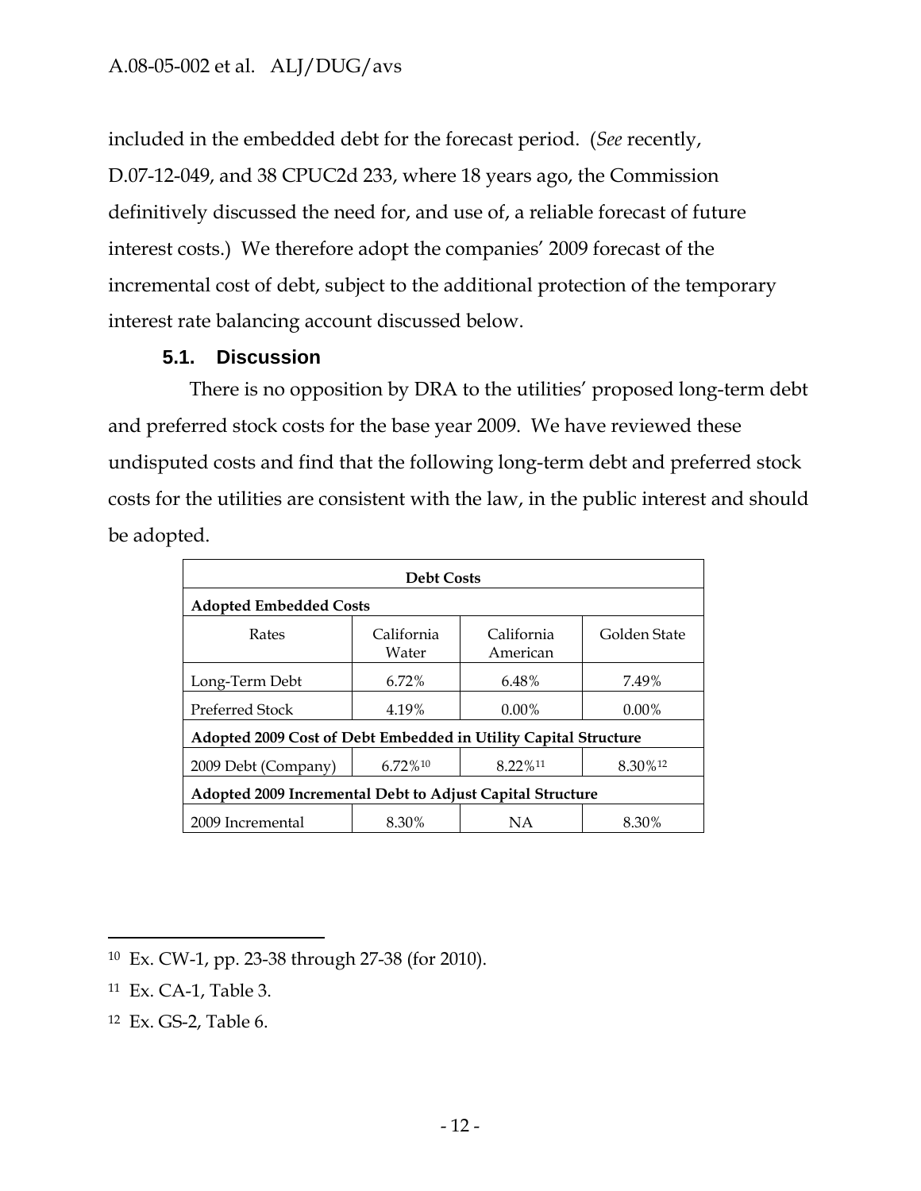included in the embedded debt for the forecast period. (*See* recently, D.07-12-049, and 38 CPUC2d 233, where 18 years ago, the Commission definitively discussed the need for, and use of, a reliable forecast of future interest costs.) We therefore adopt the companies' 2009 forecast of the incremental cost of debt, subject to the additional protection of the temporary interest rate balancing account discussed below.

### 5.1. Discussion

There is no opposition by DRA to the utilities' proposed long-term debt and preferred stock costs for the base year 2009. We have reviewed these undisputed costs and find that the following long-term debt and preferred stock costs for the utilities are consistent with the law, in the public interest and should be adopted.

| **Debt Costs** | | | |
|---|---|---|---|
| **Adopted Embedded Costs** | | | |
| Rates | California Water | California American | Golden State |
| Long-Term Debt | 6.72% | 6.48% | 7.49% |
| Preferred Stock | 4.19% | 0.00% | 0.00% |
| **Adopted 2009 Cost of Debt Embedded in Utility Capital Structure** | | | |
| 2009 Debt (Company) | 6.72%[10] | 8.22%[11] | 8.30%[12] |
| **Adopted 2009 Incremental Debt to Adjust Capital Structure** | | | |
| 2009 Incremental | 8.30% | NA | 8.30% |

---

[10] Ex. CW-1, pp. 23-38 through 27-38 (for 2010).

[11] Ex. CA-1, Table 3.

[12] Ex. GS-2, Table 6.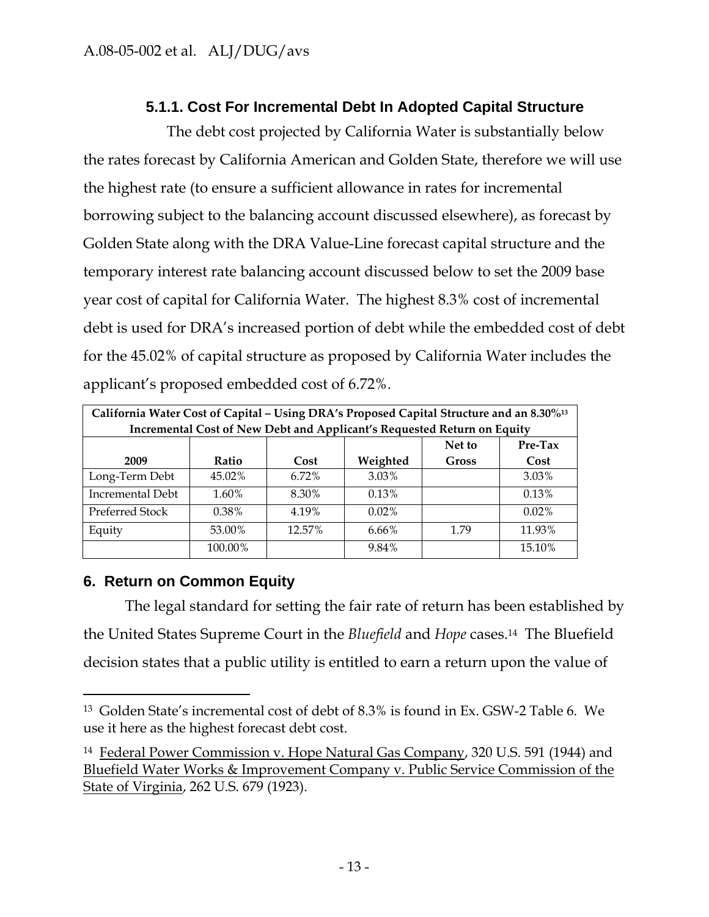### 5.1.1. Cost For Incremental Debt In Adopted Capital Structure

The debt cost projected by California Water is substantially below the rates forecast by California American and Golden State, therefore we will use the highest rate (to ensure a sufficient allowance in rates for incremental borrowing subject to the balancing account discussed elsewhere), as forecast by Golden State along with the DRA Value-Line forecast capital structure and the temporary interest rate balancing account discussed below to set the 2009 base year cost of capital for California Water. The highest 8.3% cost of incremental debt is used for DRA's increased portion of debt while the embedded cost of debt for the 45.02% of capital structure as proposed by California Water includes the applicant's proposed embedded cost of 6.72%.

**California Water Cost of Capital – Using DRA's Proposed Capital Structure and an 8.30%[13] Incremental Cost of New Debt and Applicant's Requested Return on Equity**

| 2009 | Ratio | Cost | Weighted | Net to Gross | Pre-Tax Cost |
|---|---|---|---|---|---|
| Long-Term Debt | 45.02% | 6.72% | 3.03% | | 3.03% |
| Incremental Debt | 1.60% | 8.30% | 0.13% | | 0.13% |
| Preferred Stock | 0.38% | 4.19% | 0.02% | | 0.02% |
| Equity | 53.00% | 12.57% | 6.66% | 1.79 | 11.93% |
| | 100.00% | | 9.84% | | 15.10% |

## 6. Return on Common Equity

The legal standard for setting the fair rate of return has been established by the United States Supreme Court in the *Bluefield* and *Hope* cases.[14] The Bluefield decision states that a public utility is entitled to earn a return upon the value of

---

[13] Golden State's incremental cost of debt of 8.3% is found in Ex. GSW-2 Table 6. We use it here as the highest forecast debt cost.

[14] Federal Power Commission v. Hope Natural Gas Company, 320 U.S. 591 (1944) and Bluefield Water Works & Improvement Company v. Public Service Commission of the State of Virginia, 262 U.S. 679 (1923).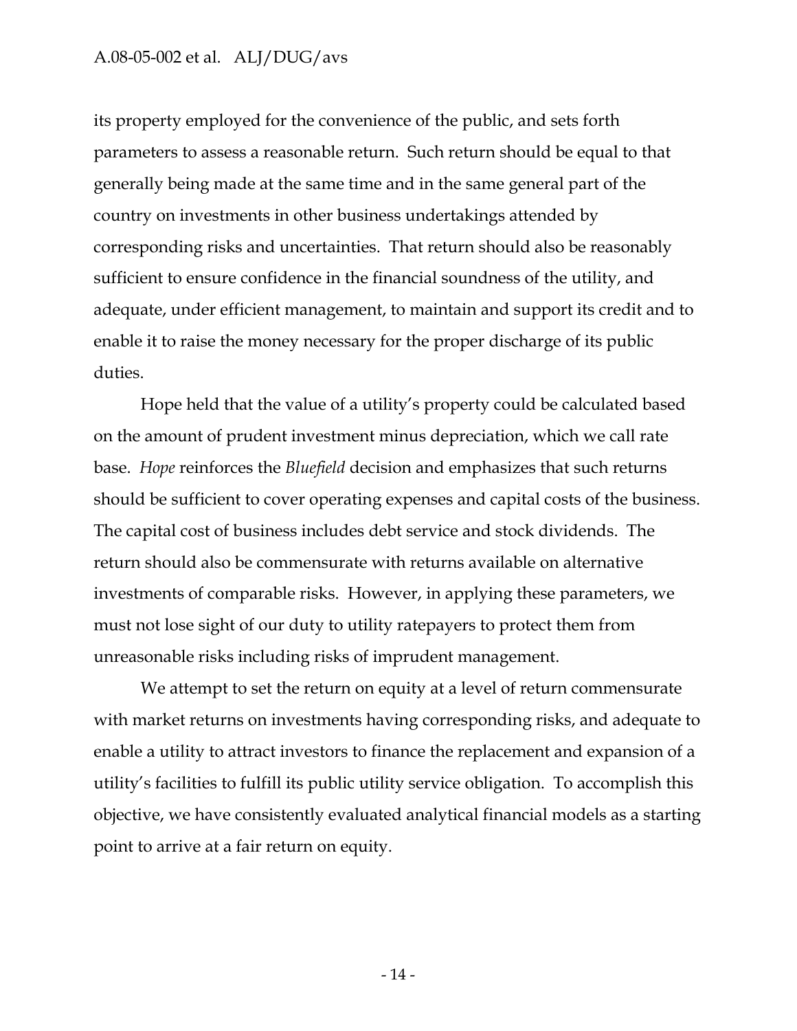its property employed for the convenience of the public, and sets forth parameters to assess a reasonable return. Such return should be equal to that generally being made at the same time and in the same general part of the country on investments in other business undertakings attended by corresponding risks and uncertainties. That return should also be reasonably sufficient to ensure confidence in the financial soundness of the utility, and adequate, under efficient management, to maintain and support its credit and to enable it to raise the money necessary for the proper discharge of its public duties.

Hope held that the value of a utility's property could be calculated based on the amount of prudent investment minus depreciation, which we call rate base. *Hope* reinforces the *Bluefield* decision and emphasizes that such returns should be sufficient to cover operating expenses and capital costs of the business. The capital cost of business includes debt service and stock dividends. The return should also be commensurate with returns available on alternative investments of comparable risks. However, in applying these parameters, we must not lose sight of our duty to utility ratepayers to protect them from unreasonable risks including risks of imprudent management.

We attempt to set the return on equity at a level of return commensurate with market returns on investments having corresponding risks, and adequate to enable a utility to attract investors to finance the replacement and expansion of a utility's facilities to fulfill its public utility service obligation. To accomplish this objective, we have consistently evaluated analytical financial models as a starting point to arrive at a fair return on equity.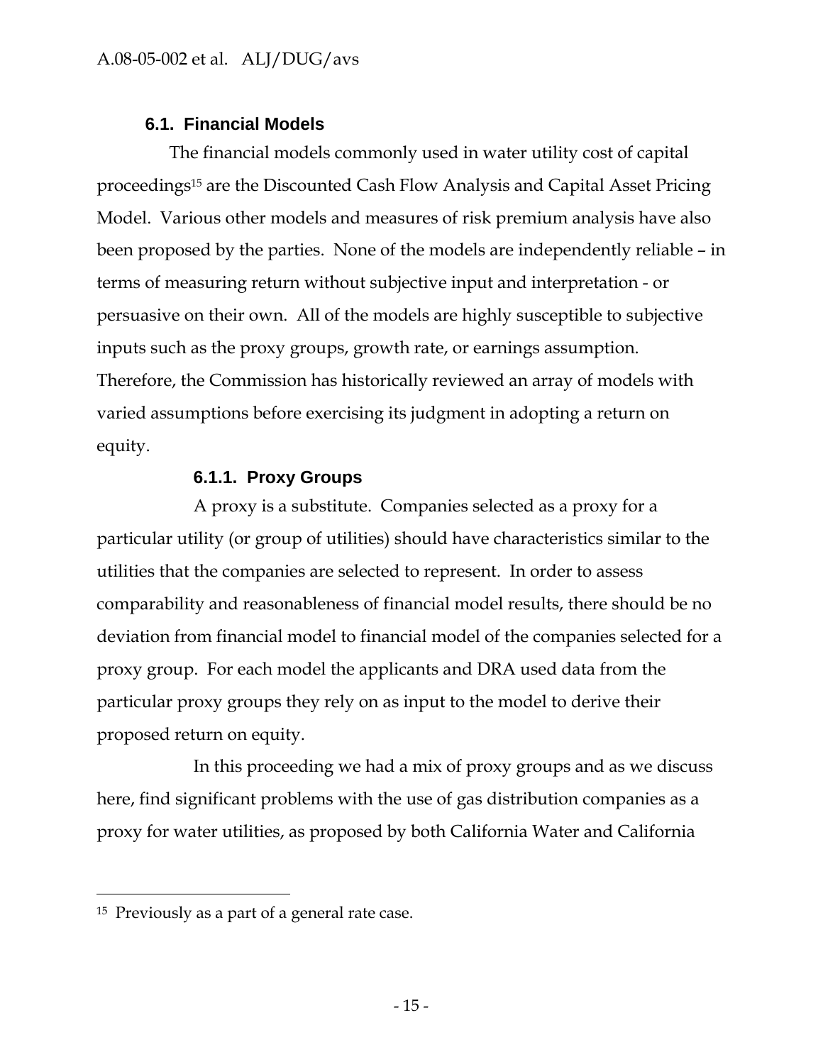### 6.1. Financial Models

The financial models commonly used in water utility cost of capital proceedings[15] are the Discounted Cash Flow Analysis and Capital Asset Pricing Model. Various other models and measures of risk premium analysis have also been proposed by the parties. None of the models are independently reliable – in terms of measuring return without subjective input and interpretation - or persuasive on their own. All of the models are highly susceptible to subjective inputs such as the proxy groups, growth rate, or earnings assumption. Therefore, the Commission has historically reviewed an array of models with varied assumptions before exercising its judgment in adopting a return on equity.

#### 6.1.1. Proxy Groups

A proxy is a substitute. Companies selected as a proxy for a particular utility (or group of utilities) should have characteristics similar to the utilities that the companies are selected to represent. In order to assess comparability and reasonableness of financial model results, there should be no deviation from financial model to financial model of the companies selected for a proxy group. For each model the applicants and DRA used data from the particular proxy groups they rely on as input to the model to derive their proposed return on equity.

In this proceeding we had a mix of proxy groups and as we discuss here, find significant problems with the use of gas distribution companies as a proxy for water utilities, as proposed by both California Water and California

---

[15] Previously as a part of a general rate case.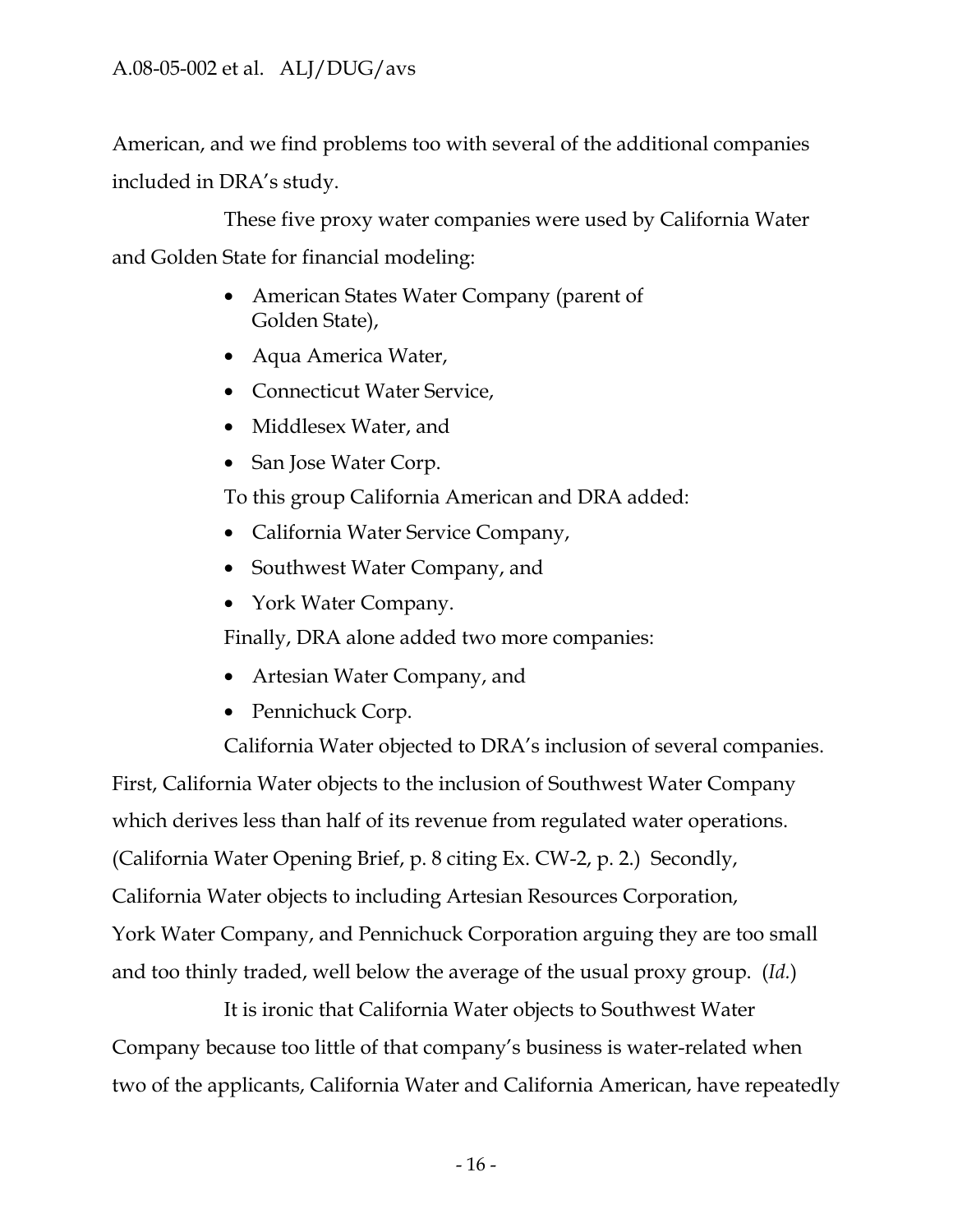American, and we find problems too with several of the additional companies included in DRA's study.

These five proxy water companies were used by California Water and Golden State for financial modeling:

- American States Water Company (parent of Golden State),
- Aqua America Water,
- Connecticut Water Service,
- Middlesex Water, and
- San Jose Water Corp.

To this group California American and DRA added:

- California Water Service Company,
- Southwest Water Company, and
- York Water Company.

Finally, DRA alone added two more companies:

- Artesian Water Company, and
- Pennichuck Corp.

California Water objected to DRA's inclusion of several companies. First, California Water objects to the inclusion of Southwest Water Company which derives less than half of its revenue from regulated water operations. (California Water Opening Brief, p. 8 citing Ex. CW-2, p. 2.) Secondly, California Water objects to including Artesian Resources Corporation, York Water Company, and Pennichuck Corporation arguing they are too small and too thinly traded, well below the average of the usual proxy group. (*Id.*)

It is ironic that California Water objects to Southwest Water Company because too little of that company's business is water-related when two of the applicants, California Water and California American, have repeatedly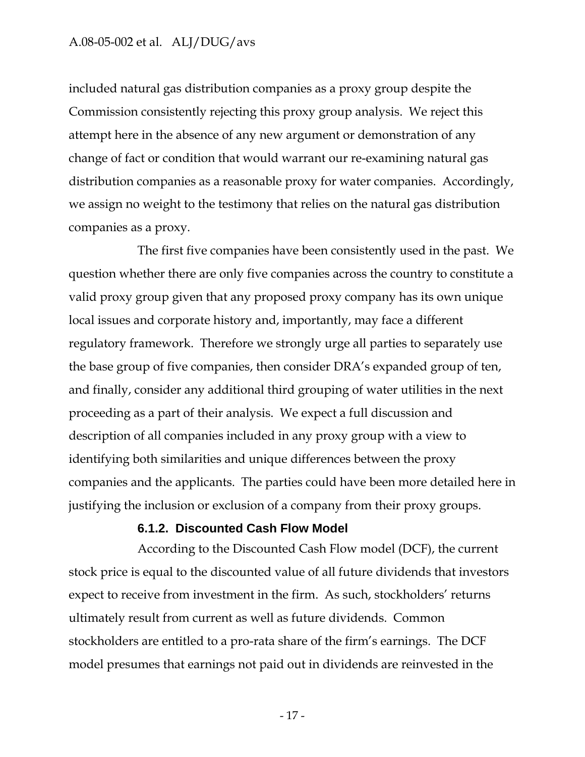included natural gas distribution companies as a proxy group despite the Commission consistently rejecting this proxy group analysis. We reject this attempt here in the absence of any new argument or demonstration of any change of fact or condition that would warrant our re-examining natural gas distribution companies as a reasonable proxy for water companies. Accordingly, we assign no weight to the testimony that relies on the natural gas distribution companies as a proxy.

The first five companies have been consistently used in the past. We question whether there are only five companies across the country to constitute a valid proxy group given that any proposed proxy company has its own unique local issues and corporate history and, importantly, may face a different regulatory framework. Therefore we strongly urge all parties to separately use the base group of five companies, then consider DRA's expanded group of ten, and finally, consider any additional third grouping of water utilities in the next proceeding as a part of their analysis. We expect a full discussion and description of all companies included in any proxy group with a view to identifying both similarities and unique differences between the proxy companies and the applicants. The parties could have been more detailed here in justifying the inclusion or exclusion of a company from their proxy groups.

#### 6.1.2. Discounted Cash Flow Model

According to the Discounted Cash Flow model (DCF), the current stock price is equal to the discounted value of all future dividends that investors expect to receive from investment in the firm. As such, stockholders' returns ultimately result from current as well as future dividends. Common stockholders are entitled to a pro-rata share of the firm's earnings. The DCF model presumes that earnings not paid out in dividends are reinvested in the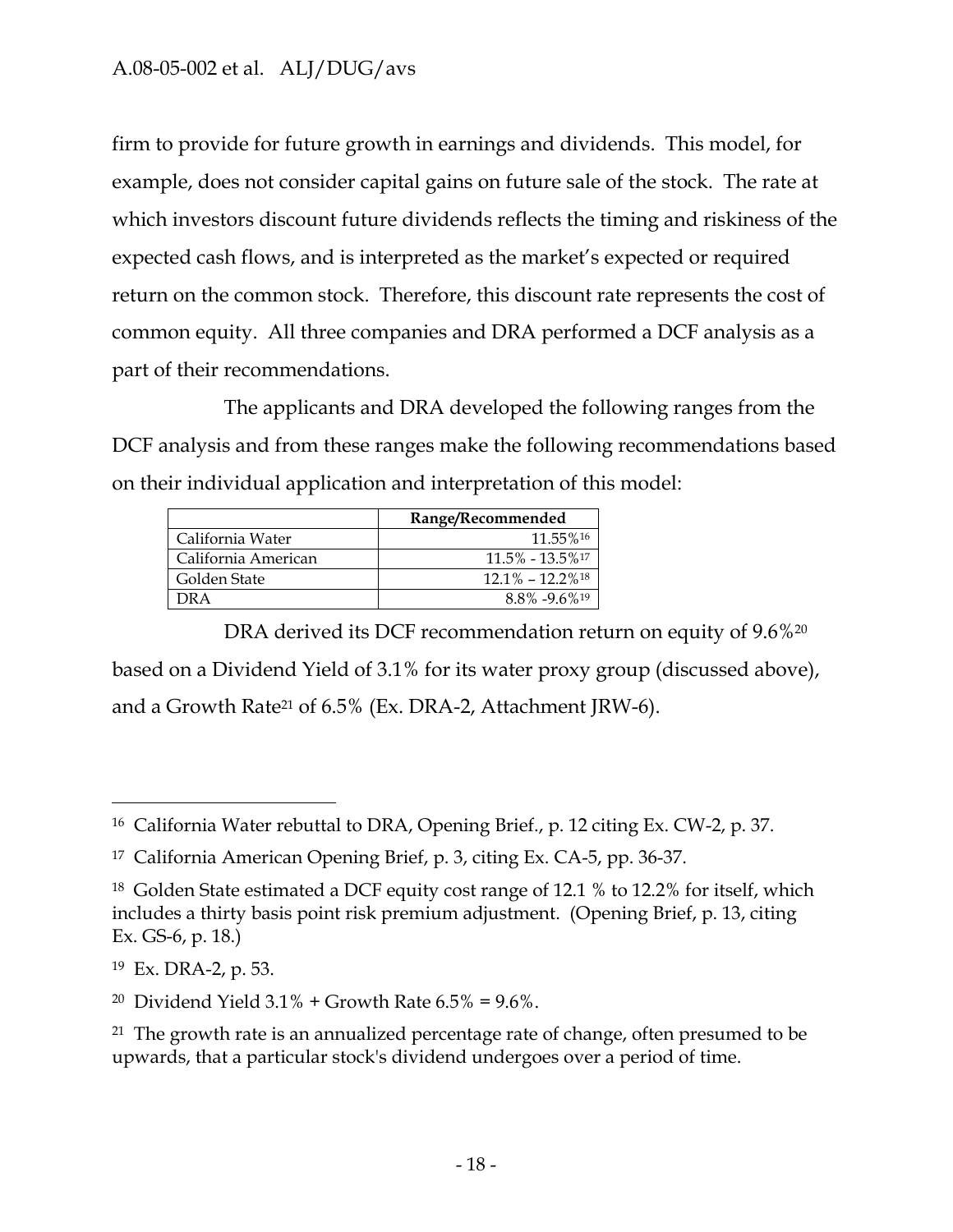firm to provide for future growth in earnings and dividends. This model, for example, does not consider capital gains on future sale of the stock. The rate at which investors discount future dividends reflects the timing and riskiness of the expected cash flows, and is interpreted as the market's expected or required return on the common stock. Therefore, this discount rate represents the cost of common equity. All three companies and DRA performed a DCF analysis as a part of their recommendations.

The applicants and DRA developed the following ranges from the DCF analysis and from these ranges make the following recommendations based on their individual application and interpretation of this model:

| | **Range/Recommended** |
|---|---|
| California Water | 11.55%[16] |
| California American | 11.5% - 13.5%[17] |
| Golden State | 12.1% – 12.2%[18] |
| DRA | 8.8% -9.6%[19] |

DRA derived its DCF recommendation return on equity of 9.6%[20] based on a Dividend Yield of 3.1% for its water proxy group (discussed above), and a Growth Rate[21] of 6.5% (Ex. DRA-2, Attachment JRW-6).

---

[16] California Water rebuttal to DRA, Opening Brief., p. 12 citing Ex. CW-2, p. 37.

[17] California American Opening Brief, p. 3, citing Ex. CA-5, pp. 36-37.

[18] Golden State estimated a DCF equity cost range of 12.1 % to 12.2% for itself, which includes a thirty basis point risk premium adjustment. (Opening Brief, p. 13, citing Ex. GS-6, p. 18.)

[19] Ex. DRA-2, p. 53.

[20] Dividend Yield 3.1% + Growth Rate 6.5% = 9.6%.

[21] The growth rate is an annualized percentage rate of change, often presumed to be upwards, that a particular stock's dividend undergoes over a period of time.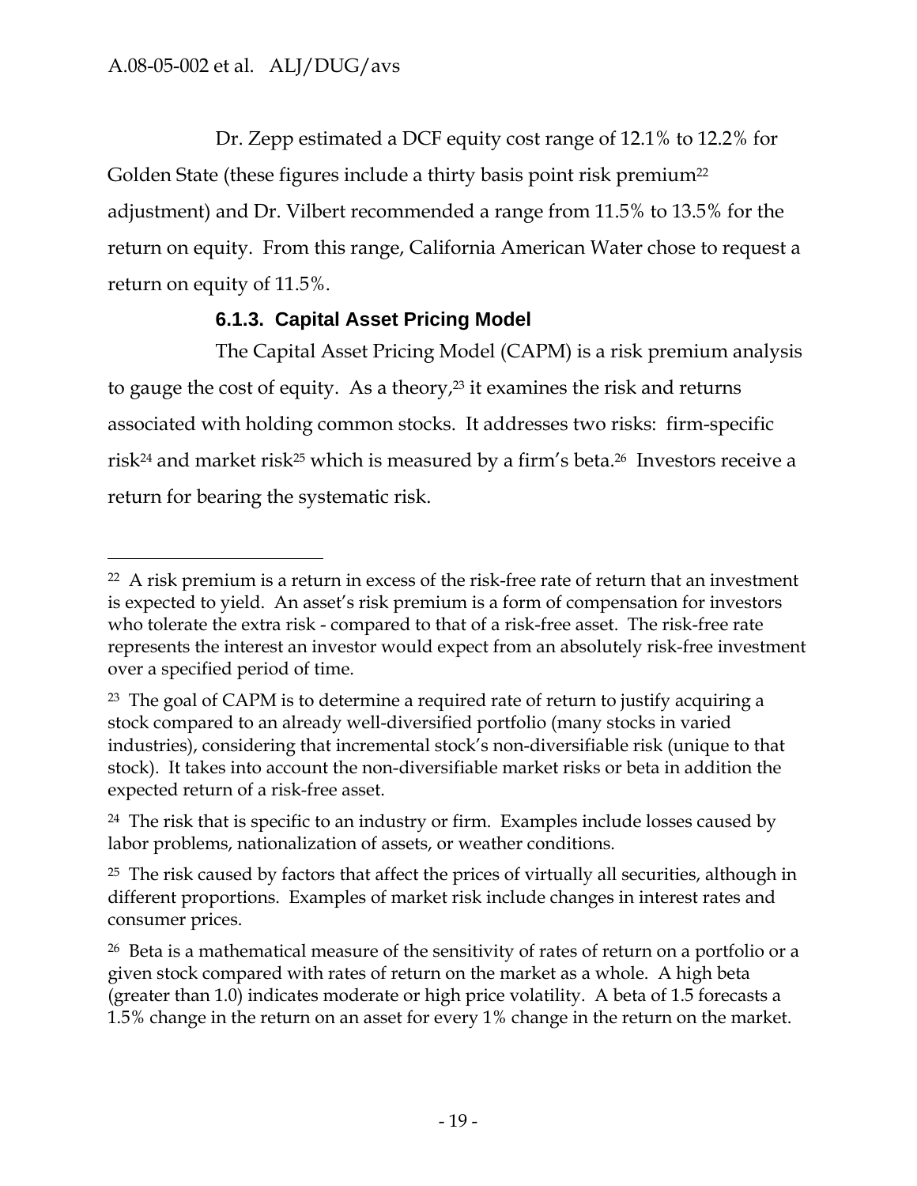Dr. Zepp estimated a DCF equity cost range of 12.1% to 12.2% for Golden State (these figures include a thirty basis point risk premium[22] adjustment) and Dr. Vilbert recommended a range from 11.5% to 13.5% for the return on equity. From this range, California American Water chose to request a return on equity of 11.5%.

### 6.1.3. Capital Asset Pricing Model

The Capital Asset Pricing Model (CAPM) is a risk premium analysis to gauge the cost of equity. As a theory,[23] it examines the risk and returns associated with holding common stocks. It addresses two risks: firm-specific risk[24] and market risk[25] which is measured by a firm's beta.[26] Investors receive a return for bearing the systematic risk.

---

[22] A risk premium is a return in excess of the risk-free rate of return that an investment is expected to yield. An asset's risk premium is a form of compensation for investors who tolerate the extra risk - compared to that of a risk-free asset. The risk-free rate represents the interest an investor would expect from an absolutely risk-free investment over a specified period of time.

[23] The goal of CAPM is to determine a required rate of return to justify acquiring a stock compared to an already well-diversified portfolio (many stocks in varied industries), considering that incremental stock's non-diversifiable risk (unique to that stock). It takes into account the non-diversifiable market risks or beta in addition the expected return of a risk-free asset.

[24] The risk that is specific to an industry or firm. Examples include losses caused by labor problems, nationalization of assets, or weather conditions.

[25] The risk caused by factors that affect the prices of virtually all securities, although in different proportions. Examples of market risk include changes in interest rates and consumer prices.

[26] Beta is a mathematical measure of the sensitivity of rates of return on a portfolio or a given stock compared with rates of return on the market as a whole. A high beta (greater than 1.0) indicates moderate or high price volatility. A beta of 1.5 forecasts a 1.5% change in the return on an asset for every 1% change in the return on the market.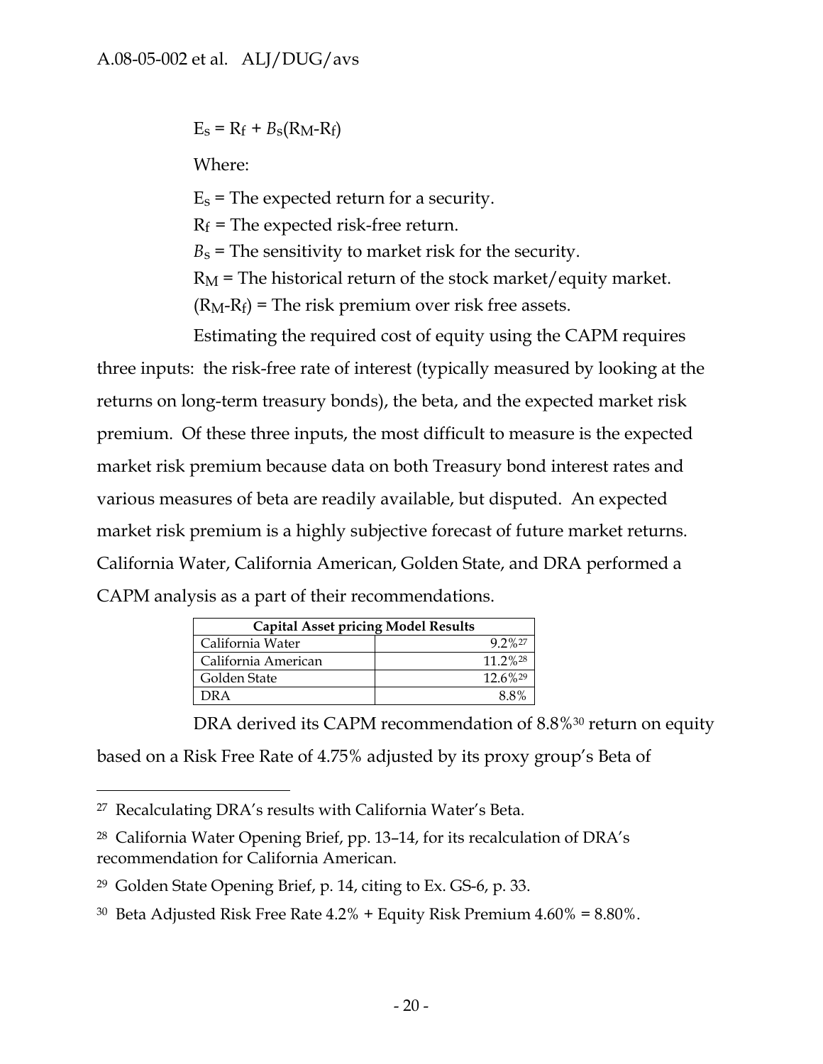$$E_s = R_f + B_s(R_M - R_f)$$

Where:

$E_s$ = The expected return for a security.

$R_f$ = The expected risk-free return.

$B_s$ = The sensitivity to market risk for the security.

$R_M$ = The historical return of the stock market/equity market.

$(R_M - R_f)$ = The risk premium over risk free assets.

Estimating the required cost of equity using the CAPM requires three inputs: the risk-free rate of interest (typically measured by looking at the returns on long-term treasury bonds), the beta, and the expected market risk premium. Of these three inputs, the most difficult to measure is the expected market risk premium because data on both Treasury bond interest rates and various measures of beta are readily available, but disputed. An expected market risk premium is a highly subjective forecast of future market returns. California Water, California American, Golden State, and DRA performed a CAPM analysis as a part of their recommendations.

| Capital Asset pricing Model Results | |
|---|---|
| California Water | 9.2%[27] |
| California American | 11.2%[28] |
| Golden State | 12.6%[29] |
| DRA | 8.8% |

DRA derived its CAPM recommendation of 8.8%[30] return on equity based on a Risk Free Rate of 4.75% adjusted by its proxy group's Beta of

---

[27] Recalculating DRA's results with California Water's Beta.

[28] California Water Opening Brief, pp. 13–14, for its recalculation of DRA's recommendation for California American.

[29] Golden State Opening Brief, p. 14, citing to Ex. GS-6, p. 33.

[30] Beta Adjusted Risk Free Rate 4.2% + Equity Risk Premium 4.60% = 8.80%.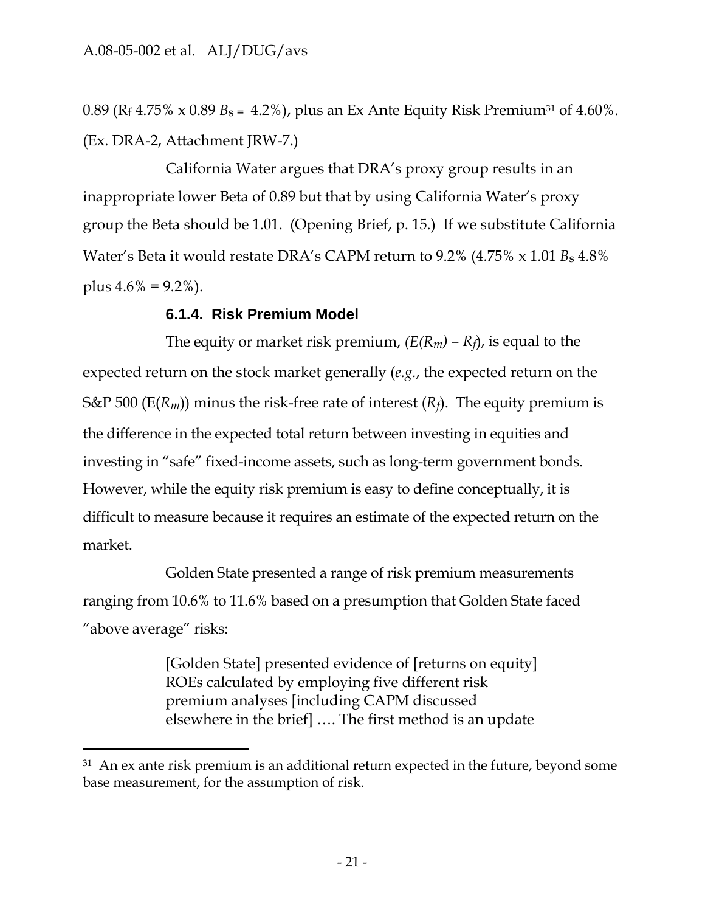0.89 ($R_f$ 4.75% x 0.89 $B_s$ = 4.2%), plus an Ex Ante Equity Risk Premium[31] of 4.60%. (Ex. DRA-2, Attachment JRW-7.)

California Water argues that DRA's proxy group results in an inappropriate lower Beta of 0.89 but that by using California Water's proxy group the Beta should be 1.01. (Opening Brief, p. 15.) If we substitute California Water's Beta it would restate DRA's CAPM return to 9.2% (4.75% x 1.01 $B_s$ 4.8% plus 4.6% = 9.2%).

#### 6.1.4. Risk Premium Model

The equity or market risk premium, $(E(R_m) - R_f)$, is equal to the expected return on the stock market generally (*e.g.*, the expected return on the S&P 500 ($E(R_m)$) minus the risk-free rate of interest ($R_f$). The equity premium is the difference in the expected total return between investing in equities and investing in "safe" fixed-income assets, such as long-term government bonds. However, while the equity risk premium is easy to define conceptually, it is difficult to measure because it requires an estimate of the expected return on the market.

Golden State presented a range of risk premium measurements ranging from 10.6% to 11.6% based on a presumption that Golden State faced "above average" risks:

> [Golden State] presented evidence of [returns on equity] ROEs calculated by employing five different risk premium analyses [including CAPM discussed elsewhere in the brief] …. The first method is an update

---

[31] An ex ante risk premium is an additional return expected in the future, beyond some base measurement, for the assumption of risk.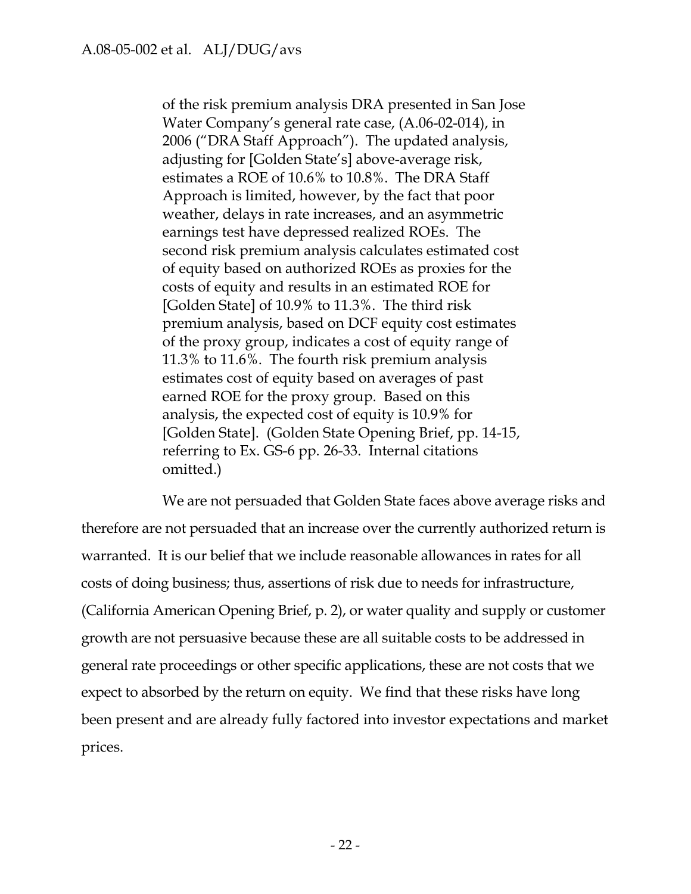> of the risk premium analysis DRA presented in San Jose Water Company's general rate case, (A.06-02-014), in 2006 ("DRA Staff Approach"). The updated analysis, adjusting for [Golden State's] above-average risk, estimates a ROE of 10.6% to 10.8%. The DRA Staff Approach is limited, however, by the fact that poor weather, delays in rate increases, and an asymmetric earnings test have depressed realized ROEs. The second risk premium analysis calculates estimated cost of equity based on authorized ROEs as proxies for the costs of equity and results in an estimated ROE for [Golden State] of 10.9% to 11.3%. The third risk premium analysis, based on DCF equity cost estimates of the proxy group, indicates a cost of equity range of 11.3% to 11.6%. The fourth risk premium analysis estimates cost of equity based on averages of past earned ROE for the proxy group. Based on this analysis, the expected cost of equity is 10.9% for [Golden State]. (Golden State Opening Brief, pp. 14-15, referring to Ex. GS-6 pp. 26-33. Internal citations omitted.)

We are not persuaded that Golden State faces above average risks and therefore are not persuaded that an increase over the currently authorized return is warranted. It is our belief that we include reasonable allowances in rates for all costs of doing business; thus, assertions of risk due to needs for infrastructure, (California American Opening Brief, p. 2), or water quality and supply or customer growth are not persuasive because these are all suitable costs to be addressed in general rate proceedings or other specific applications, these are not costs that we expect to absorbed by the return on equity. We find that these risks have long been present and are already fully factored into investor expectations and market prices.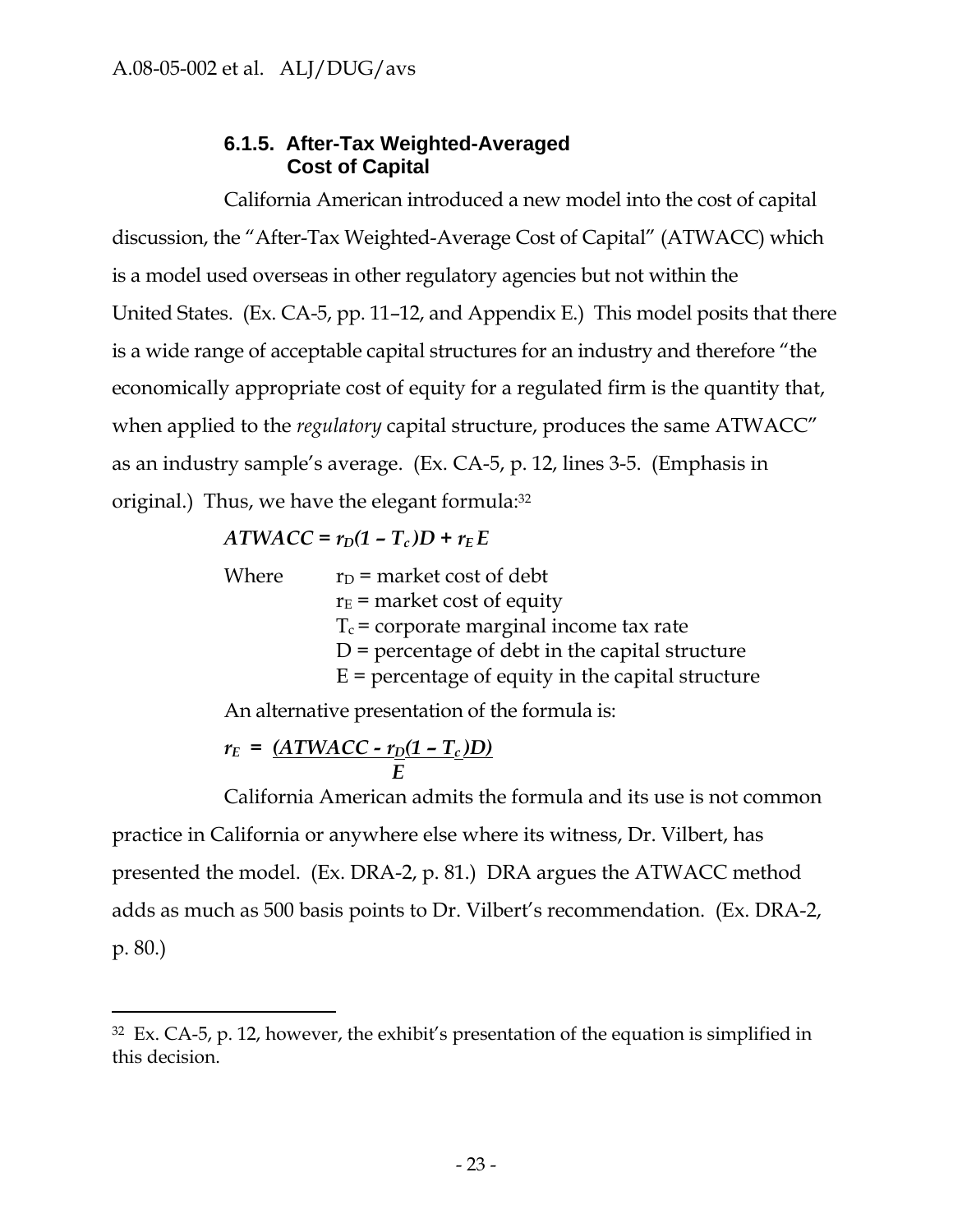#### 6.1.5. After-Tax Weighted-Averaged Cost of Capital

California American introduced a new model into the cost of capital discussion, the "After-Tax Weighted-Average Cost of Capital" (ATWACC) which is a model used overseas in other regulatory agencies but not within the United States. (Ex. CA-5, pp. 11–12, and Appendix E.) This model posits that there is a wide range of acceptable capital structures for an industry and therefore "the economically appropriate cost of equity for a regulated firm is the quantity that, when applied to the *regulatory* capital structure, produces the same ATWACC" as an industry sample's average. (Ex. CA-5, p. 12, lines 3-5. (Emphasis in original.) Thus, we have the elegant formula:[32]

$$ATWACC = r_D(1 - T_c)D + r_E E$$

Where
- $r_D$ = market cost of debt
- $r_E$ = market cost of equity
- $T_c$ = corporate marginal income tax rate
- D = percentage of debt in the capital structure
- E = percentage of equity in the capital structure

An alternative presentation of the formula is:

$$r_E = \frac{(ATWACC - r_D(1 - T_c)D)}{E}$$

California American admits the formula and its use is not common practice in California or anywhere else where its witness, Dr. Vilbert, has presented the model. (Ex. DRA-2, p. 81.) DRA argues the ATWACC method adds as much as 500 basis points to Dr. Vilbert's recommendation. (Ex. DRA-2, p. 80.)

---

[32] Ex. CA-5, p. 12, however, the exhibit's presentation of the equation is simplified in this decision.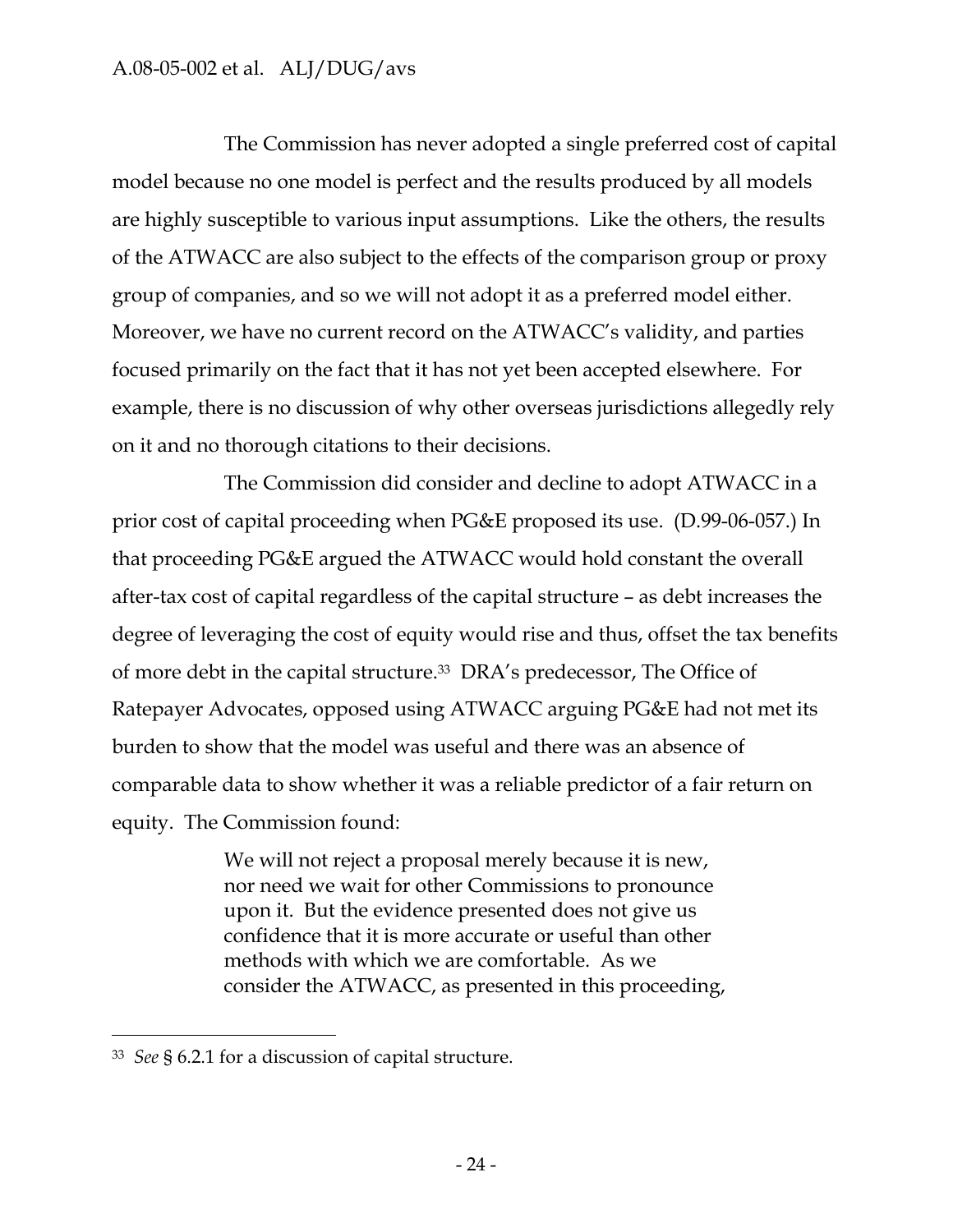The Commission has never adopted a single preferred cost of capital model because no one model is perfect and the results produced by all models are highly susceptible to various input assumptions. Like the others, the results of the ATWACC are also subject to the effects of the comparison group or proxy group of companies, and so we will not adopt it as a preferred model either. Moreover, we have no current record on the ATWACC's validity, and parties focused primarily on the fact that it has not yet been accepted elsewhere. For example, there is no discussion of why other overseas jurisdictions allegedly rely on it and no thorough citations to their decisions.

The Commission did consider and decline to adopt ATWACC in a prior cost of capital proceeding when PG&E proposed its use. (D.99-06-057.) In that proceeding PG&E argued the ATWACC would hold constant the overall after-tax cost of capital regardless of the capital structure – as debt increases the degree of leveraging the cost of equity would rise and thus, offset the tax benefits of more debt in the capital structure.[33] DRA's predecessor, The Office of Ratepayer Advocates, opposed using ATWACC arguing PG&E had not met its burden to show that the model was useful and there was an absence of comparable data to show whether it was a reliable predictor of a fair return on equity. The Commission found:

> We will not reject a proposal merely because it is new, nor need we wait for other Commissions to pronounce upon it. But the evidence presented does not give us confidence that it is more accurate or useful than other methods with which we are comfortable. As we consider the ATWACC, as presented in this proceeding,

---

[33] *See* § 6.2.1 for a discussion of capital structure.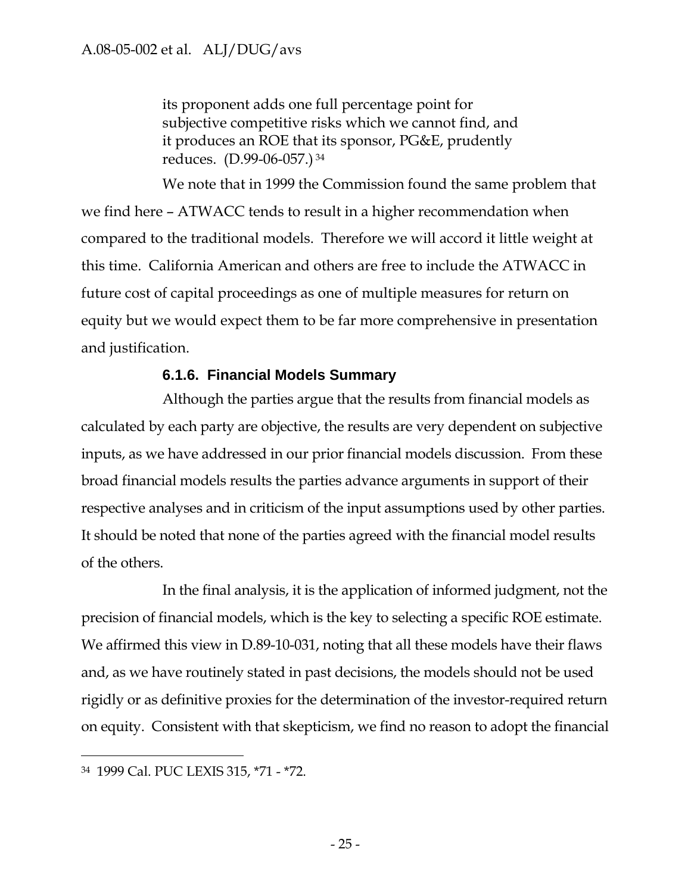> its proponent adds one full percentage point for subjective competitive risks which we cannot find, and it produces an ROE that its sponsor, PG&E, prudently reduces. (D.99-06-057.)[34]

We note that in 1999 the Commission found the same problem that we find here – ATWACC tends to result in a higher recommendation when compared to the traditional models. Therefore we will accord it little weight at this time. California American and others are free to include the ATWACC in future cost of capital proceedings as one of multiple measures for return on equity but we would expect them to be far more comprehensive in presentation and justification.

### 6.1.6. Financial Models Summary

Although the parties argue that the results from financial models as calculated by each party are objective, the results are very dependent on subjective inputs, as we have addressed in our prior financial models discussion. From these broad financial models results the parties advance arguments in support of their respective analyses and in criticism of the input assumptions used by other parties. It should be noted that none of the parties agreed with the financial model results of the others.

In the final analysis, it is the application of informed judgment, not the precision of financial models, which is the key to selecting a specific ROE estimate. We affirmed this view in D.89-10-031, noting that all these models have their flaws and, as we have routinely stated in past decisions, the models should not be used rigidly or as definitive proxies for the determination of the investor-required return on equity. Consistent with that skepticism, we find no reason to adopt the financial

---

[34] 1999 Cal. PUC LEXIS 315, *71 - *72.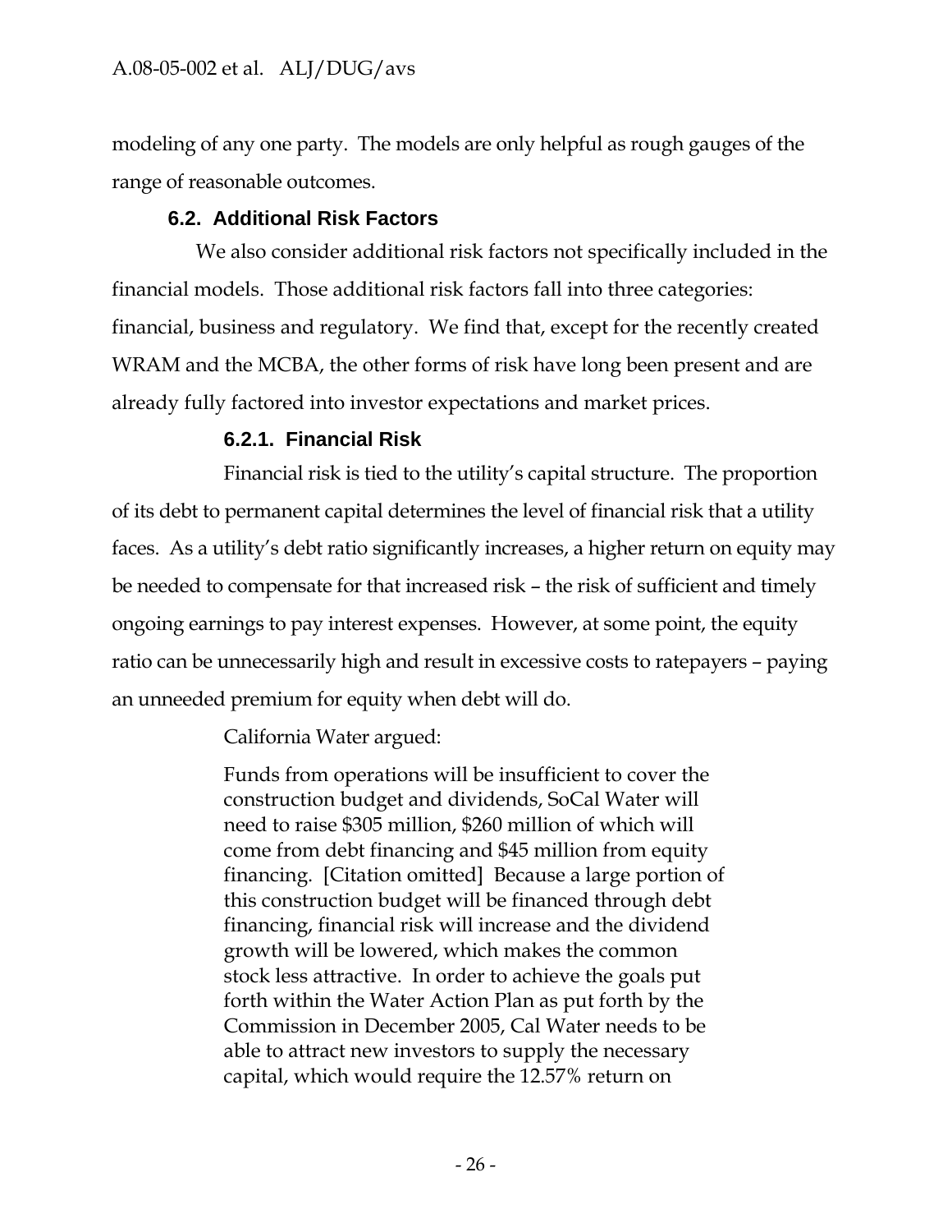modeling of any one party. The models are only helpful as rough gauges of the range of reasonable outcomes.

### 6.2. Additional Risk Factors

We also consider additional risk factors not specifically included in the financial models. Those additional risk factors fall into three categories: financial, business and regulatory. We find that, except for the recently created WRAM and the MCBA, the other forms of risk have long been present and are already fully factored into investor expectations and market prices.

#### 6.2.1. Financial Risk

Financial risk is tied to the utility's capital structure. The proportion of its debt to permanent capital determines the level of financial risk that a utility faces. As a utility's debt ratio significantly increases, a higher return on equity may be needed to compensate for that increased risk – the risk of sufficient and timely ongoing earnings to pay interest expenses. However, at some point, the equity ratio can be unnecessarily high and result in excessive costs to ratepayers – paying an unneeded premium for equity when debt will do.

California Water argued:

> Funds from operations will be insufficient to cover the construction budget and dividends, SoCal Water will need to raise $305 million, $260 million of which will come from debt financing and $45 million from equity financing. [Citation omitted] Because a large portion of this construction budget will be financed through debt financing, financial risk will increase and the dividend growth will be lowered, which makes the common stock less attractive. In order to achieve the goals put forth within the Water Action Plan as put forth by the Commission in December 2005, Cal Water needs to be able to attract new investors to supply the necessary capital, which would require the 12.57% return on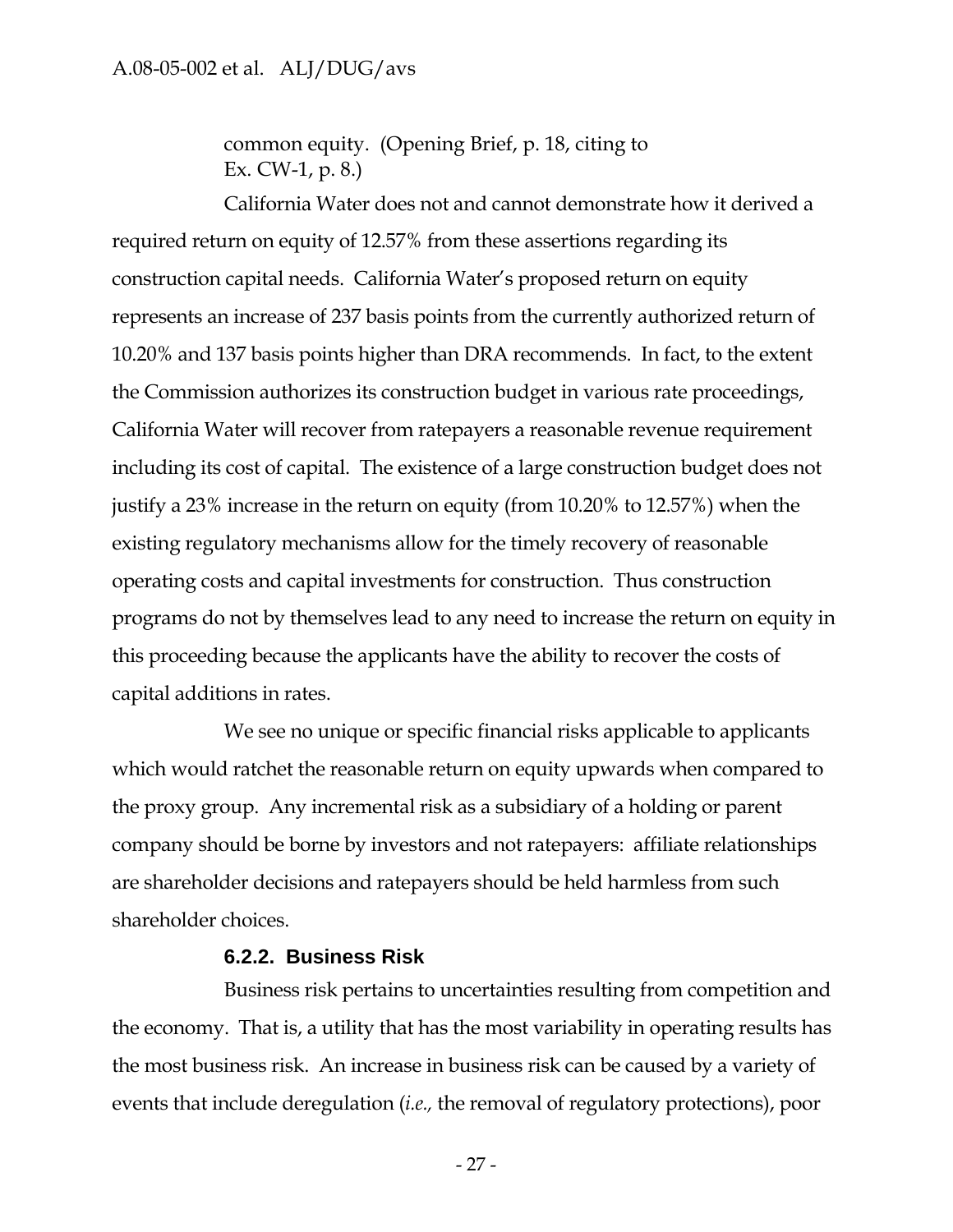common equity. (Opening Brief, p. 18, citing to Ex. CW-1, p. 8.)

California Water does not and cannot demonstrate how it derived a required return on equity of 12.57% from these assertions regarding its construction capital needs. California Water's proposed return on equity represents an increase of 237 basis points from the currently authorized return of 10.20% and 137 basis points higher than DRA recommends. In fact, to the extent the Commission authorizes its construction budget in various rate proceedings, California Water will recover from ratepayers a reasonable revenue requirement including its cost of capital. The existence of a large construction budget does not justify a 23% increase in the return on equity (from 10.20% to 12.57%) when the existing regulatory mechanisms allow for the timely recovery of reasonable operating costs and capital investments for construction. Thus construction programs do not by themselves lead to any need to increase the return on equity in this proceeding because the applicants have the ability to recover the costs of capital additions in rates.

We see no unique or specific financial risks applicable to applicants which would ratchet the reasonable return on equity upwards when compared to the proxy group. Any incremental risk as a subsidiary of a holding or parent company should be borne by investors and not ratepayers: affiliate relationships are shareholder decisions and ratepayers should be held harmless from such shareholder choices.

#### 6.2.2. Business Risk

Business risk pertains to uncertainties resulting from competition and the economy. That is, a utility that has the most variability in operating results has the most business risk. An increase in business risk can be caused by a variety of events that include deregulation (*i.e.,* the removal of regulatory protections), poor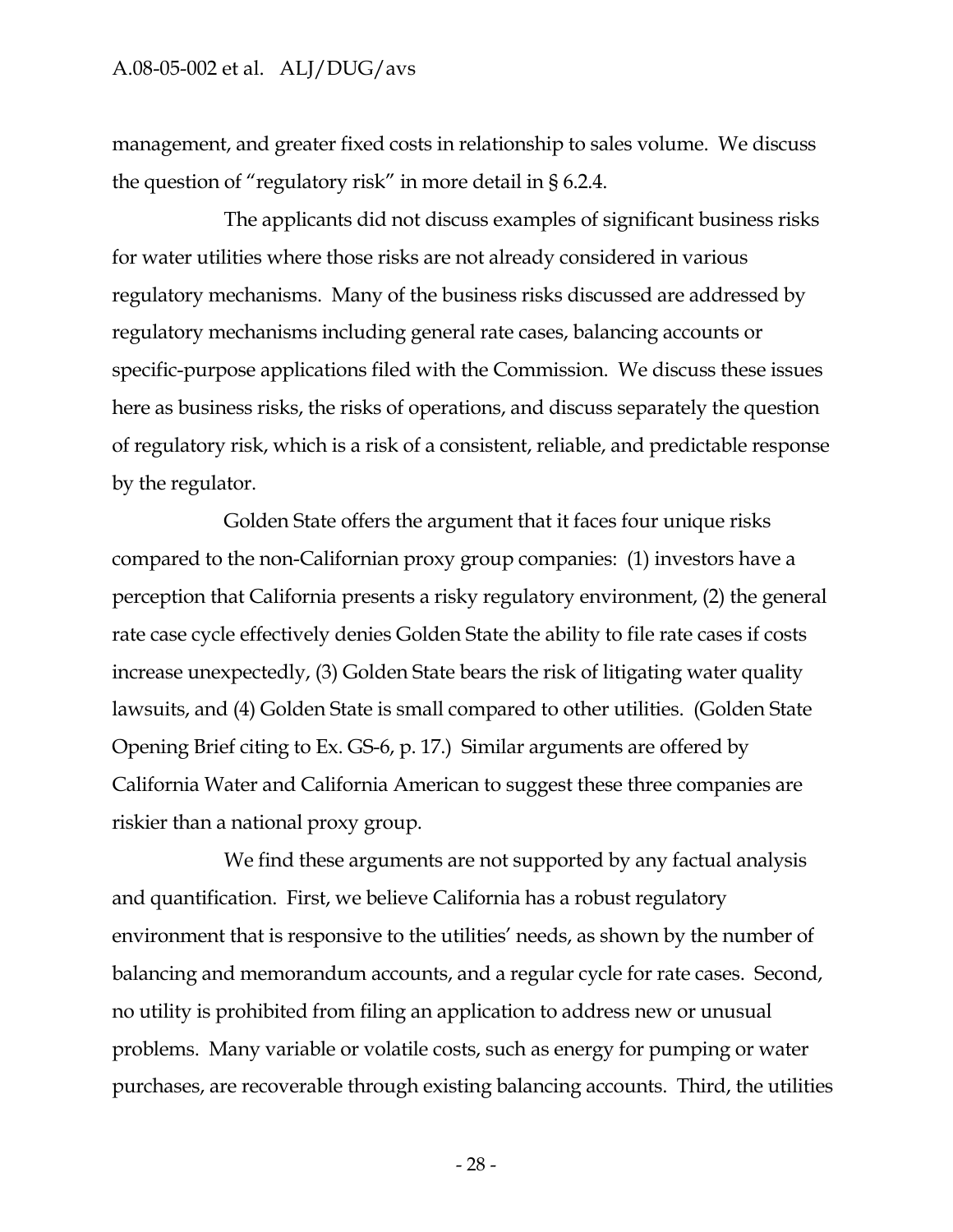management, and greater fixed costs in relationship to sales volume. We discuss the question of "regulatory risk" in more detail in § 6.2.4.

The applicants did not discuss examples of significant business risks for water utilities where those risks are not already considered in various regulatory mechanisms. Many of the business risks discussed are addressed by regulatory mechanisms including general rate cases, balancing accounts or specific-purpose applications filed with the Commission. We discuss these issues here as business risks, the risks of operations, and discuss separately the question of regulatory risk, which is a risk of a consistent, reliable, and predictable response by the regulator.

Golden State offers the argument that it faces four unique risks compared to the non-Californian proxy group companies: (1) investors have a perception that California presents a risky regulatory environment, (2) the general rate case cycle effectively denies Golden State the ability to file rate cases if costs increase unexpectedly, (3) Golden State bears the risk of litigating water quality lawsuits, and (4) Golden State is small compared to other utilities. (Golden State Opening Brief citing to Ex. GS-6, p. 17.) Similar arguments are offered by California Water and California American to suggest these three companies are riskier than a national proxy group.

We find these arguments are not supported by any factual analysis and quantification. First, we believe California has a robust regulatory environment that is responsive to the utilities' needs, as shown by the number of balancing and memorandum accounts, and a regular cycle for rate cases. Second, no utility is prohibited from filing an application to address new or unusual problems. Many variable or volatile costs, such as energy for pumping or water purchases, are recoverable through existing balancing accounts. Third, the utilities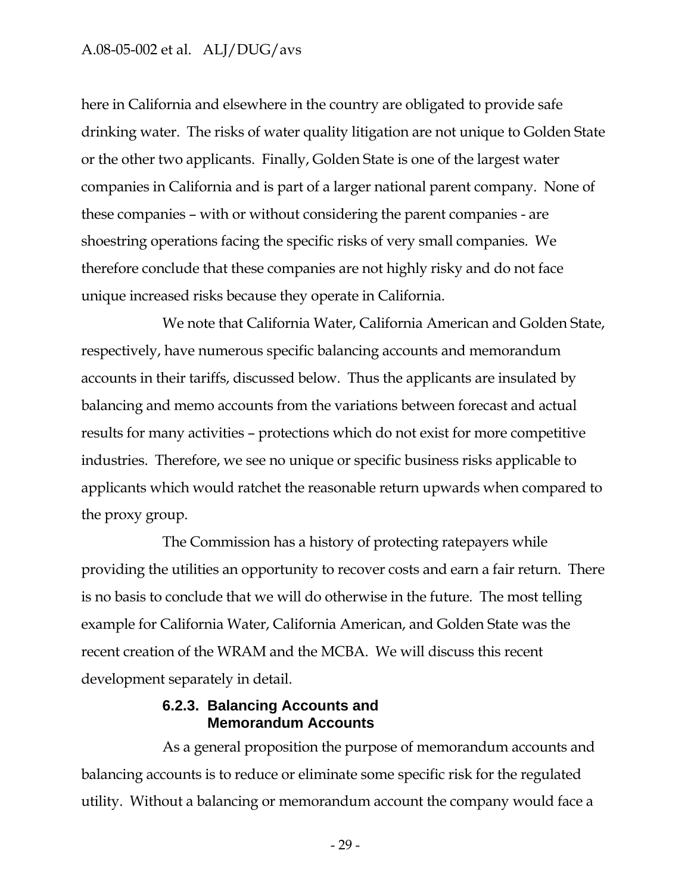here in California and elsewhere in the country are obligated to provide safe drinking water. The risks of water quality litigation are not unique to Golden State or the other two applicants. Finally, Golden State is one of the largest water companies in California and is part of a larger national parent company. None of these companies – with or without considering the parent companies - are shoestring operations facing the specific risks of very small companies. We therefore conclude that these companies are not highly risky and do not face unique increased risks because they operate in California.

We note that California Water, California American and Golden State, respectively, have numerous specific balancing accounts and memorandum accounts in their tariffs, discussed below. Thus the applicants are insulated by balancing and memo accounts from the variations between forecast and actual results for many activities – protections which do not exist for more competitive industries. Therefore, we see no unique or specific business risks applicable to applicants which would ratchet the reasonable return upwards when compared to the proxy group.

The Commission has a history of protecting ratepayers while providing the utilities an opportunity to recover costs and earn a fair return. There is no basis to conclude that we will do otherwise in the future. The most telling example for California Water, California American, and Golden State was the recent creation of the WRAM and the MCBA. We will discuss this recent development separately in detail.

#### 6.2.3. Balancing Accounts and Memorandum Accounts

As a general proposition the purpose of memorandum accounts and balancing accounts is to reduce or eliminate some specific risk for the regulated utility. Without a balancing or memorandum account the company would face a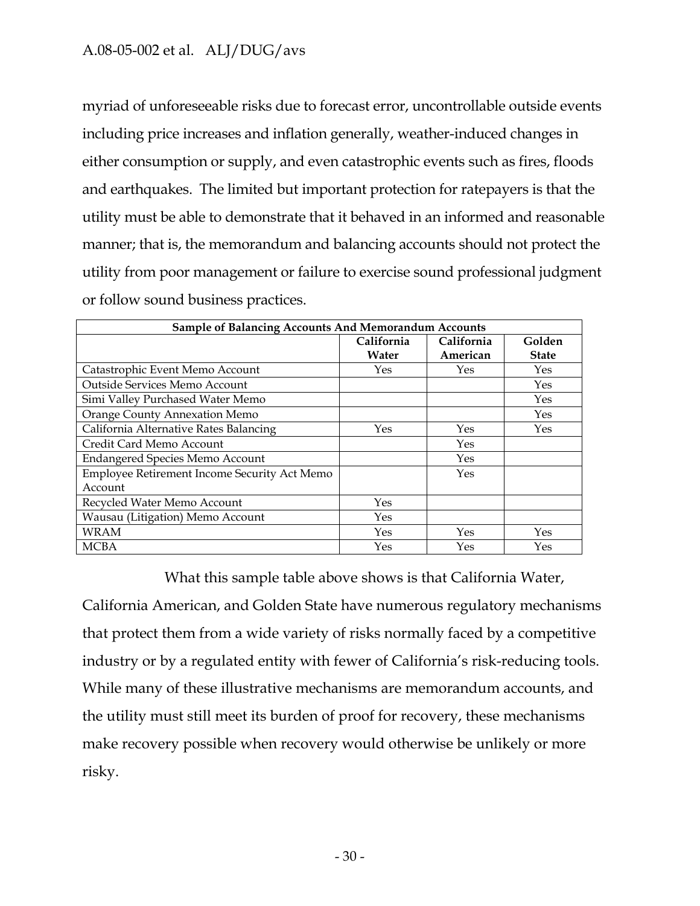myriad of unforeseeable risks due to forecast error, uncontrollable outside events including price increases and inflation generally, weather-induced changes in either consumption or supply, and even catastrophic events such as fires, floods and earthquakes. The limited but important protection for ratepayers is that the utility must be able to demonstrate that it behaved in an informed and reasonable manner; that is, the memorandum and balancing accounts should not protect the utility from poor management or failure to exercise sound professional judgment or follow sound business practices.

| Sample of Balancing Accounts And Memorandum Accounts | | | |
|---|---|---|---|
| | California Water | California American | Golden State |
| Catastrophic Event Memo Account | Yes | Yes | Yes |
| Outside Services Memo Account | | | Yes |
| Simi Valley Purchased Water Memo | | | Yes |
| Orange County Annexation Memo | | | Yes |
| California Alternative Rates Balancing | Yes | Yes | Yes |
| Credit Card Memo Account | | Yes | |
| Endangered Species Memo Account | | Yes | |
| Employee Retirement Income Security Act Memo Account | | Yes | |
| Recycled Water Memo Account | Yes | | |
| Wausau (Litigation) Memo Account | Yes | | |
| WRAM | Yes | Yes | Yes |
| MCBA | Yes | Yes | Yes |

What this sample table above shows is that California Water, California American, and Golden State have numerous regulatory mechanisms that protect them from a wide variety of risks normally faced by a competitive industry or by a regulated entity with fewer of California's risk-reducing tools. While many of these illustrative mechanisms are memorandum accounts, and the utility must still meet its burden of proof for recovery, these mechanisms make recovery possible when recovery would otherwise be unlikely or more risky.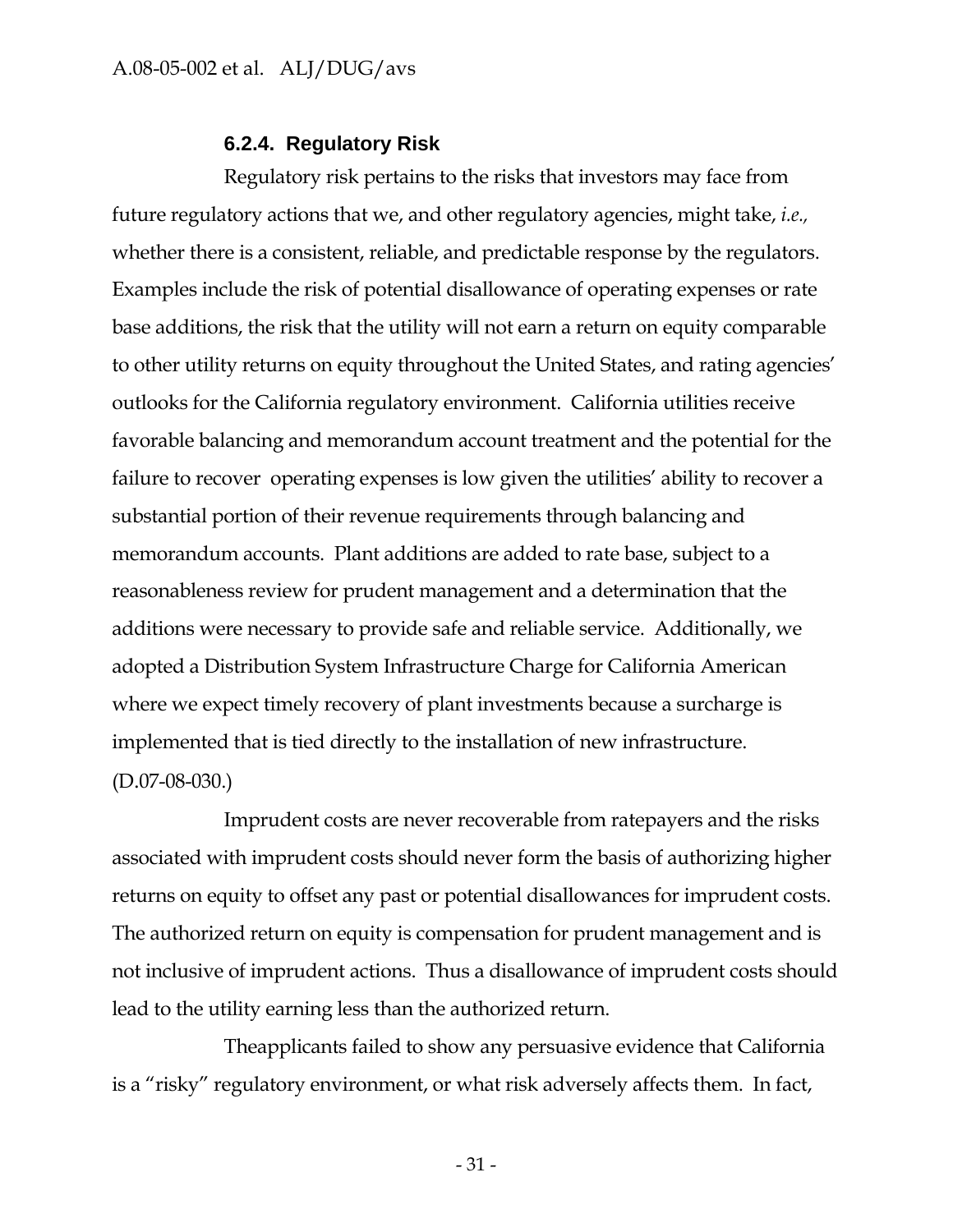#### 6.2.4. Regulatory Risk

Regulatory risk pertains to the risks that investors may face from future regulatory actions that we, and other regulatory agencies, might take, *i.e.,* whether there is a consistent, reliable, and predictable response by the regulators. Examples include the risk of potential disallowance of operating expenses or rate base additions, the risk that the utility will not earn a return on equity comparable to other utility returns on equity throughout the United States, and rating agencies' outlooks for the California regulatory environment. California utilities receive favorable balancing and memorandum account treatment and the potential for the failure to recover operating expenses is low given the utilities' ability to recover a substantial portion of their revenue requirements through balancing and memorandum accounts. Plant additions are added to rate base, subject to a reasonableness review for prudent management and a determination that the additions were necessary to provide safe and reliable service. Additionally, we adopted a Distribution System Infrastructure Charge for California American where we expect timely recovery of plant investments because a surcharge is implemented that is tied directly to the installation of new infrastructure. (D.07-08-030.)

Imprudent costs are never recoverable from ratepayers and the risks associated with imprudent costs should never form the basis of authorizing higher returns on equity to offset any past or potential disallowances for imprudent costs. The authorized return on equity is compensation for prudent management and is not inclusive of imprudent actions. Thus a disallowance of imprudent costs should lead to the utility earning less than the authorized return.

Theapplicants failed to show any persuasive evidence that California is a "risky" regulatory environment, or what risk adversely affects them. In fact,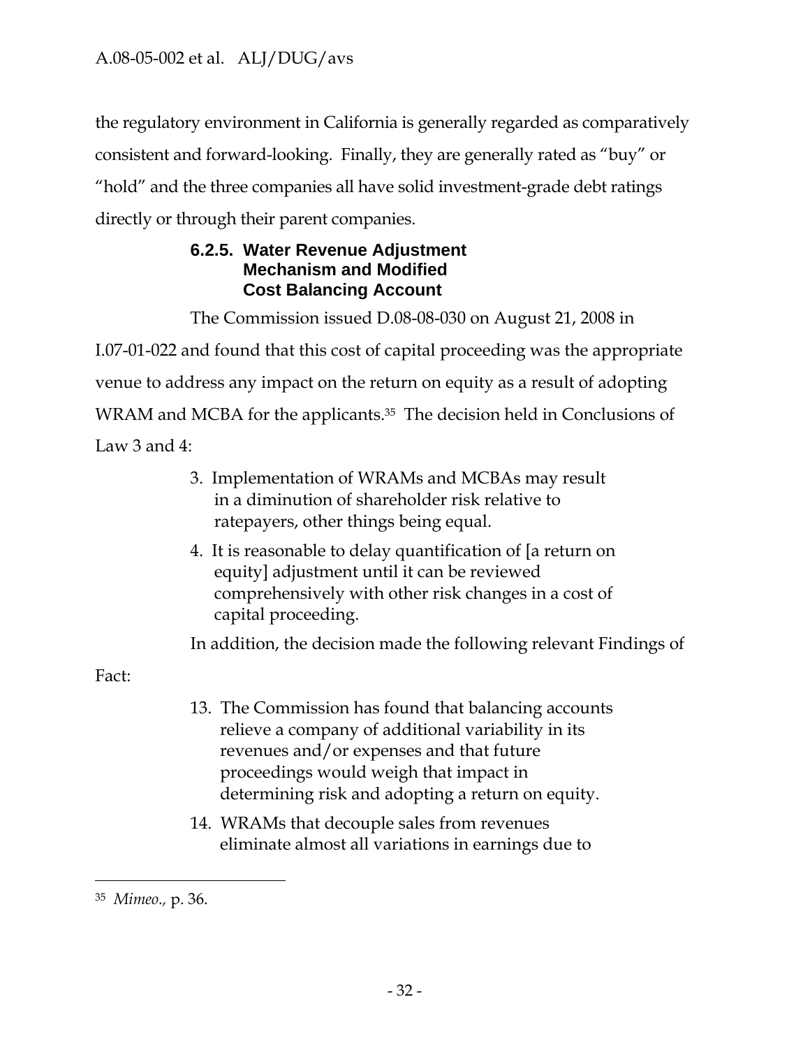the regulatory environment in California is generally regarded as comparatively consistent and forward-looking. Finally, they are generally rated as "buy" or "hold" and the three companies all have solid investment-grade debt ratings directly or through their parent companies.

#### 6.2.5. Water Revenue Adjustment Mechanism and Modified Cost Balancing Account

The Commission issued D.08-08-030 on August 21, 2008 in I.07-01-022 and found that this cost of capital proceeding was the appropriate venue to address any impact on the return on equity as a result of adopting WRAM and MCBA for the applicants.[35] The decision held in Conclusions of Law 3 and 4:

> 3. Implementation of WRAMs and MCBAs may result in a diminution of shareholder risk relative to ratepayers, other things being equal.
>
> 4. It is reasonable to delay quantification of [a return on equity] adjustment until it can be reviewed comprehensively with other risk changes in a cost of capital proceeding.

In addition, the decision made the following relevant Findings of Fact:

> 13. The Commission has found that balancing accounts relieve a company of additional variability in its revenues and/or expenses and that future proceedings would weigh that impact in determining risk and adopting a return on equity.
>
> 14. WRAMs that decouple sales from revenues eliminate almost all variations in earnings due to

---

[35] *Mimeo.,* p. 36.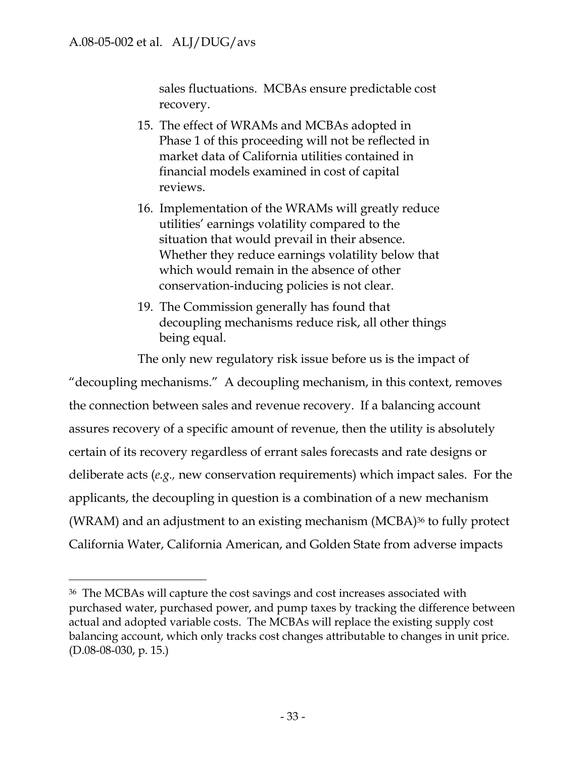> sales fluctuations. MCBAs ensure predictable cost recovery.
>
> 15. The effect of WRAMs and MCBAs adopted in Phase 1 of this proceeding will not be reflected in market data of California utilities contained in financial models examined in cost of capital reviews.
>
> 16. Implementation of the WRAMs will greatly reduce utilities' earnings volatility compared to the situation that would prevail in their absence. Whether they reduce earnings volatility below that which would remain in the absence of other conservation-inducing policies is not clear.
>
> 19. The Commission generally has found that decoupling mechanisms reduce risk, all other things being equal.

The only new regulatory risk issue before us is the impact of "decoupling mechanisms." A decoupling mechanism, in this context, removes the connection between sales and revenue recovery. If a balancing account assures recovery of a specific amount of revenue, then the utility is absolutely certain of its recovery regardless of errant sales forecasts and rate designs or deliberate acts (*e.g.,* new conservation requirements) which impact sales. For the applicants, the decoupling in question is a combination of a new mechanism (WRAM) and an adjustment to an existing mechanism (MCBA)[36] to fully protect California Water, California American, and Golden State from adverse impacts

---

[36] The MCBAs will capture the cost savings and cost increases associated with purchased water, purchased power, and pump taxes by tracking the difference between actual and adopted variable costs. The MCBAs will replace the existing supply cost balancing account, which only tracks cost changes attributable to changes in unit price. (D.08-08-030, p. 15.)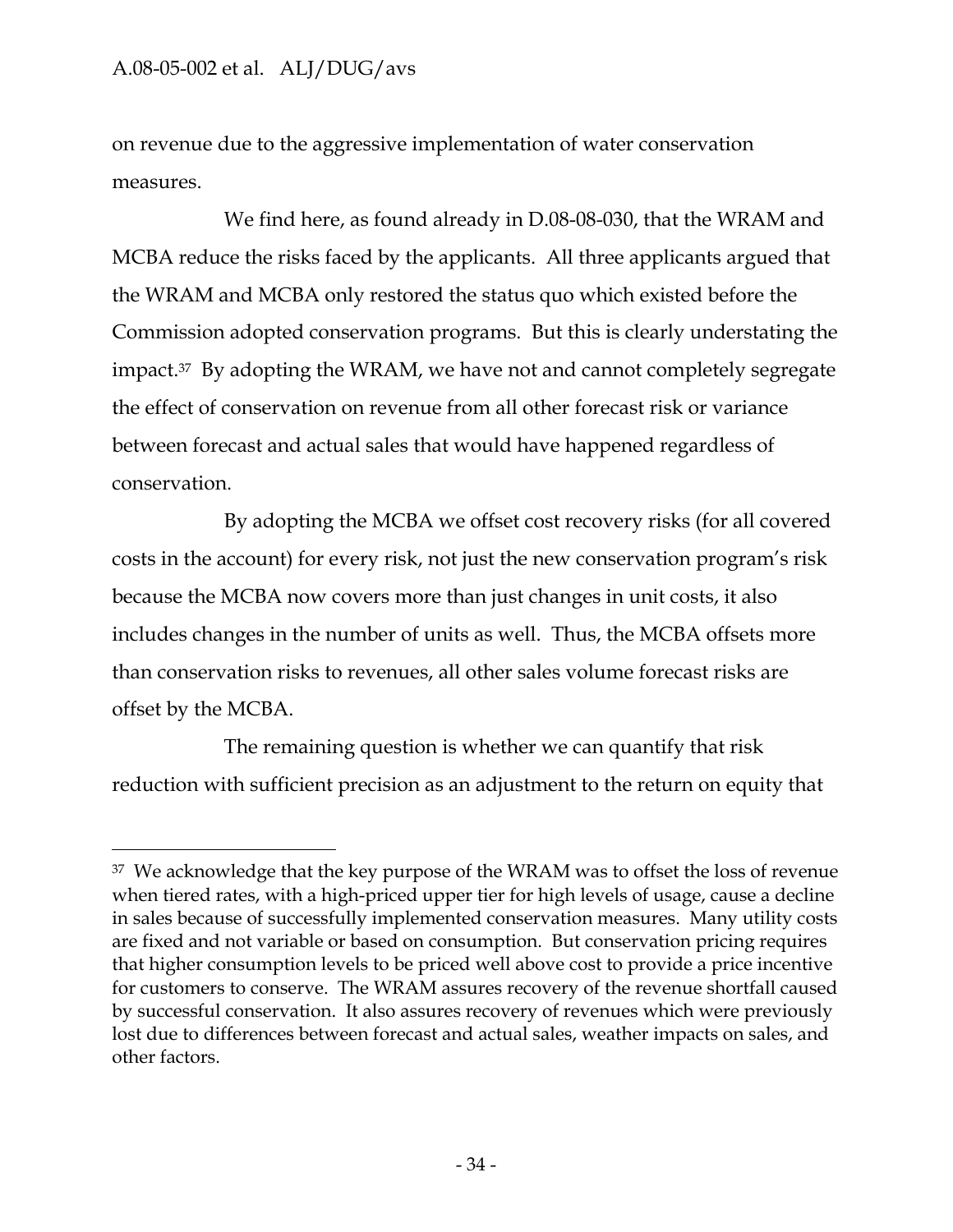on revenue due to the aggressive implementation of water conservation measures.

We find here, as found already in D.08-08-030, that the WRAM and MCBA reduce the risks faced by the applicants. All three applicants argued that the WRAM and MCBA only restored the status quo which existed before the Commission adopted conservation programs. But this is clearly understating the impact.[37] By adopting the WRAM, we have not and cannot completely segregate the effect of conservation on revenue from all other forecast risk or variance between forecast and actual sales that would have happened regardless of conservation.

By adopting the MCBA we offset cost recovery risks (for all covered costs in the account) for every risk, not just the new conservation program's risk because the MCBA now covers more than just changes in unit costs, it also includes changes in the number of units as well. Thus, the MCBA offsets more than conservation risks to revenues, all other sales volume forecast risks are offset by the MCBA.

The remaining question is whether we can quantify that risk reduction with sufficient precision as an adjustment to the return on equity that

---

[37] We acknowledge that the key purpose of the WRAM was to offset the loss of revenue when tiered rates, with a high-priced upper tier for high levels of usage, cause a decline in sales because of successfully implemented conservation measures. Many utility costs are fixed and not variable or based on consumption. But conservation pricing requires that higher consumption levels to be priced well above cost to provide a price incentive for customers to conserve. The WRAM assures recovery of the revenue shortfall caused by successful conservation. It also assures recovery of revenues which were previously lost due to differences between forecast and actual sales, weather impacts on sales, and other factors.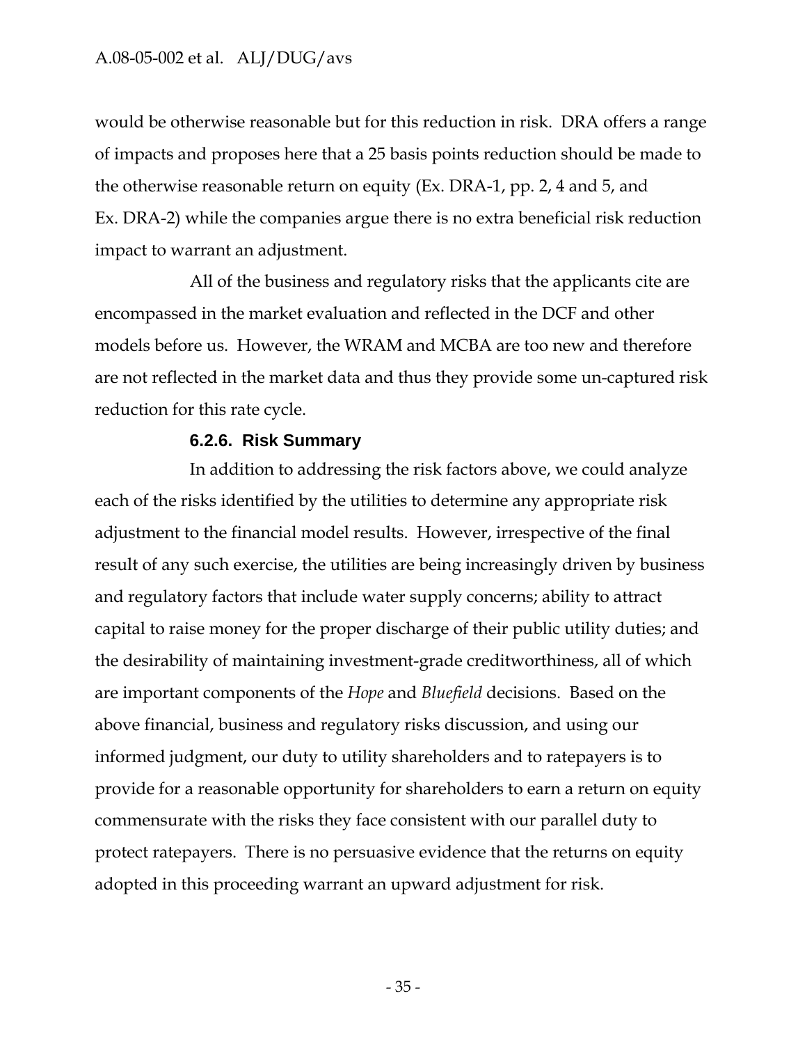would be otherwise reasonable but for this reduction in risk. DRA offers a range of impacts and proposes here that a 25 basis points reduction should be made to the otherwise reasonable return on equity (Ex. DRA-1, pp. 2, 4 and 5, and Ex. DRA-2) while the companies argue there is no extra beneficial risk reduction impact to warrant an adjustment.

All of the business and regulatory risks that the applicants cite are encompassed in the market evaluation and reflected in the DCF and other models before us. However, the WRAM and MCBA are too new and therefore are not reflected in the market data and thus they provide some un-captured risk reduction for this rate cycle.

#### 6.2.6. Risk Summary

In addition to addressing the risk factors above, we could analyze each of the risks identified by the utilities to determine any appropriate risk adjustment to the financial model results. However, irrespective of the final result of any such exercise, the utilities are being increasingly driven by business and regulatory factors that include water supply concerns; ability to attract capital to raise money for the proper discharge of their public utility duties; and the desirability of maintaining investment-grade creditworthiness, all of which are important components of the *Hope* and *Bluefield* decisions. Based on the above financial, business and regulatory risks discussion, and using our informed judgment, our duty to utility shareholders and to ratepayers is to provide for a reasonable opportunity for shareholders to earn a return on equity commensurate with the risks they face consistent with our parallel duty to protect ratepayers. There is no persuasive evidence that the returns on equity adopted in this proceeding warrant an upward adjustment for risk.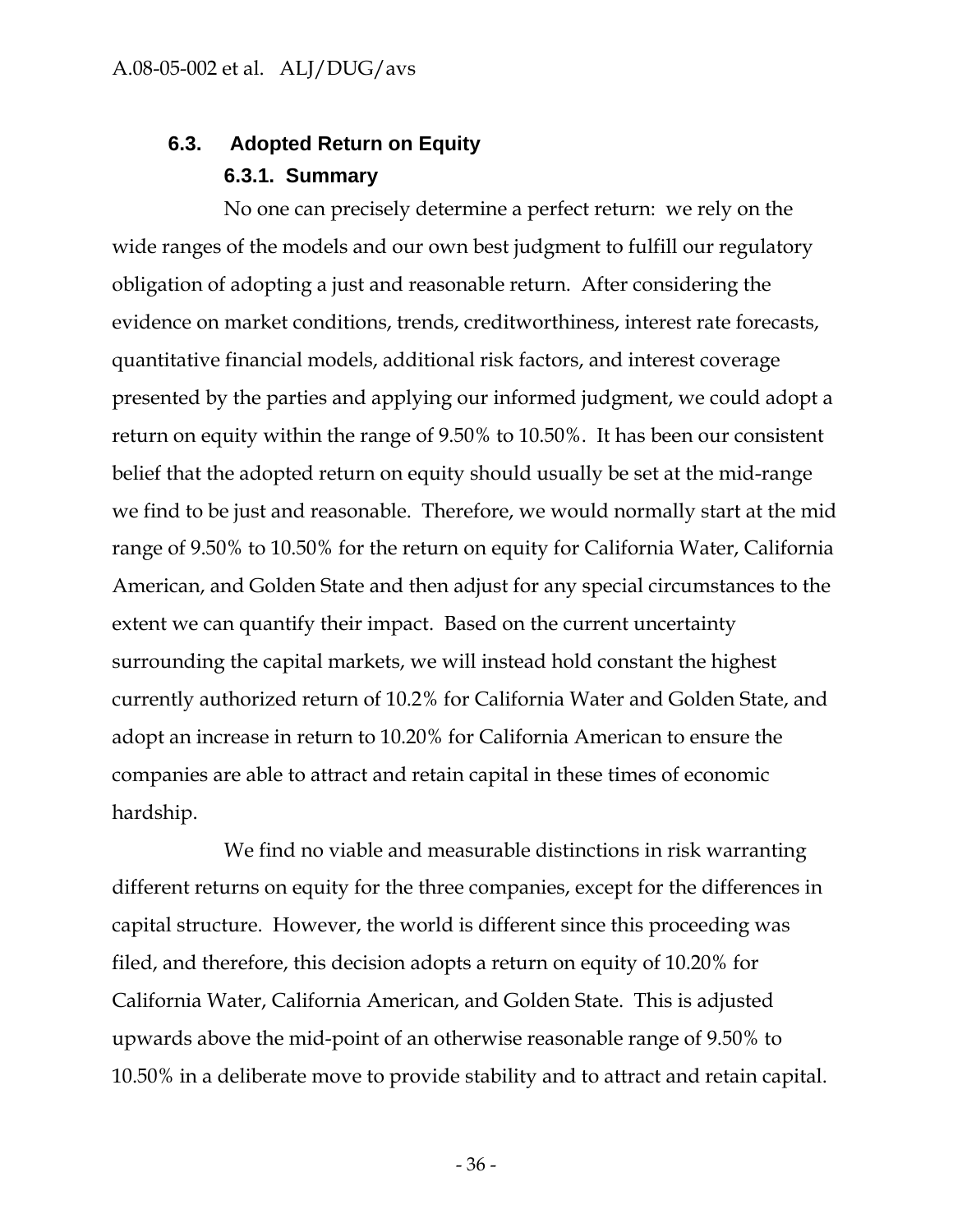## 6.3. Adopted Return on Equity

### 6.3.1. Summary

No one can precisely determine a perfect return: we rely on the wide ranges of the models and our own best judgment to fulfill our regulatory obligation of adopting a just and reasonable return. After considering the evidence on market conditions, trends, creditworthiness, interest rate forecasts, quantitative financial models, additional risk factors, and interest coverage presented by the parties and applying our informed judgment, we could adopt a return on equity within the range of 9.50% to 10.50%. It has been our consistent belief that the adopted return on equity should usually be set at the mid-range we find to be just and reasonable. Therefore, we would normally start at the mid range of 9.50% to 10.50% for the return on equity for California Water, California American, and Golden State and then adjust for any special circumstances to the extent we can quantify their impact. Based on the current uncertainty surrounding the capital markets, we will instead hold constant the highest currently authorized return of 10.2% for California Water and Golden State, and adopt an increase in return to 10.20% for California American to ensure the companies are able to attract and retain capital in these times of economic hardship.

We find no viable and measurable distinctions in risk warranting different returns on equity for the three companies, except for the differences in capital structure. However, the world is different since this proceeding was filed, and therefore, this decision adopts a return on equity of 10.20% for California Water, California American, and Golden State. This is adjusted upwards above the mid-point of an otherwise reasonable range of 9.50% to 10.50% in a deliberate move to provide stability and to attract and retain capital.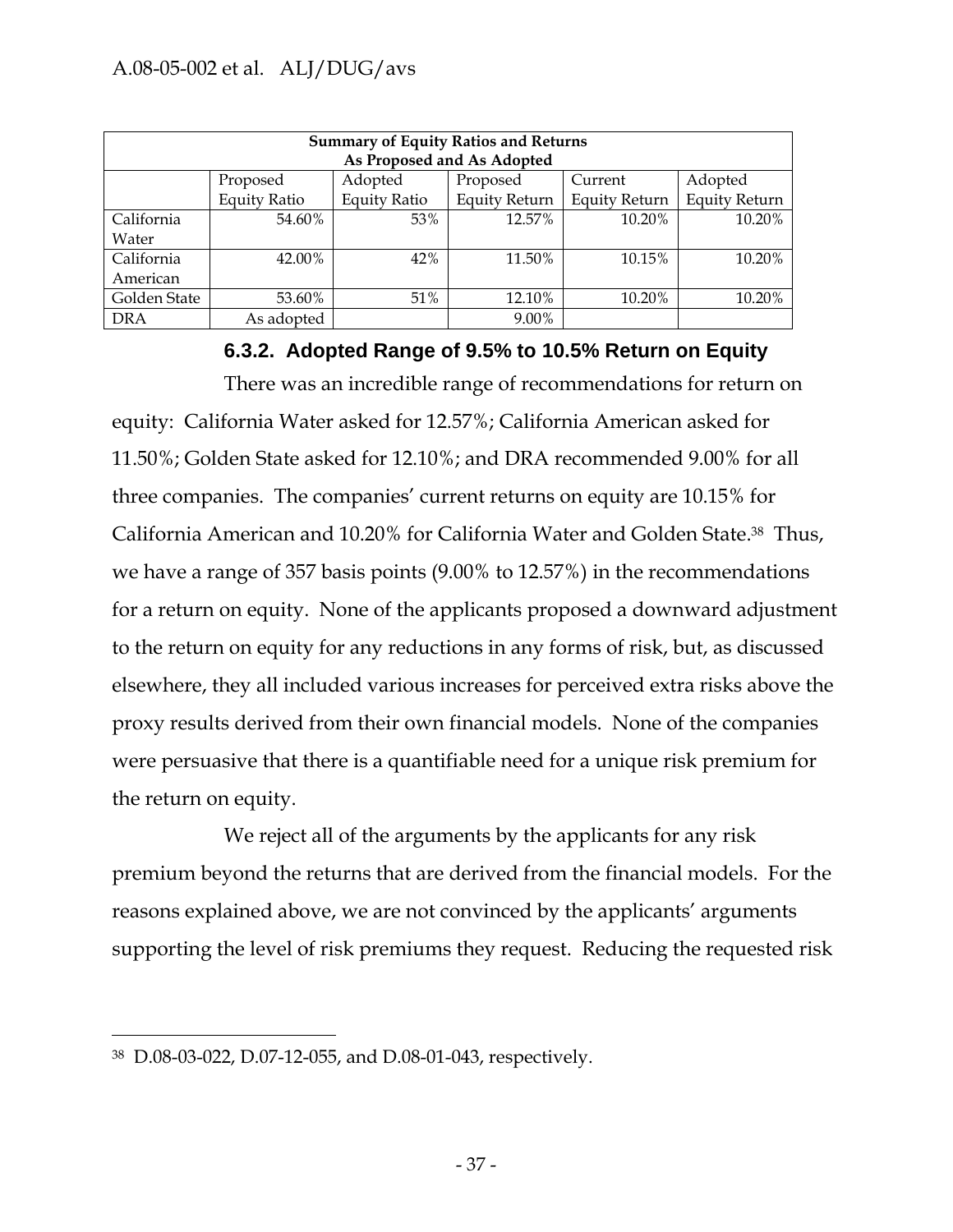| Summary of Equity Ratios and Returns As Proposed and As Adopted | | | | | |
|---|---|---|---|---|---|
| | Proposed Equity Ratio | Adopted Equity Ratio | Proposed Equity Return | Current Equity Return | Adopted Equity Return |
| California Water | 54.60% | 53% | 12.57% | 10.20% | 10.20% |
| California American | 42.00% | 42% | 11.50% | 10.15% | 10.20% |
| Golden State | 53.60% | 51% | 12.10% | 10.20% | 10.20% |
| DRA | As adopted | | 9.00% | | |

### 6.3.2. Adopted Range of 9.5% to 10.5% Return on Equity

There was an incredible range of recommendations for return on equity: California Water asked for 12.57%; California American asked for 11.50%; Golden State asked for 12.10%; and DRA recommended 9.00% for all three companies. The companies' current returns on equity are 10.15% for California American and 10.20% for California Water and Golden State.[38] Thus, we have a range of 357 basis points (9.00% to 12.57%) in the recommendations for a return on equity. None of the applicants proposed a downward adjustment to the return on equity for any reductions in any forms of risk, but, as discussed elsewhere, they all included various increases for perceived extra risks above the proxy results derived from their own financial models. None of the companies were persuasive that there is a quantifiable need for a unique risk premium for the return on equity.

We reject all of the arguments by the applicants for any risk premium beyond the returns that are derived from the financial models. For the reasons explained above, we are not convinced by the applicants' arguments supporting the level of risk premiums they request. Reducing the requested risk

[38] D.08-03-022, D.07-12-055, and D.08-01-043, respectively.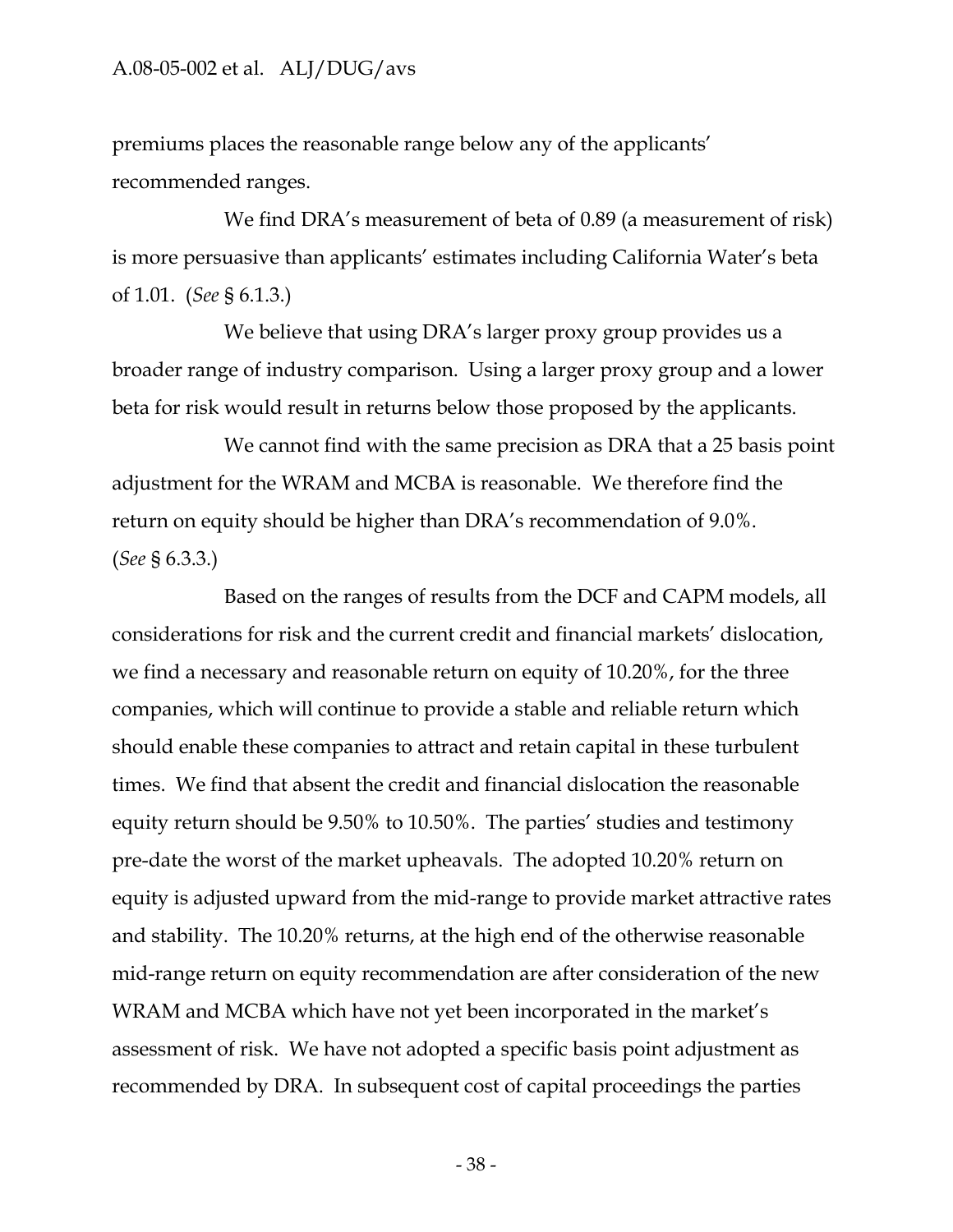premiums places the reasonable range below any of the applicants' recommended ranges.

We find DRA's measurement of beta of 0.89 (a measurement of risk) is more persuasive than applicants' estimates including California Water's beta of 1.01. (*See* § 6.1.3.)

We believe that using DRA's larger proxy group provides us a broader range of industry comparison. Using a larger proxy group and a lower beta for risk would result in returns below those proposed by the applicants.

We cannot find with the same precision as DRA that a 25 basis point adjustment for the WRAM and MCBA is reasonable. We therefore find the return on equity should be higher than DRA's recommendation of 9.0%. (*See* § 6.3.3.)

Based on the ranges of results from the DCF and CAPM models, all considerations for risk and the current credit and financial markets' dislocation, we find a necessary and reasonable return on equity of 10.20%, for the three companies, which will continue to provide a stable and reliable return which should enable these companies to attract and retain capital in these turbulent times. We find that absent the credit and financial dislocation the reasonable equity return should be 9.50% to 10.50%. The parties' studies and testimony pre-date the worst of the market upheavals. The adopted 10.20% return on equity is adjusted upward from the mid-range to provide market attractive rates and stability. The 10.20% returns, at the high end of the otherwise reasonable mid-range return on equity recommendation are after consideration of the new WRAM and MCBA which have not yet been incorporated in the market's assessment of risk. We have not adopted a specific basis point adjustment as recommended by DRA. In subsequent cost of capital proceedings the parties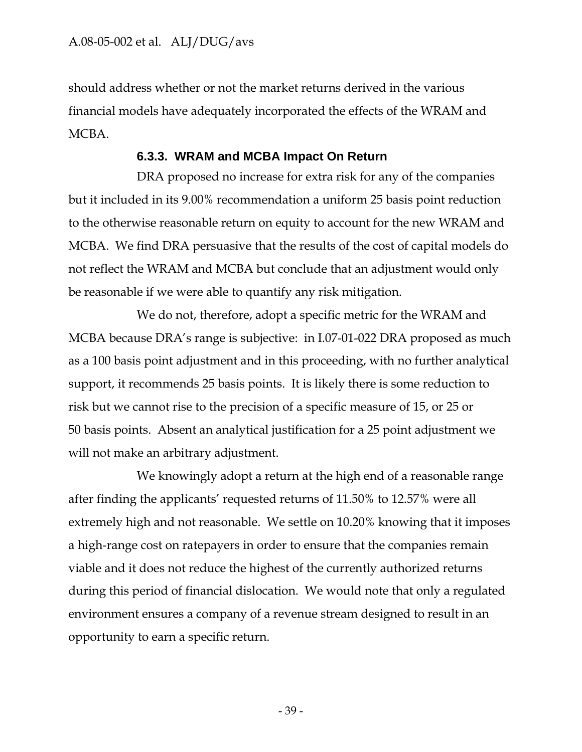should address whether or not the market returns derived in the various financial models have adequately incorporated the effects of the WRAM and MCBA.

#### 6.3.3. WRAM and MCBA Impact On Return

DRA proposed no increase for extra risk for any of the companies but it included in its 9.00% recommendation a uniform 25 basis point reduction to the otherwise reasonable return on equity to account for the new WRAM and MCBA. We find DRA persuasive that the results of the cost of capital models do not reflect the WRAM and MCBA but conclude that an adjustment would only be reasonable if we were able to quantify any risk mitigation.

We do not, therefore, adopt a specific metric for the WRAM and MCBA because DRA's range is subjective: in I.07-01-022 DRA proposed as much as a 100 basis point adjustment and in this proceeding, with no further analytical support, it recommends 25 basis points. It is likely there is some reduction to risk but we cannot rise to the precision of a specific measure of 15, or 25 or 50 basis points. Absent an analytical justification for a 25 point adjustment we will not make an arbitrary adjustment.

We knowingly adopt a return at the high end of a reasonable range after finding the applicants' requested returns of 11.50% to 12.57% were all extremely high and not reasonable. We settle on 10.20% knowing that it imposes a high-range cost on ratepayers in order to ensure that the companies remain viable and it does not reduce the highest of the currently authorized returns during this period of financial dislocation. We would note that only a regulated environment ensures a company of a revenue stream designed to result in an opportunity to earn a specific return.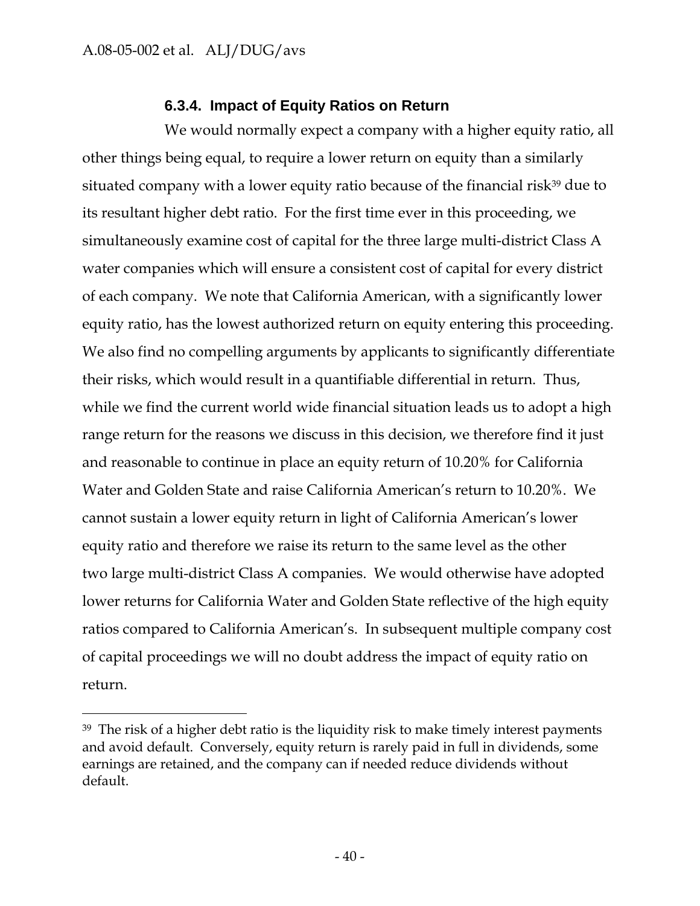### 6.3.4. Impact of Equity Ratios on Return

We would normally expect a company with a higher equity ratio, all other things being equal, to require a lower return on equity than a similarly situated company with a lower equity ratio because of the financial risk[39] due to its resultant higher debt ratio. For the first time ever in this proceeding, we simultaneously examine cost of capital for the three large multi-district Class A water companies which will ensure a consistent cost of capital for every district of each company. We note that California American, with a significantly lower equity ratio, has the lowest authorized return on equity entering this proceeding. We also find no compelling arguments by applicants to significantly differentiate their risks, which would result in a quantifiable differential in return. Thus, while we find the current world wide financial situation leads us to adopt a high range return for the reasons we discuss in this decision, we therefore find it just and reasonable to continue in place an equity return of 10.20% for California Water and Golden State and raise California American's return to 10.20%. We cannot sustain a lower equity return in light of California American's lower equity ratio and therefore we raise its return to the same level as the other two large multi-district Class A companies. We would otherwise have adopted lower returns for California Water and Golden State reflective of the high equity ratios compared to California American's. In subsequent multiple company cost of capital proceedings we will no doubt address the impact of equity ratio on return.

---

[39] The risk of a higher debt ratio is the liquidity risk to make timely interest payments and avoid default. Conversely, equity return is rarely paid in full in dividends, some earnings are retained, and the company can if needed reduce dividends without default.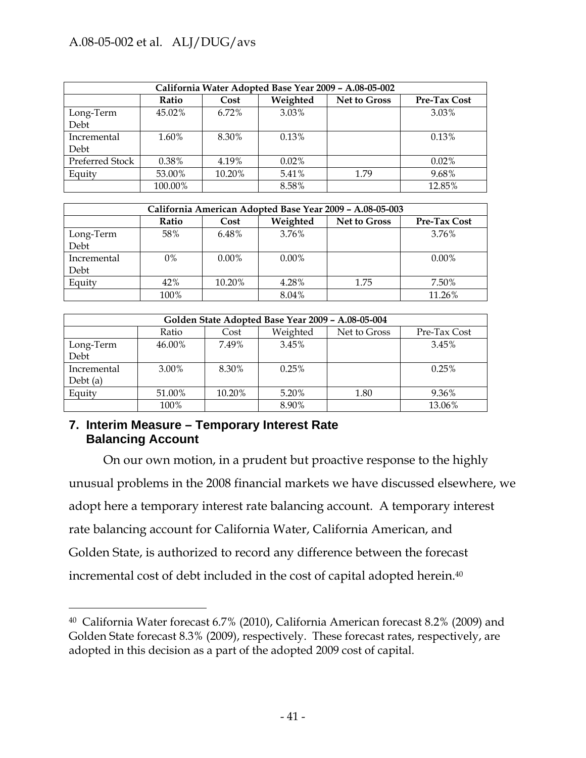| California Water Adopted Base Year 2009 – A.08-05-002 | | | | | |
|---|---|---|---|---|---|
| | **Ratio** | **Cost** | **Weighted** | **Net to Gross** | **Pre-Tax Cost** |
| Long-Term Debt | 45.02% | 6.72% | 3.03% | | 3.03% |
| Incremental Debt | 1.60% | 8.30% | 0.13% | | 0.13% |
| Preferred Stock | 0.38% | 4.19% | 0.02% | | 0.02% |
| Equity | 53.00% | 10.20% | 5.41% | 1.79 | 9.68% |
| | 100.00% | | 8.58% | | 12.85% |

| California American Adopted Base Year 2009 – A.08-05-003 | | | | | |
|---|---|---|---|---|---|
| | **Ratio** | **Cost** | **Weighted** | **Net to Gross** | **Pre-Tax Cost** |
| Long-Term Debt | 58% | 6.48% | 3.76% | | 3.76% |
| Incremental Debt | 0% | 0.00% | 0.00% | | 0.00% |
| Equity | 42% | 10.20% | 4.28% | 1.75 | 7.50% |
| | 100% | | 8.04% | | 11.26% |

| Golden State Adopted Base Year 2009 – A.08-05-004 | | | | | |
|---|---|---|---|---|---|
| | Ratio | Cost | Weighted | Net to Gross | Pre-Tax Cost |
| Long-Term Debt | 46.00% | 7.49% | 3.45% | | 3.45% |
| Incremental Debt (a) | 3.00% | 8.30% | 0.25% | | 0.25% |
| Equity | 51.00% | 10.20% | 5.20% | 1.80 | 9.36% |
| | 100% | | 8.90% | | 13.06% |

## 7. Interim Measure – Temporary Interest Rate Balancing Account

On our own motion, in a prudent but proactive response to the highly unusual problems in the 2008 financial markets we have discussed elsewhere, we adopt here a temporary interest rate balancing account. A temporary interest rate balancing account for California Water, California American, and Golden State, is authorized to record any difference between the forecast incremental cost of debt included in the cost of capital adopted herein.[40]

---

[40] California Water forecast 6.7% (2010), California American forecast 8.2% (2009) and Golden State forecast 8.3% (2009), respectively. These forecast rates, respectively, are adopted in this decision as a part of the adopted 2009 cost of capital.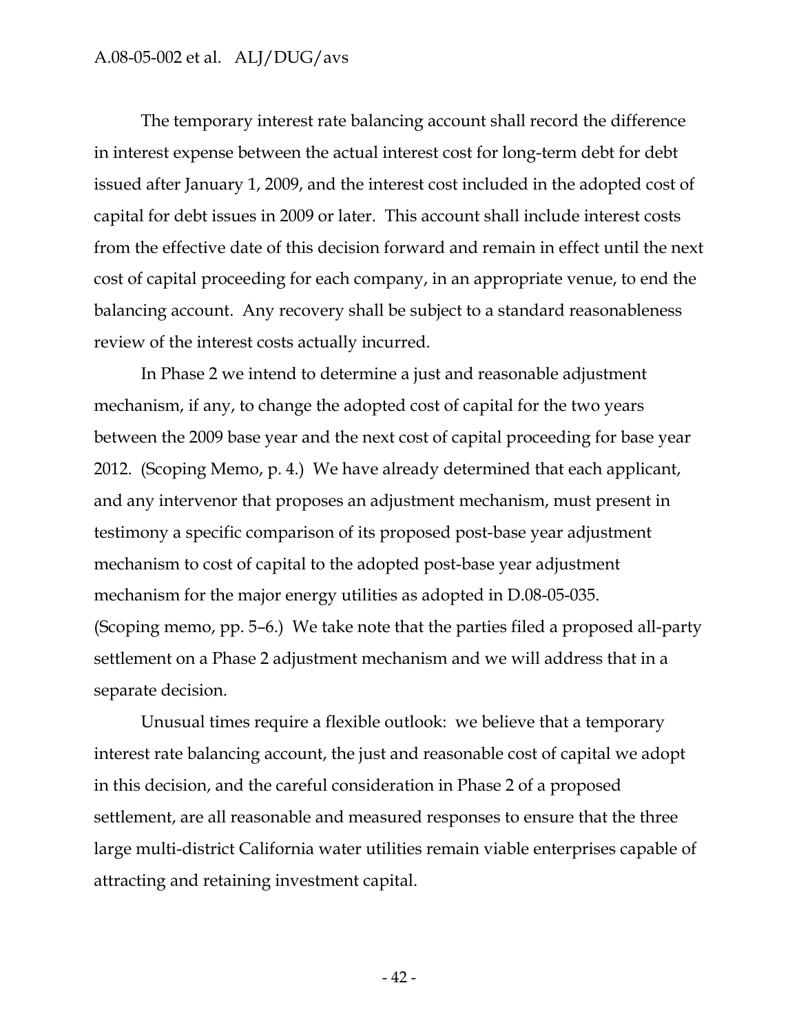The temporary interest rate balancing account shall record the difference in interest expense between the actual interest cost for long-term debt for debt issued after January 1, 2009, and the interest cost included in the adopted cost of capital for debt issues in 2009 or later. This account shall include interest costs from the effective date of this decision forward and remain in effect until the next cost of capital proceeding for each company, in an appropriate venue, to end the balancing account. Any recovery shall be subject to a standard reasonableness review of the interest costs actually incurred.

In Phase 2 we intend to determine a just and reasonable adjustment mechanism, if any, to change the adopted cost of capital for the two years between the 2009 base year and the next cost of capital proceeding for base year 2012. (Scoping Memo, p. 4.) We have already determined that each applicant, and any intervenor that proposes an adjustment mechanism, must present in testimony a specific comparison of its proposed post-base year adjustment mechanism to cost of capital to the adopted post-base year adjustment mechanism for the major energy utilities as adopted in D.08-05-035. (Scoping memo, pp. 5–6.) We take note that the parties filed a proposed all-party settlement on a Phase 2 adjustment mechanism and we will address that in a separate decision.

Unusual times require a flexible outlook: we believe that a temporary interest rate balancing account, the just and reasonable cost of capital we adopt in this decision, and the careful consideration in Phase 2 of a proposed settlement, are all reasonable and measured responses to ensure that the three large multi-district California water utilities remain viable enterprises capable of attracting and retaining investment capital.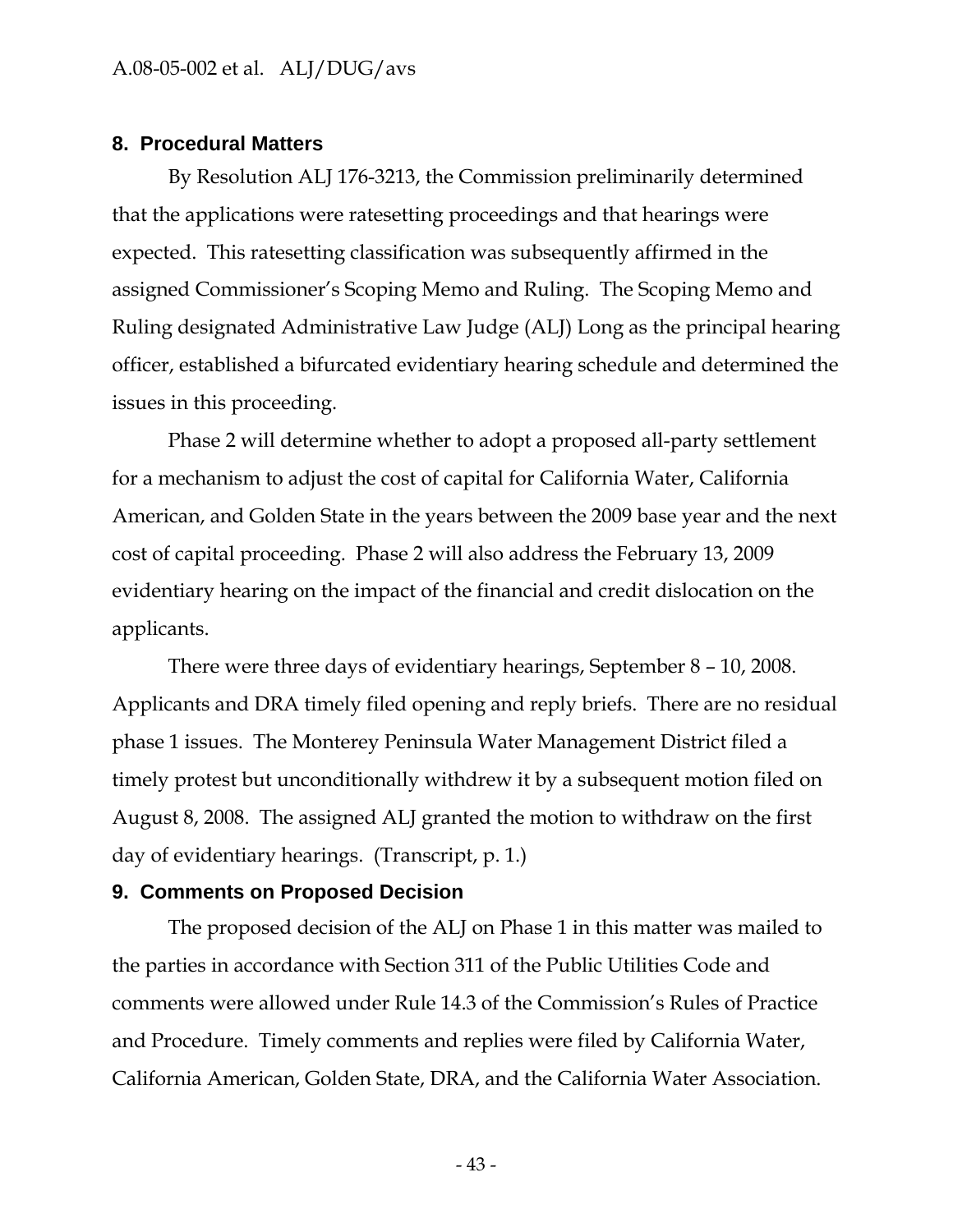## 8. Procedural Matters

By Resolution ALJ 176-3213, the Commission preliminarily determined that the applications were ratesetting proceedings and that hearings were expected. This ratesetting classification was subsequently affirmed in the assigned Commissioner's Scoping Memo and Ruling. The Scoping Memo and Ruling designated Administrative Law Judge (ALJ) Long as the principal hearing officer, established a bifurcated evidentiary hearing schedule and determined the issues in this proceeding.

Phase 2 will determine whether to adopt a proposed all-party settlement for a mechanism to adjust the cost of capital for California Water, California American, and Golden State in the years between the 2009 base year and the next cost of capital proceeding. Phase 2 will also address the February 13, 2009 evidentiary hearing on the impact of the financial and credit dislocation on the applicants.

There were three days of evidentiary hearings, September 8 – 10, 2008. Applicants and DRA timely filed opening and reply briefs. There are no residual phase 1 issues. The Monterey Peninsula Water Management District filed a timely protest but unconditionally withdrew it by a subsequent motion filed on August 8, 2008. The assigned ALJ granted the motion to withdraw on the first day of evidentiary hearings. (Transcript, p. 1.)

## 9. Comments on Proposed Decision

The proposed decision of the ALJ on Phase 1 in this matter was mailed to the parties in accordance with Section 311 of the Public Utilities Code and comments were allowed under Rule 14.3 of the Commission's Rules of Practice and Procedure. Timely comments and replies were filed by California Water, California American, Golden State, DRA, and the California Water Association.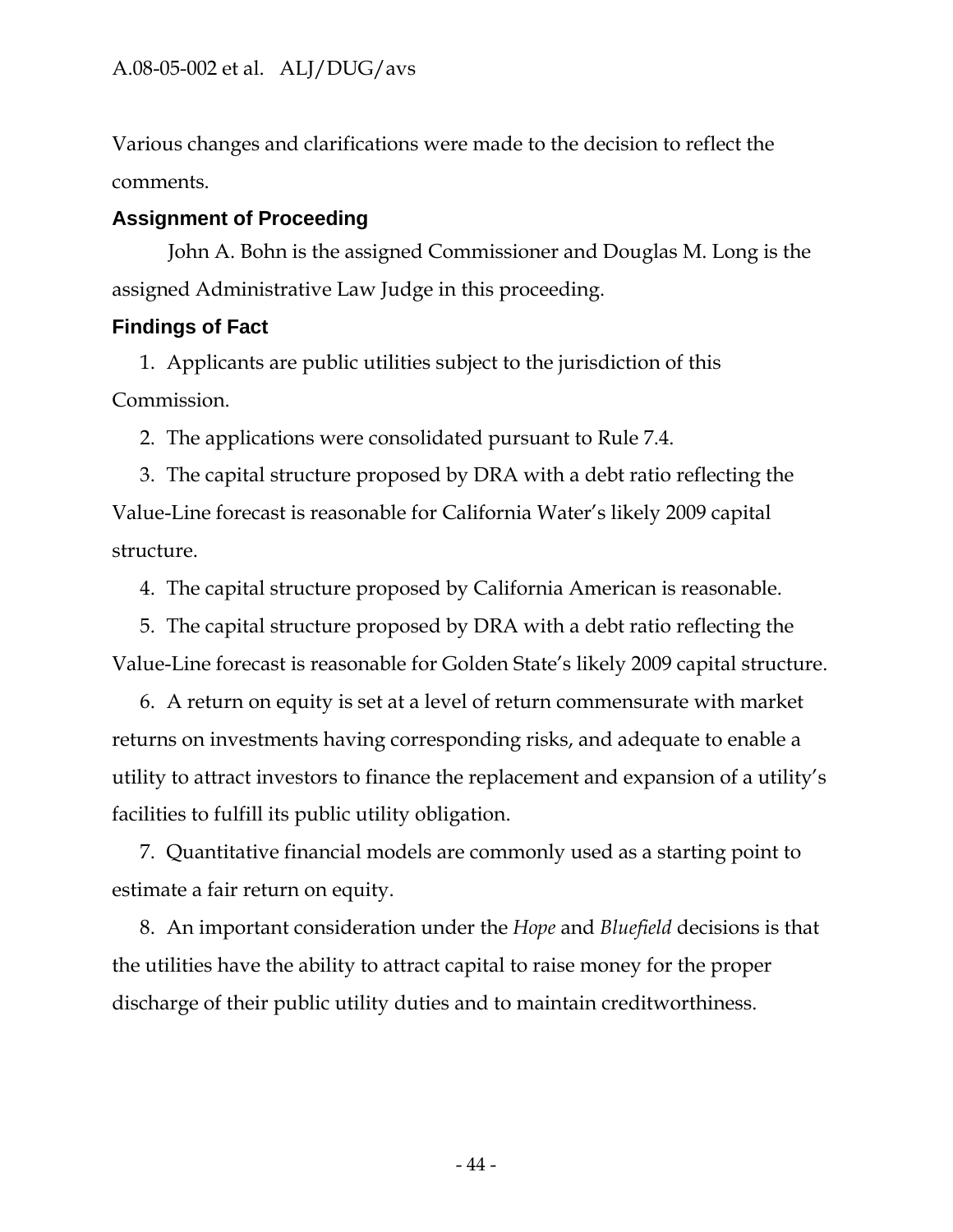Various changes and clarifications were made to the decision to reflect the comments.

## Assignment of Proceeding

John A. Bohn is the assigned Commissioner and Douglas M. Long is the assigned Administrative Law Judge in this proceeding.

## Findings of Fact

1. Applicants are public utilities subject to the jurisdiction of this Commission.

2. The applications were consolidated pursuant to Rule 7.4.

3. The capital structure proposed by DRA with a debt ratio reflecting the Value-Line forecast is reasonable for California Water's likely 2009 capital structure.

4. The capital structure proposed by California American is reasonable.

5. The capital structure proposed by DRA with a debt ratio reflecting the Value-Line forecast is reasonable for Golden State's likely 2009 capital structure.

6. A return on equity is set at a level of return commensurate with market returns on investments having corresponding risks, and adequate to enable a utility to attract investors to finance the replacement and expansion of a utility's facilities to fulfill its public utility obligation.

7. Quantitative financial models are commonly used as a starting point to estimate a fair return on equity.

8. An important consideration under the *Hope* and *Bluefield* decisions is that the utilities have the ability to attract capital to raise money for the proper discharge of their public utility duties and to maintain creditworthiness.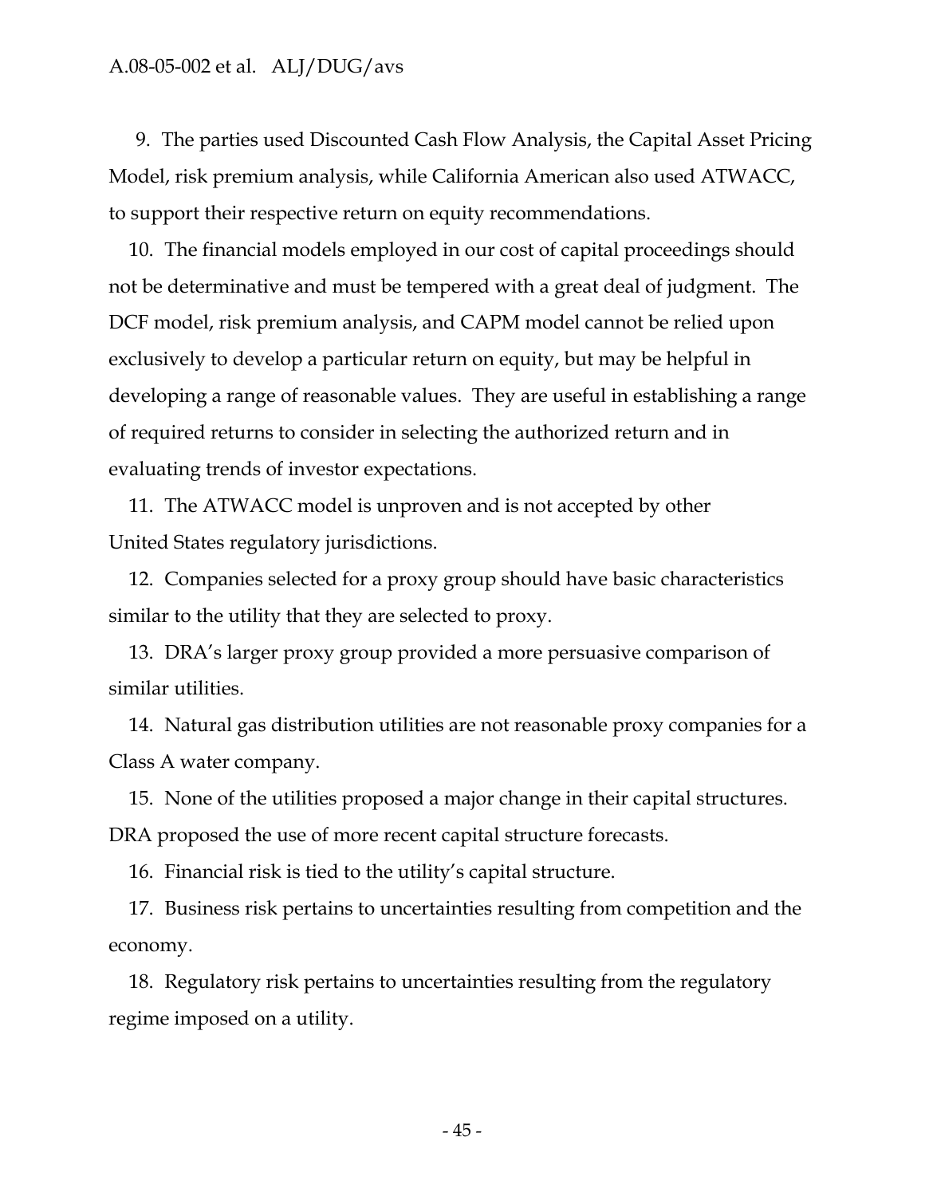9. The parties used Discounted Cash Flow Analysis, the Capital Asset Pricing Model, risk premium analysis, while California American also used ATWACC, to support their respective return on equity recommendations.

10. The financial models employed in our cost of capital proceedings should not be determinative and must be tempered with a great deal of judgment. The DCF model, risk premium analysis, and CAPM model cannot be relied upon exclusively to develop a particular return on equity, but may be helpful in developing a range of reasonable values. They are useful in establishing a range of required returns to consider in selecting the authorized return and in evaluating trends of investor expectations.

11. The ATWACC model is unproven and is not accepted by other United States regulatory jurisdictions.

12. Companies selected for a proxy group should have basic characteristics similar to the utility that they are selected to proxy.

13. DRA's larger proxy group provided a more persuasive comparison of similar utilities.

14. Natural gas distribution utilities are not reasonable proxy companies for a Class A water company.

15. None of the utilities proposed a major change in their capital structures. DRA proposed the use of more recent capital structure forecasts.

16. Financial risk is tied to the utility's capital structure.

17. Business risk pertains to uncertainties resulting from competition and the economy.

18. Regulatory risk pertains to uncertainties resulting from the regulatory regime imposed on a utility.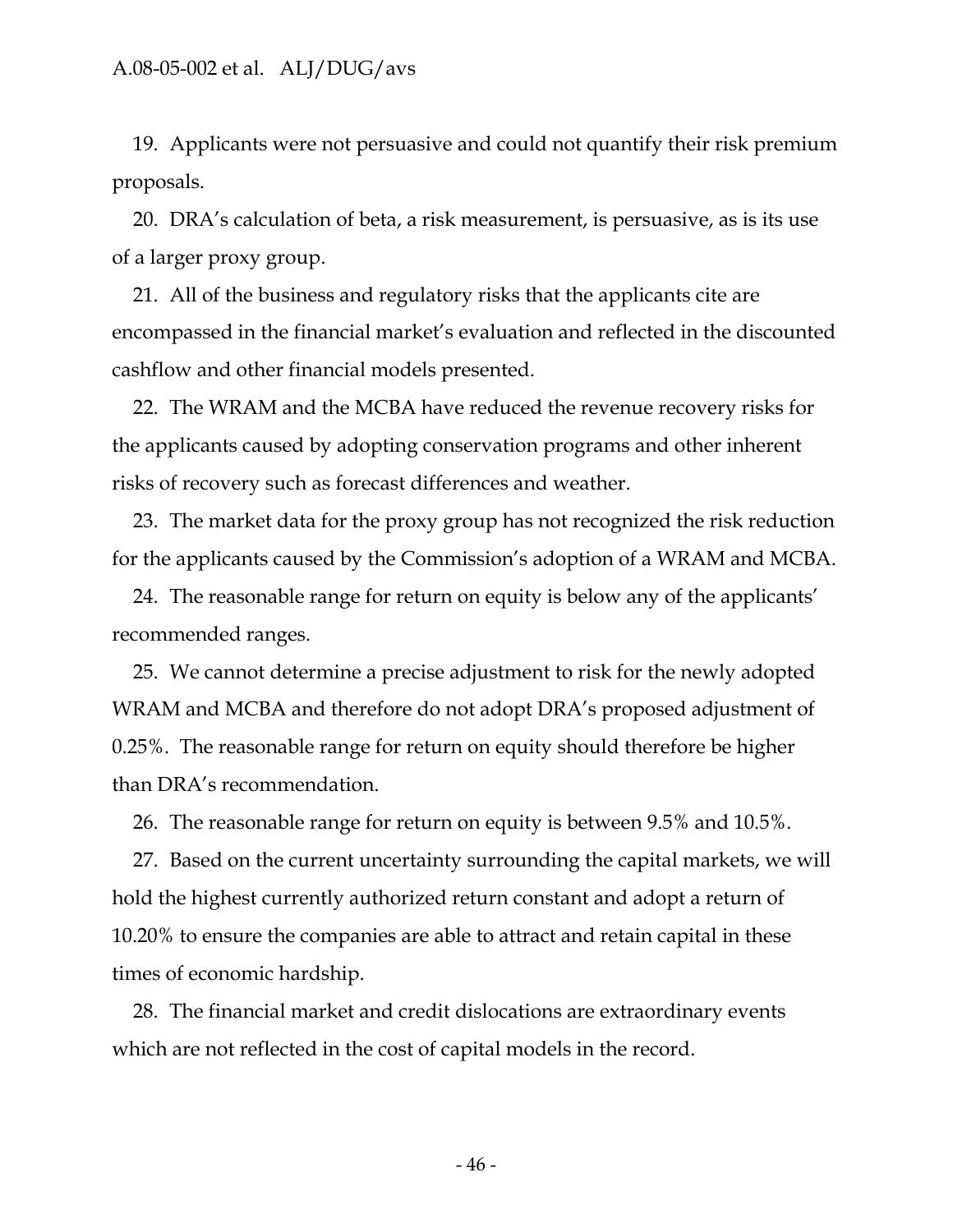19. Applicants were not persuasive and could not quantify their risk premium proposals.

20. DRA's calculation of beta, a risk measurement, is persuasive, as is its use of a larger proxy group.

21. All of the business and regulatory risks that the applicants cite are encompassed in the financial market's evaluation and reflected in the discounted cashflow and other financial models presented.

22. The WRAM and the MCBA have reduced the revenue recovery risks for the applicants caused by adopting conservation programs and other inherent risks of recovery such as forecast differences and weather.

23. The market data for the proxy group has not recognized the risk reduction for the applicants caused by the Commission's adoption of a WRAM and MCBA.

24. The reasonable range for return on equity is below any of the applicants' recommended ranges.

25. We cannot determine a precise adjustment to risk for the newly adopted WRAM and MCBA and therefore do not adopt DRA's proposed adjustment of 0.25%. The reasonable range for return on equity should therefore be higher than DRA's recommendation.

26. The reasonable range for return on equity is between 9.5% and 10.5%.

27. Based on the current uncertainty surrounding the capital markets, we will hold the highest currently authorized return constant and adopt a return of 10.20% to ensure the companies are able to attract and retain capital in these times of economic hardship.

28. The financial market and credit dislocations are extraordinary events which are not reflected in the cost of capital models in the record.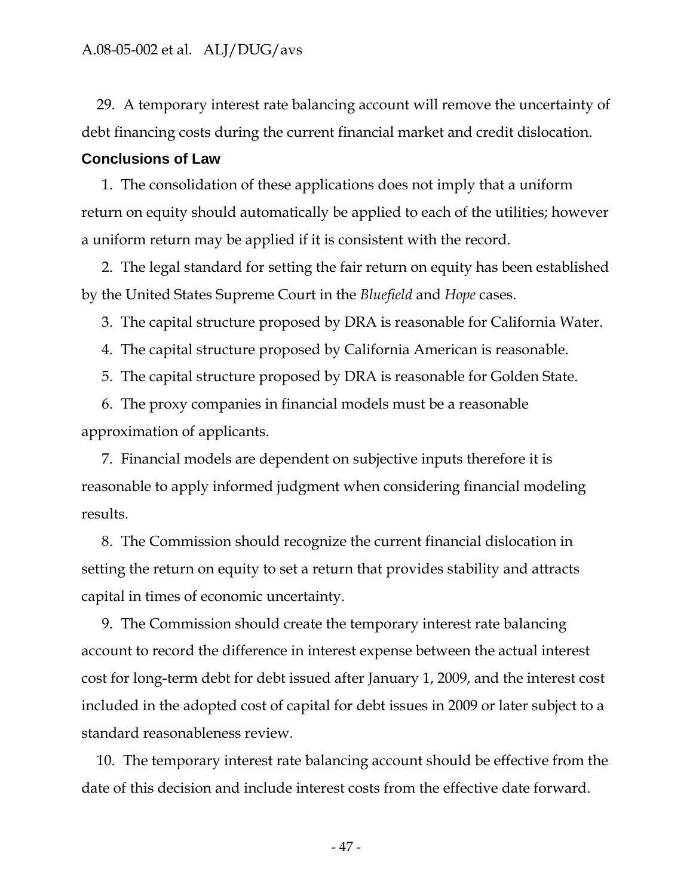29. A temporary interest rate balancing account will remove the uncertainty of debt financing costs during the current financial market and credit dislocation.

## Conclusions of Law

1. The consolidation of these applications does not imply that a uniform return on equity should automatically be applied to each of the utilities; however a uniform return may be applied if it is consistent with the record.

2. The legal standard for setting the fair return on equity has been established by the United States Supreme Court in the *Bluefield* and *Hope* cases.

3. The capital structure proposed by DRA is reasonable for California Water.

4. The capital structure proposed by California American is reasonable.

5. The capital structure proposed by DRA is reasonable for Golden State.

6. The proxy companies in financial models must be a reasonable approximation of applicants.

7. Financial models are dependent on subjective inputs therefore it is reasonable to apply informed judgment when considering financial modeling results.

8. The Commission should recognize the current financial dislocation in setting the return on equity to set a return that provides stability and attracts capital in times of economic uncertainty.

9. The Commission should create the temporary interest rate balancing account to record the difference in interest expense between the actual interest cost for long-term debt for debt issued after January 1, 2009, and the interest cost included in the adopted cost of capital for debt issues in 2009 or later subject to a standard reasonableness review.

10. The temporary interest rate balancing account should be effective from the date of this decision and include interest costs from the effective date forward.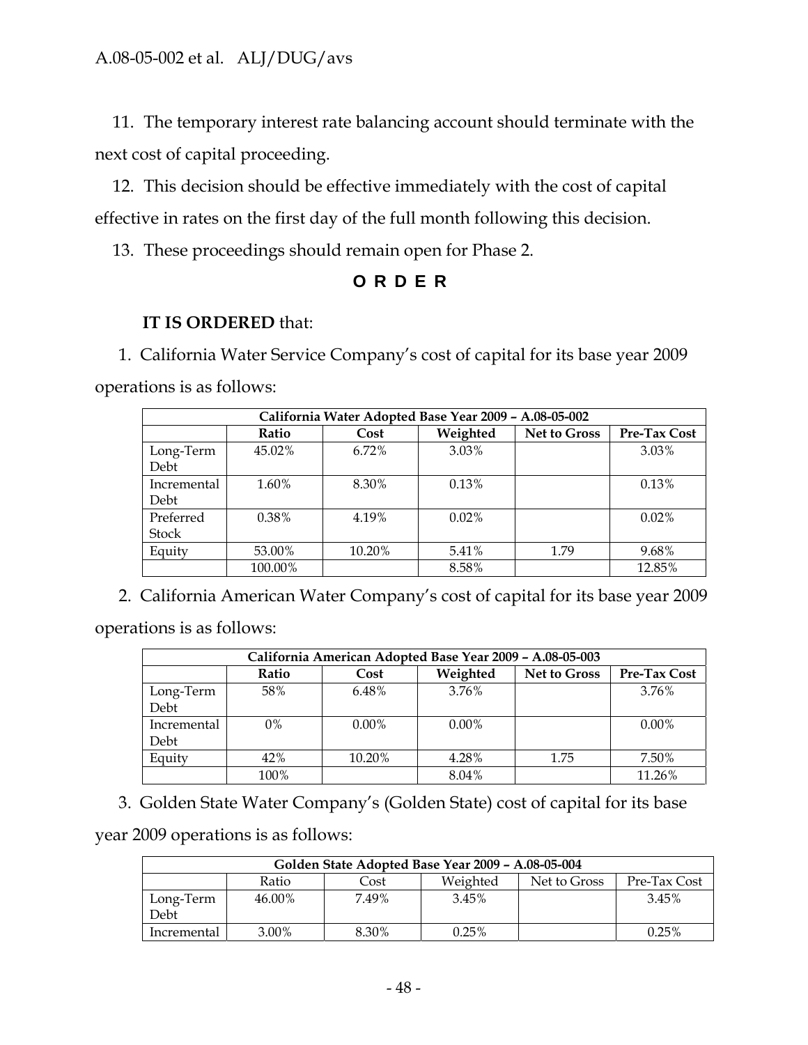11. The temporary interest rate balancing account should terminate with the next cost of capital proceeding.

12. This decision should be effective immediately with the cost of capital effective in rates on the first day of the full month following this decision.

13. These proceedings should remain open for Phase 2.

## ORDER

**IT IS ORDERED** that:

1. California Water Service Company's cost of capital for its base year 2009 operations is as follows:

| California Water Adopted Base Year 2009 – A.08-05-002 | | | | | |
|---|---|---|---|---|---|
| | **Ratio** | **Cost** | **Weighted** | **Net to Gross** | **Pre-Tax Cost** |
| Long-Term Debt | 45.02% | 6.72% | 3.03% | | 3.03% |
| Incremental Debt | 1.60% | 8.30% | 0.13% | | 0.13% |
| Preferred Stock | 0.38% | 4.19% | 0.02% | | 0.02% |
| Equity | 53.00% | 10.20% | 5.41% | 1.79 | 9.68% |
| | 100.00% | | 8.58% | | 12.85% |

2. California American Water Company's cost of capital for its base year 2009 operations is as follows:

| California American Adopted Base Year 2009 – A.08-05-003 | | | | | |
|---|---|---|---|---|---|
| | **Ratio** | **Cost** | **Weighted** | **Net to Gross** | **Pre-Tax Cost** |
| Long-Term Debt | 58% | 6.48% | 3.76% | | 3.76% |
| Incremental Debt | 0% | 0.00% | 0.00% | | 0.00% |
| Equity | 42% | 10.20% | 4.28% | 1.75 | 7.50% |
| | 100% | | 8.04% | | 11.26% |

3. Golden State Water Company's (Golden State) cost of capital for its base year 2009 operations is as follows:

| Golden State Adopted Base Year 2009 – A.08-05-004 | | | | | |
|---|---|---|---|---|---|
| | Ratio | Cost | Weighted | Net to Gross | Pre-Tax Cost |
| Long-Term Debt | 46.00% | 7.49% | 3.45% | | 3.45% |
| Incremental | 3.00% | 8.30% | 0.25% | | 0.25% |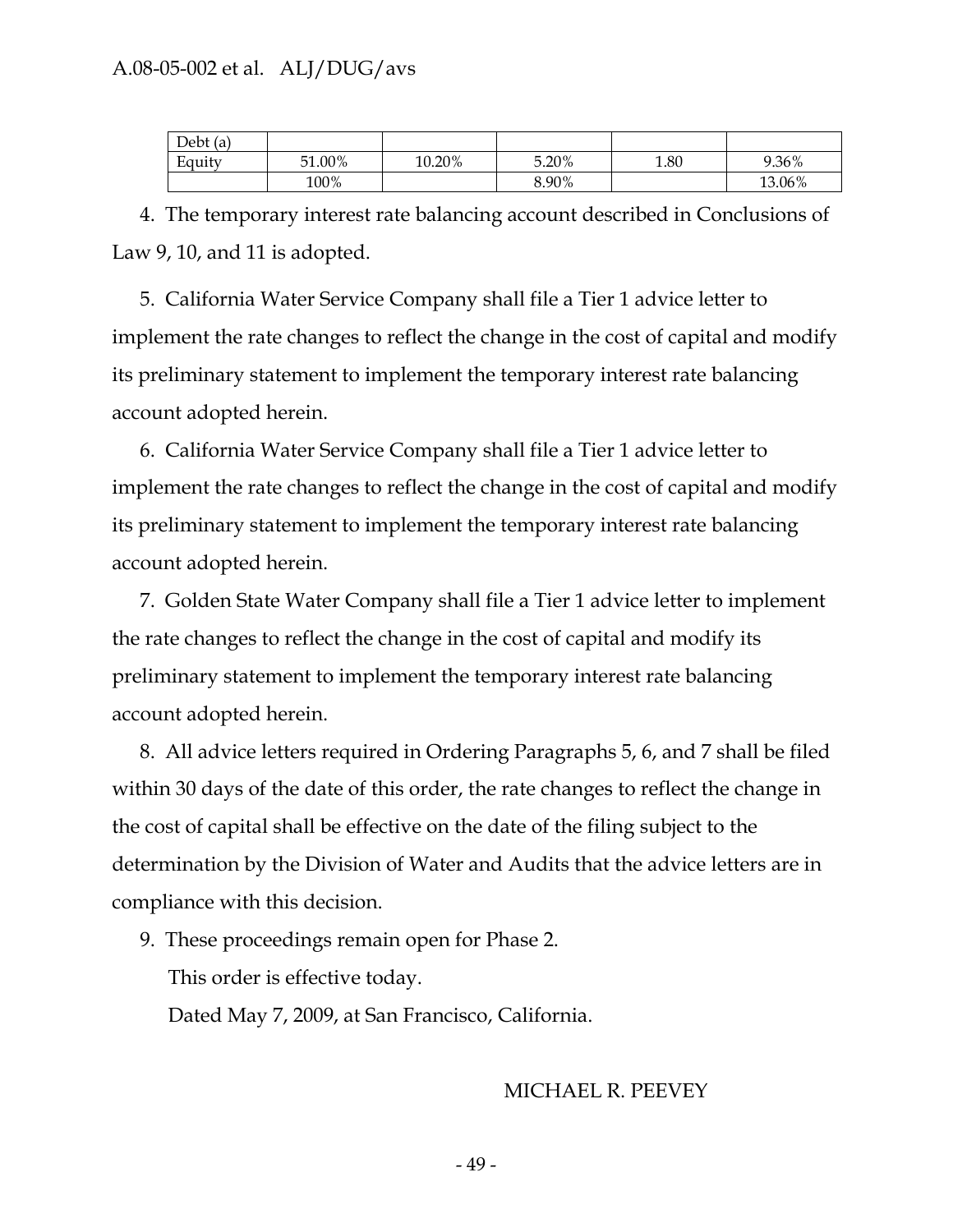| Debt (a) | | | | | |
|---|---|---|---|---|---|
| Equity | 51.00% | 10.20% | 5.20% | 1.80 | 9.36% |
| | 100% | | 8.90% | | 13.06% |

4. The temporary interest rate balancing account described in Conclusions of Law 9, 10, and 11 is adopted.

5. California Water Service Company shall file a Tier 1 advice letter to implement the rate changes to reflect the change in the cost of capital and modify its preliminary statement to implement the temporary interest rate balancing account adopted herein.

6. California Water Service Company shall file a Tier 1 advice letter to implement the rate changes to reflect the change in the cost of capital and modify its preliminary statement to implement the temporary interest rate balancing account adopted herein.

7. Golden State Water Company shall file a Tier 1 advice letter to implement the rate changes to reflect the change in the cost of capital and modify its preliminary statement to implement the temporary interest rate balancing account adopted herein.

8. All advice letters required in Ordering Paragraphs 5, 6, and 7 shall be filed within 30 days of the date of this order, the rate changes to reflect the change in the cost of capital shall be effective on the date of the filing subject to the determination by the Division of Water and Audits that the advice letters are in compliance with this decision.

9. These proceedings remain open for Phase 2.

This order is effective today.

Dated May 7, 2009, at San Francisco, California.

MICHAEL R. PEEVEY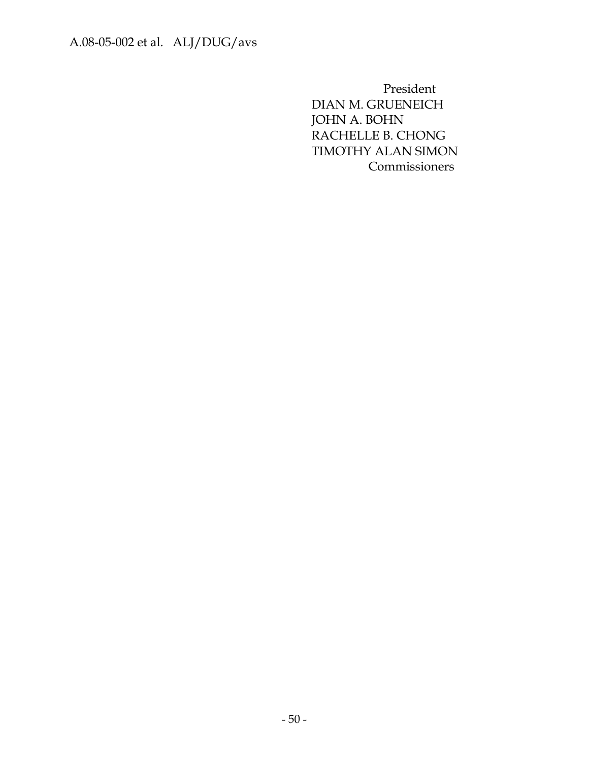President
DIAN M. GRUENEICH
JOHN A. BOHN
RACHELLE B. CHONG
TIMOTHY ALAN SIMON
Commissioners